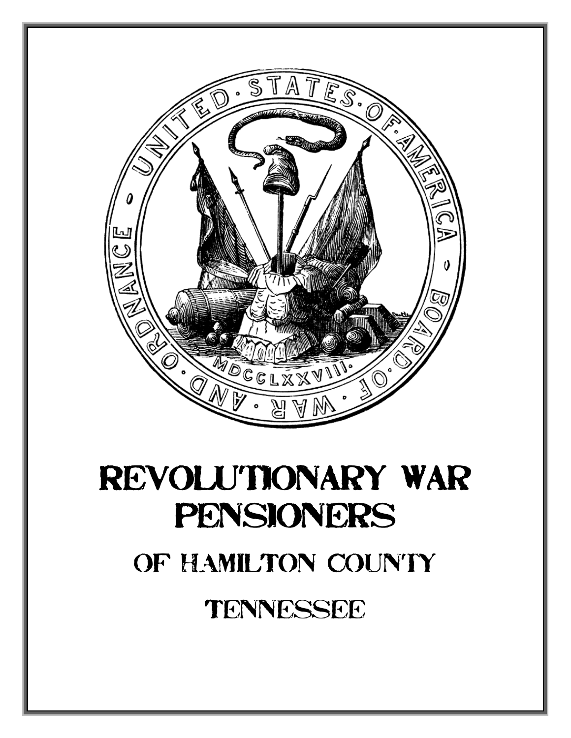# REVOLUTIONARY WAR PENSIONERS

## OF HAMILTON COUNTY

## TENNESSEE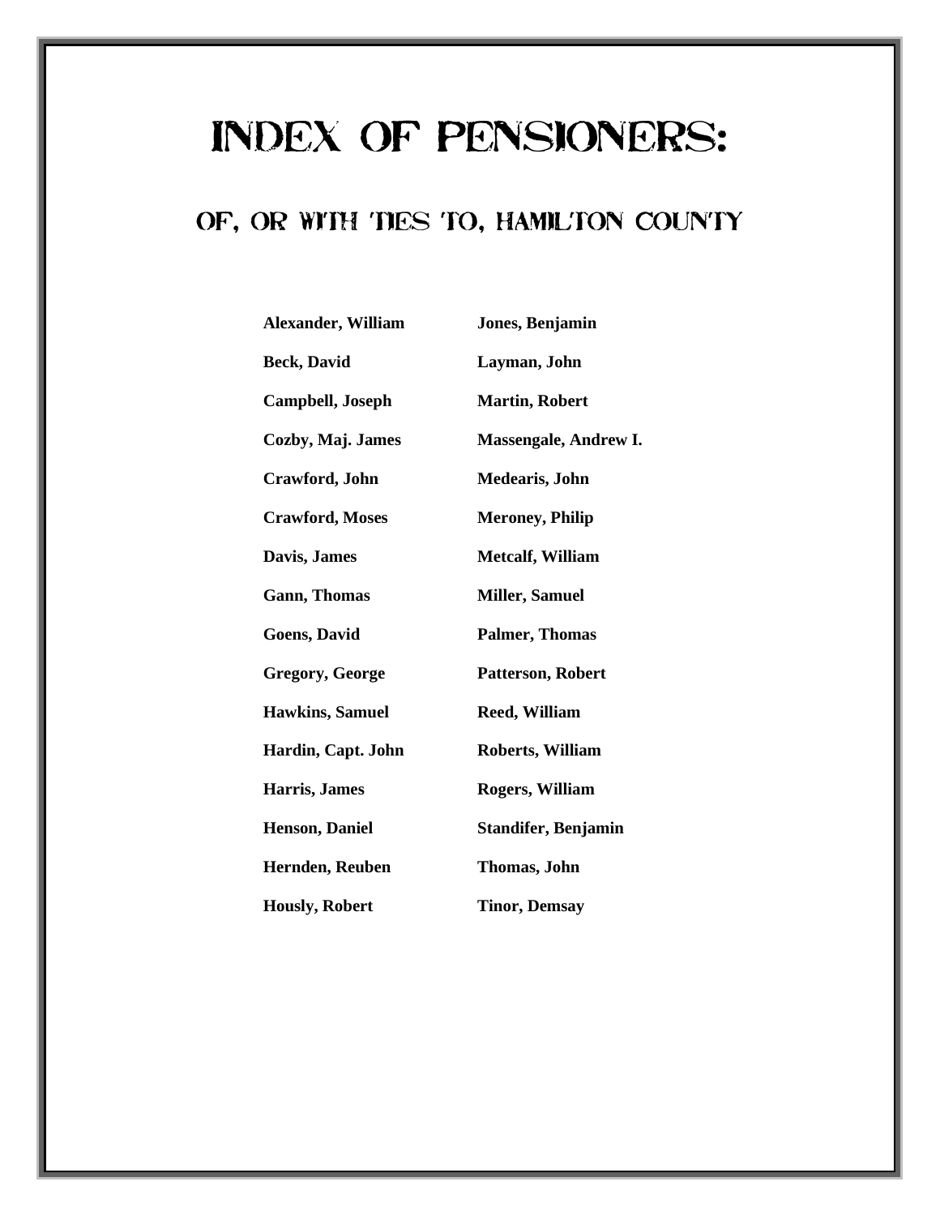# INDEX OF PENSIONERS:

## OF, OR WITH TIES TO, HAMILTON COUNTY

**Alexander, William**

**Beck, David**

**Campbell, Joseph**

**Cozby, Maj. James**

**Crawford, John**

**Crawford, Moses**

**Davis, James**

**Gann, Thomas**

**Goens, David**

**Gregory, George**

**Hawkins, Samuel**

**Hardin, Capt. John**

**Harris, James**

**Henson, Daniel**

**Hernden, Reuben**

**Hously, Robert**

**Jones, Benjamin**

**Layman, John**

**Martin, Robert**

**Massengale, Andrew I.**

**Medearis, John**

**Meroney, Philip**

**Metcalf, William**

**Miller, Samuel**

**Palmer, Thomas**

**Patterson, Robert**

**Reed, William**

**Roberts, William**

**Rogers, William**

**Standifer, Benjamin**

**Thomas, John**

**Tinor, Demsay**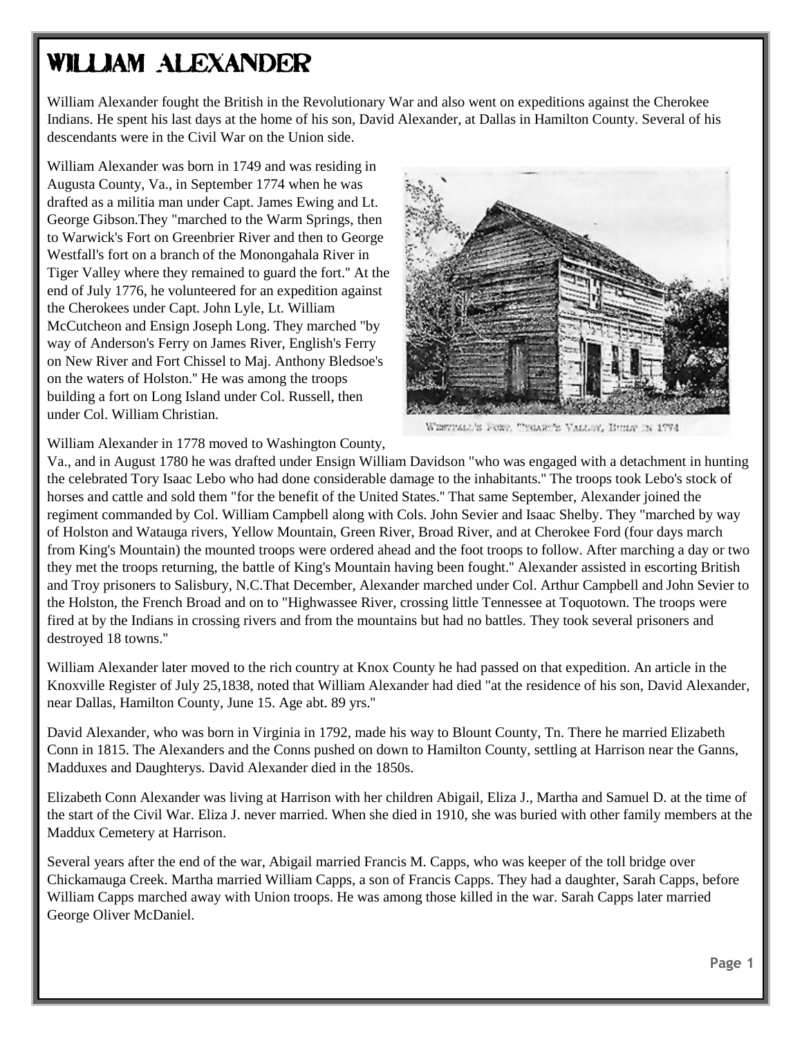# William Alexander

William Alexander fought the British in the Revolutionary War and also went on expeditions against the Cherokee Indians. He spent his last days at the home of his son, David Alexander, at Dallas in Hamilton County. Several of his descendants were in the Civil War on the Union side.

William Alexander was born in 1749 and was residing in Augusta County, Va., in September 1774 when he was drafted as a militia man under Capt. James Ewing and Lt. George Gibson.They "marched to the Warm Springs, then to Warwick's Fort on Greenbrier River and then to George Westfall's fort on a branch of the Monongahala River in Tiger Valley where they remained to guard the fort." At the end of July 1776, he volunteered for an expedition against the Cherokees under Capt. John Lyle, Lt. William McCutcheon and Ensign Joseph Long. They marched "by way of Anderson's Ferry on James River, English's Ferry on New River and Fort Chissel to Maj. Anthony Bledsoe's on the waters of Holston." He was among the troops building a fort on Long Island under Col. Russell, then under Col. William Christian.

Westfall's Fort, Tygart's Valley, Built in 1774

William Alexander in 1778 moved to Washington County, Va., and in August 1780 he was drafted under Ensign William Davidson "who was engaged with a detachment in hunting the celebrated Tory Isaac Lebo who had done considerable damage to the inhabitants." The troops took Lebo's stock of horses and cattle and sold them "for the benefit of the United States." That same September, Alexander joined the regiment commanded by Col. William Campbell along with Cols. John Sevier and Isaac Shelby. They "marched by way of Holston and Watauga rivers, Yellow Mountain, Green River, Broad River, and at Cherokee Ford (four days march from King's Mountain) the mounted troops were ordered ahead and the foot troops to follow. After marching a day or two they met the troops returning, the battle of King's Mountain having been fought." Alexander assisted in escorting British and Troy prisoners to Salisbury, N.C.That December, Alexander marched under Col. Arthur Campbell and John Sevier to the Holston, the French Broad and on to "Highwassee River, crossing little Tennessee at Toquotown. The troops were fired at by the Indians in crossing rivers and from the mountains but had no battles. They took several prisoners and destroyed 18 towns."

William Alexander later moved to the rich country at Knox County he had passed on that expedition. An article in the Knoxville Register of July 25,1838, noted that William Alexander had died "at the residence of his son, David Alexander, near Dallas, Hamilton County, June 15. Age abt. 89 yrs."

David Alexander, who was born in Virginia in 1792, made his way to Blount County, Tn. There he married Elizabeth Conn in 1815. The Alexanders and the Conns pushed on down to Hamilton County, settling at Harrison near the Ganns, Madduxes and Daughterys. David Alexander died in the 1850s.

Elizabeth Conn Alexander was living at Harrison with her children Abigail, Eliza J., Martha and Samuel D. at the time of the start of the Civil War. Eliza J. never married. When she died in 1910, she was buried with other family members at the Maddux Cemetery at Harrison.

Several years after the end of the war, Abigail married Francis M. Capps, who was keeper of the toll bridge over Chickamauga Creek. Martha married William Capps, a son of Francis Capps. They had a daughter, Sarah Capps, before William Capps marched away with Union troops. He was among those killed in the war. Sarah Capps later married George Oliver McDaniel.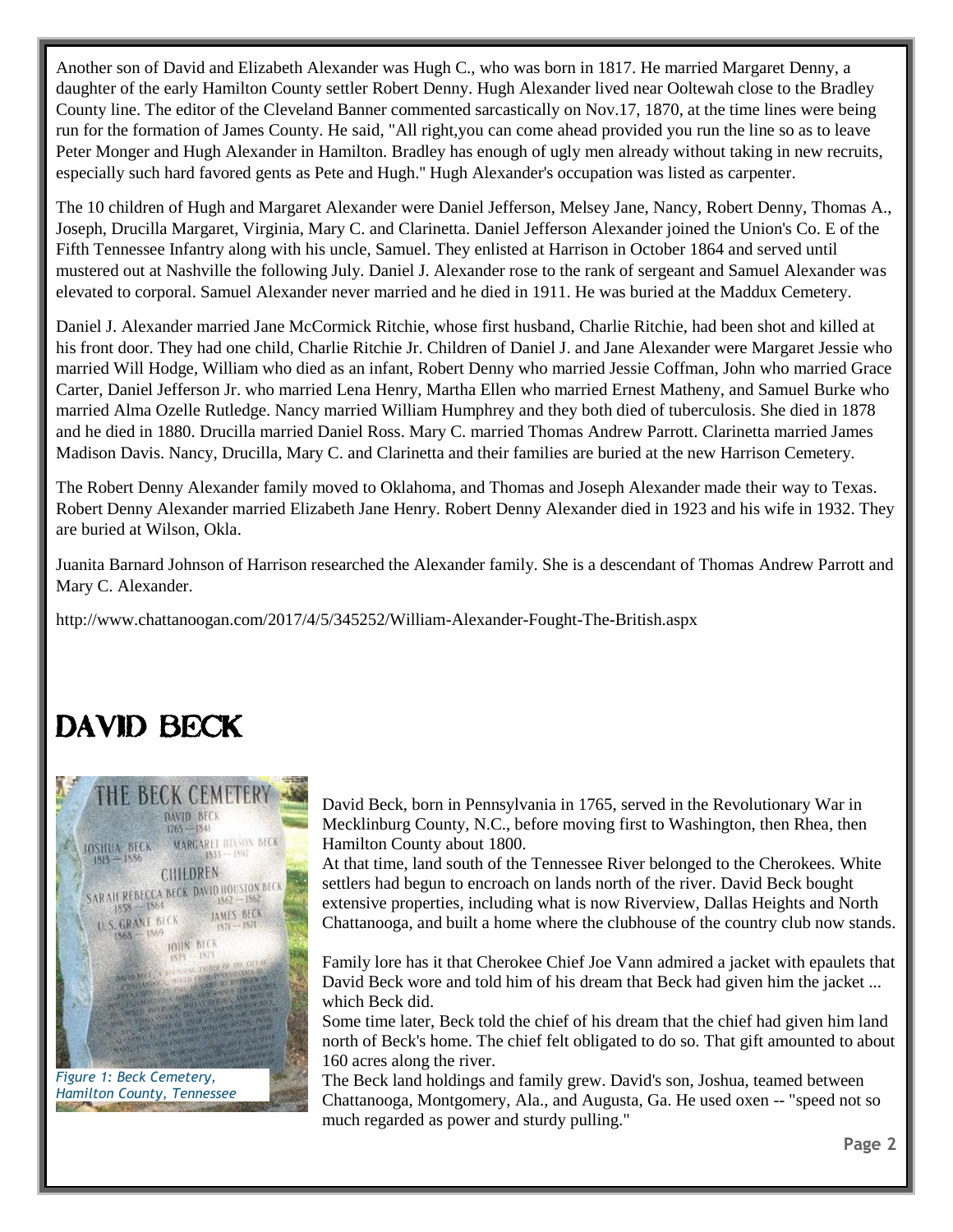Another son of David and Elizabeth Alexander was Hugh C., who was born in 1817. He married Margaret Denny, a daughter of the early Hamilton County settler Robert Denny. Hugh Alexander lived near Ooltewah close to the Bradley County line. The editor of the Cleveland Banner commented sarcastically on Nov.17, 1870, at the time lines were being run for the formation of James County. He said, "All right,you can come ahead provided you run the line so as to leave Peter Monger and Hugh Alexander in Hamilton. Bradley has enough of ugly men already without taking in new recruits, especially such hard favored gents as Pete and Hugh." Hugh Alexander's occupation was listed as carpenter.

The 10 children of Hugh and Margaret Alexander were Daniel Jefferson, Melsey Jane, Nancy, Robert Denny, Thomas A., Joseph, Drucilla Margaret, Virginia, Mary C. and Clarinetta. Daniel Jefferson Alexander joined the Union's Co. E of the Fifth Tennessee Infantry along with his uncle, Samuel. They enlisted at Harrison in October 1864 and served until mustered out at Nashville the following July. Daniel J. Alexander rose to the rank of sergeant and Samuel Alexander was elevated to corporal. Samuel Alexander never married and he died in 1911. He was buried at the Maddux Cemetery.

Daniel J. Alexander married Jane McCormick Ritchie, whose first husband, Charlie Ritchie, had been shot and killed at his front door. They had one child, Charlie Ritchie Jr. Children of Daniel J. and Jane Alexander were Margaret Jessie who married Will Hodge, William who died as an infant, Robert Denny who married Jessie Coffman, John who married Grace Carter, Daniel Jefferson Jr. who married Lena Henry, Martha Ellen who married Ernest Matheny, and Samuel Burke who married Alma Ozelle Rutledge. Nancy married William Humphrey and they both died of tuberculosis. She died in 1878 and he died in 1880. Drucilla married Daniel Ross. Mary C. married Thomas Andrew Parrott. Clarinetta married James Madison Davis. Nancy, Drucilla, Mary C. and Clarinetta and their families are buried at the new Harrison Cemetery.

The Robert Denny Alexander family moved to Oklahoma, and Thomas and Joseph Alexander made their way to Texas. Robert Denny Alexander married Elizabeth Jane Henry. Robert Denny Alexander died in 1923 and his wife in 1932. They are buried at Wilson, Okla.

Juanita Barnard Johnson of Harrison researched the Alexander family. She is a descendant of Thomas Andrew Parrott and Mary C. Alexander.

http://www.chattanoogan.com/2017/4/5/345252/William-Alexander-Fought-The-British.aspx

# DAVID BECK

*Figure 1: Beck Cemetery, Hamilton County, Tennessee*

David Beck, born in Pennsylvania in 1765, served in the Revolutionary War in Mecklinburg County, N.C., before moving first to Washington, then Rhea, then Hamilton County about 1800.

At that time, land south of the Tennessee River belonged to the Cherokees. White settlers had begun to encroach on lands north of the river. David Beck bought extensive properties, including what is now Riverview, Dallas Heights and North Chattanooga, and built a home where the clubhouse of the country club now stands.

Family lore has it that Cherokee Chief Joe Vann admired a jacket with epaulets that David Beck wore and told him of his dream that Beck had given him the jacket ... which Beck did.

Some time later, Beck told the chief of his dream that the chief had given him land north of Beck's home. The chief felt obligated to do so. That gift amounted to about 160 acres along the river.

The Beck land holdings and family grew. David's son, Joshua, teamed between Chattanooga, Montgomery, Ala., and Augusta, Ga. He used oxen -- "speed not so much regarded as power and sturdy pulling."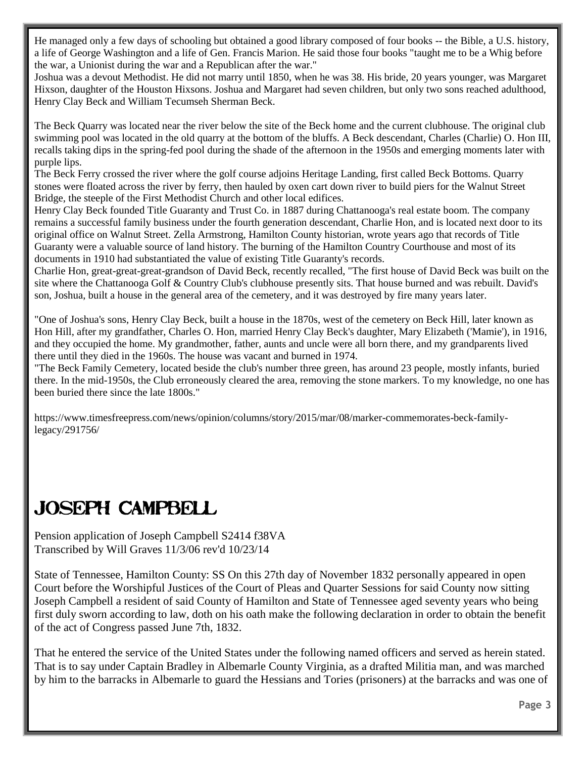He managed only a few days of schooling but obtained a good library composed of four books -- the Bible, a U.S. history, a life of George Washington and a life of Gen. Francis Marion. He said those four books "taught me to be a Whig before the war, a Unionist during the war and a Republican after the war."

Joshua was a devout Methodist. He did not marry until 1850, when he was 38. His bride, 20 years younger, was Margaret Hixson, daughter of the Houston Hixsons. Joshua and Margaret had seven children, but only two sons reached adulthood, Henry Clay Beck and William Tecumseh Sherman Beck.

The Beck Quarry was located near the river below the site of the Beck home and the current clubhouse. The original club swimming pool was located in the old quarry at the bottom of the bluffs. A Beck descendant, Charles (Charlie) O. Hon III, recalls taking dips in the spring-fed pool during the shade of the afternoon in the 1950s and emerging moments later with purple lips.

The Beck Ferry crossed the river where the golf course adjoins Heritage Landing, first called Beck Bottoms. Quarry stones were floated across the river by ferry, then hauled by oxen cart down river to build piers for the Walnut Street Bridge, the steeple of the First Methodist Church and other local edifices.

Henry Clay Beck founded Title Guaranty and Trust Co. in 1887 during Chattanooga's real estate boom. The company remains a successful family business under the fourth generation descendant, Charlie Hon, and is located next door to its original office on Walnut Street. Zella Armstrong, Hamilton County historian, wrote years ago that records of Title Guaranty were a valuable source of land history. The burning of the Hamilton Country Courthouse and most of its documents in 1910 had substantiated the value of existing Title Guaranty's records.

Charlie Hon, great-great-great-grandson of David Beck, recently recalled, "The first house of David Beck was built on the site where the Chattanooga Golf & Country Club's clubhouse presently sits. That house burned and was rebuilt. David's son, Joshua, built a house in the general area of the cemetery, and it was destroyed by fire many years later.

"One of Joshua's sons, Henry Clay Beck, built a house in the 1870s, west of the cemetery on Beck Hill, later known as Hon Hill, after my grandfather, Charles O. Hon, married Henry Clay Beck's daughter, Mary Elizabeth ('Mamie'), in 1916, and they occupied the home. My grandmother, father, aunts and uncle were all born there, and my grandparents lived there until they died in the 1960s. The house was vacant and burned in 1974.

"The Beck Family Cemetery, located beside the club's number three green, has around 23 people, mostly infants, buried there. In the mid-1950s, the Club erroneously cleared the area, removing the stone markers. To my knowledge, no one has been buried there since the late 1800s."

https://www.timesfreepress.com/news/opinion/columns/story/2015/mar/08/marker-commemorates-beck-family-legacy/291756/

# JOSEPH CAMPBELL

Pension application of Joseph Campbell S2414 f38VA
Transcribed by Will Graves 11/3/06 rev'd 10/23/14

State of Tennessee, Hamilton County: SS On this 27th day of November 1832 personally appeared in open Court before the Worshipful Justices of the Court of Pleas and Quarter Sessions for said County now sitting Joseph Campbell a resident of said County of Hamilton and State of Tennessee aged seventy years who being first duly sworn according to law, doth on his oath make the following declaration in order to obtain the benefit of the act of Congress passed June 7th, 1832.

That he entered the service of the United States under the following named officers and served as herein stated. That is to say under Captain Bradley in Albemarle County Virginia, as a drafted Militia man, and was marched by him to the barracks in Albemarle to guard the Hessians and Tories (prisoners) at the barracks and was one of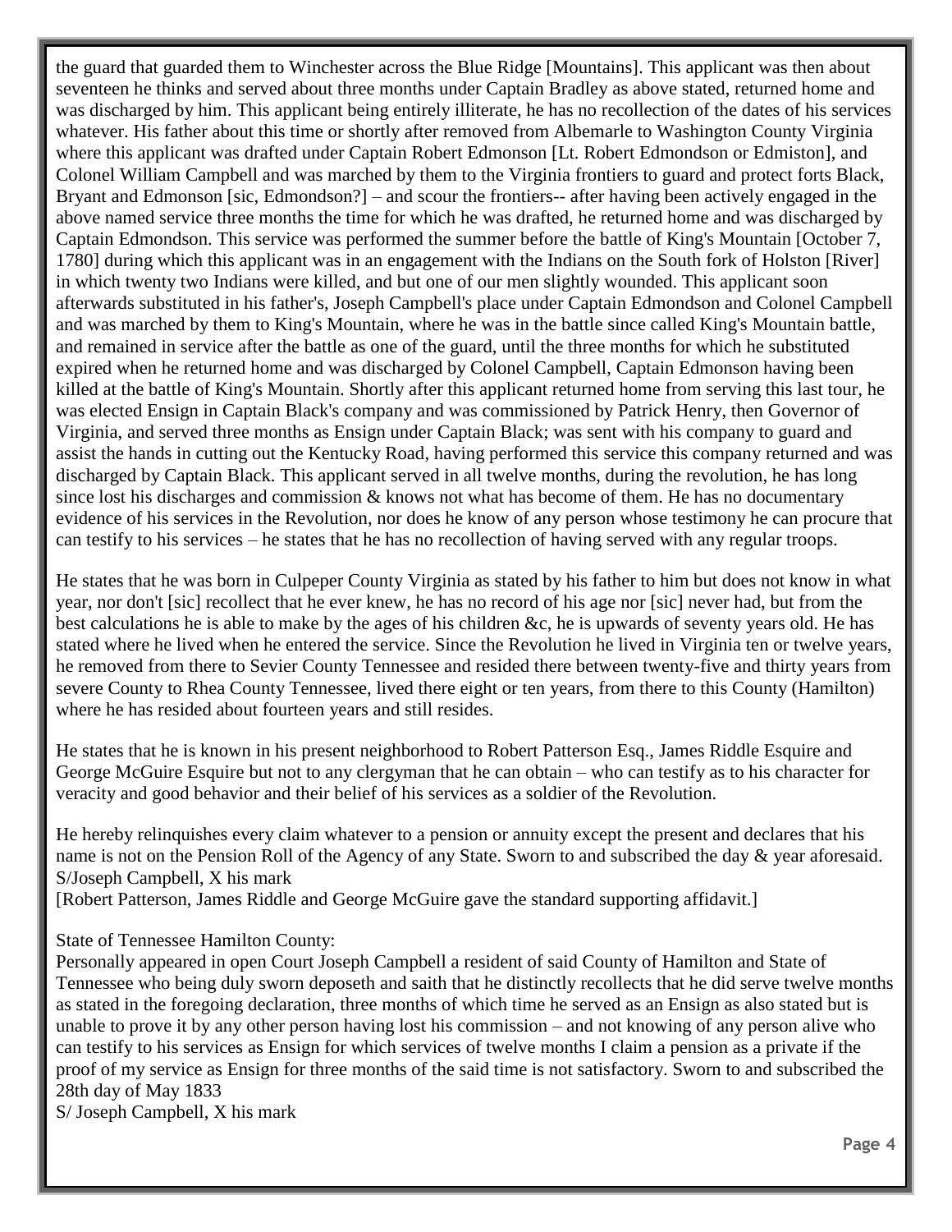the guard that guarded them to Winchester across the Blue Ridge [Mountains]. This applicant was then about seventeen he thinks and served about three months under Captain Bradley as above stated, returned home and was discharged by him. This applicant being entirely illiterate, he has no recollection of the dates of his services whatever. His father about this time or shortly after removed from Albemarle to Washington County Virginia where this applicant was drafted under Captain Robert Edmonson [Lt. Robert Edmondson or Edmiston], and Colonel William Campbell and was marched by them to the Virginia frontiers to guard and protect forts Black, Bryant and Edmonson [sic, Edmondson?] – and scour the frontiers-- after having been actively engaged in the above named service three months the time for which he was drafted, he returned home and was discharged by Captain Edmondson. This service was performed the summer before the battle of King's Mountain [October 7, 1780] during which this applicant was in an engagement with the Indians on the South fork of Holston [River] in which twenty two Indians were killed, and but one of our men slightly wounded. This applicant soon afterwards substituted in his father's, Joseph Campbell's place under Captain Edmondson and Colonel Campbell and was marched by them to King's Mountain, where he was in the battle since called King's Mountain battle, and remained in service after the battle as one of the guard, until the three months for which he substituted expired when he returned home and was discharged by Colonel Campbell, Captain Edmonson having been killed at the battle of King's Mountain. Shortly after this applicant returned home from serving this last tour, he was elected Ensign in Captain Black's company and was commissioned by Patrick Henry, then Governor of Virginia, and served three months as Ensign under Captain Black; was sent with his company to guard and assist the hands in cutting out the Kentucky Road, having performed this service this company returned and was discharged by Captain Black. This applicant served in all twelve months, during the revolution, he has long since lost his discharges and commission & knows not what has become of them. He has no documentary evidence of his services in the Revolution, nor does he know of any person whose testimony he can procure that can testify to his services – he states that he has no recollection of having served with any regular troops.

He states that he was born in Culpeper County Virginia as stated by his father to him but does not know in what year, nor don't [sic] recollect that he ever knew, he has no record of his age nor [sic] never had, but from the best calculations he is able to make by the ages of his children &c, he is upwards of seventy years old. He has stated where he lived when he entered the service. Since the Revolution he lived in Virginia ten or twelve years, he removed from there to Sevier County Tennessee and resided there between twenty-five and thirty years from severe County to Rhea County Tennessee, lived there eight or ten years, from there to this County (Hamilton) where he has resided about fourteen years and still resides.

He states that he is known in his present neighborhood to Robert Patterson Esq., James Riddle Esquire and George McGuire Esquire but not to any clergyman that he can obtain – who can testify as to his character for veracity and good behavior and their belief of his services as a soldier of the Revolution.

He hereby relinquishes every claim whatever to a pension or annuity except the present and declares that his name is not on the Pension Roll of the Agency of any State. Sworn to and subscribed the day & year aforesaid.
S/Joseph Campbell, X his mark
[Robert Patterson, James Riddle and George McGuire gave the standard supporting affidavit.]

State of Tennessee Hamilton County:
Personally appeared in open Court Joseph Campbell a resident of said County of Hamilton and State of Tennessee who being duly sworn deposeth and saith that he distinctly recollects that he did serve twelve months as stated in the foregoing declaration, three months of which time he served as an Ensign as also stated but is unable to prove it by any other person having lost his commission – and not knowing of any person alive who can testify to his services as Ensign for which services of twelve months I claim a pension as a private if the proof of my service as Ensign for three months of the said time is not satisfactory. Sworn to and subscribed the 28th day of May 1833
S/ Joseph Campbell, X his mark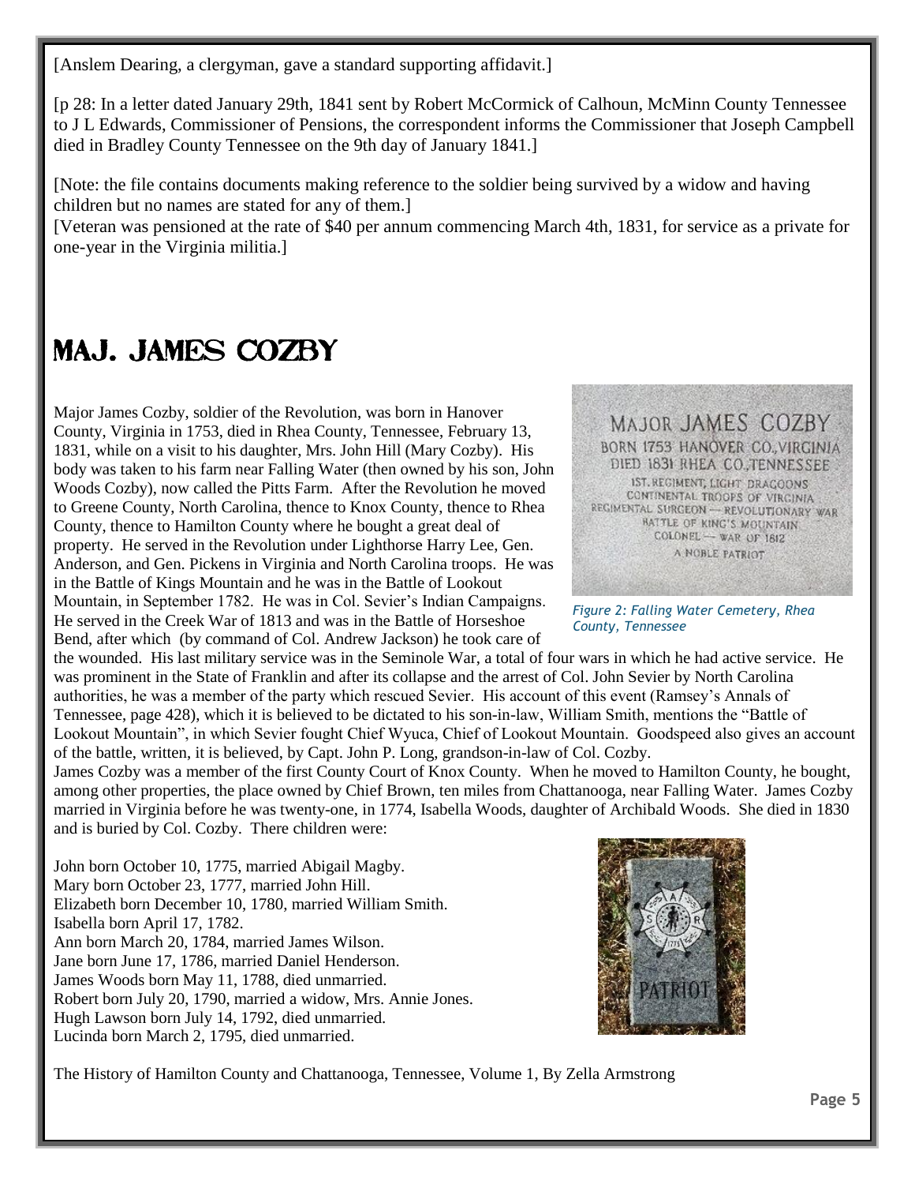[Anslem Dearing, a clergyman, gave a standard supporting affidavit.]

[p 28: In a letter dated January 29th, 1841 sent by Robert McCormick of Calhoun, McMinn County Tennessee to J L Edwards, Commissioner of Pensions, the correspondent informs the Commissioner that Joseph Campbell died in Bradley County Tennessee on the 9th day of January 1841.]

[Note: the file contains documents making reference to the soldier being survived by a widow and having children but no names are stated for any of them.]

[Veteran was pensioned at the rate of $40 per annum commencing March 4th, 1831, for service as a private for one-year in the Virginia militia.]

# MAJ. JAMES COZBY

Major James Cozby, soldier of the Revolution, was born in Hanover County, Virginia in 1753, died in Rhea County, Tennessee, February 13, 1831, while on a visit to his daughter, Mrs. John Hill (Mary Cozby). His body was taken to his farm near Falling Water (then owned by his son, John Woods Cozby), now called the Pitts Farm. After the Revolution he moved to Greene County, North Carolina, thence to Knox County, thence to Rhea County, thence to Hamilton County where he bought a great deal of property. He served in the Revolution under Lighthorse Harry Lee, Gen. Anderson, and Gen. Pickens in Virginia and North Carolina troops. He was in the Battle of Kings Mountain and he was in the Battle of Lookout Mountain, in September 1782. He was in Col. Sevier's Indian Campaigns. He served in the Creek War of 1813 and was in the Battle of Horseshoe Bend, after which (by command of Col. Andrew Jackson) he took care of the wounded. His last military service was in the Seminole War, a total of four wars in which he had active service. He was prominent in the State of Franklin and after its collapse and the arrest of Col. John Sevier by North Carolina authorities, he was a member of the party which rescued Sevier. His account of this event (Ramsey's Annals of Tennessee, page 428), which it is believed to be dictated to his son-in-law, William Smith, mentions the "Battle of Lookout Mountain", in which Sevier fought Chief Wyuca, Chief of Lookout Mountain. Goodspeed also gives an account of the battle, written, it is believed, by Capt. John P. Long, grandson-in-law of Col. Cozby.

*Figure 2: Falling Water Cemetery, Rhea County, Tennessee*

James Cozby was a member of the first County Court of Knox County. When he moved to Hamilton County, he bought, among other properties, the place owned by Chief Brown, ten miles from Chattanooga, near Falling Water. James Cozby married in Virginia before he was twenty-one, in 1774, Isabella Woods, daughter of Archibald Woods. She died in 1830 and is buried by Col. Cozby. There children were:

John born October 10, 1775, married Abigail Magby.
Mary born October 23, 1777, married John Hill.
Elizabeth born December 10, 1780, married William Smith.
Isabella born April 17, 1782.
Ann born March 20, 1784, married James Wilson.
Jane born June 17, 1786, married Daniel Henderson.
James Woods born May 11, 1788, died unmarried.
Robert born July 20, 1790, married a widow, Mrs. Annie Jones.
Hugh Lawson born July 14, 1792, died unmarried.
Lucinda born March 2, 1795, died unmarried.

The History of Hamilton County and Chattanooga, Tennessee, Volume 1, By Zella Armstrong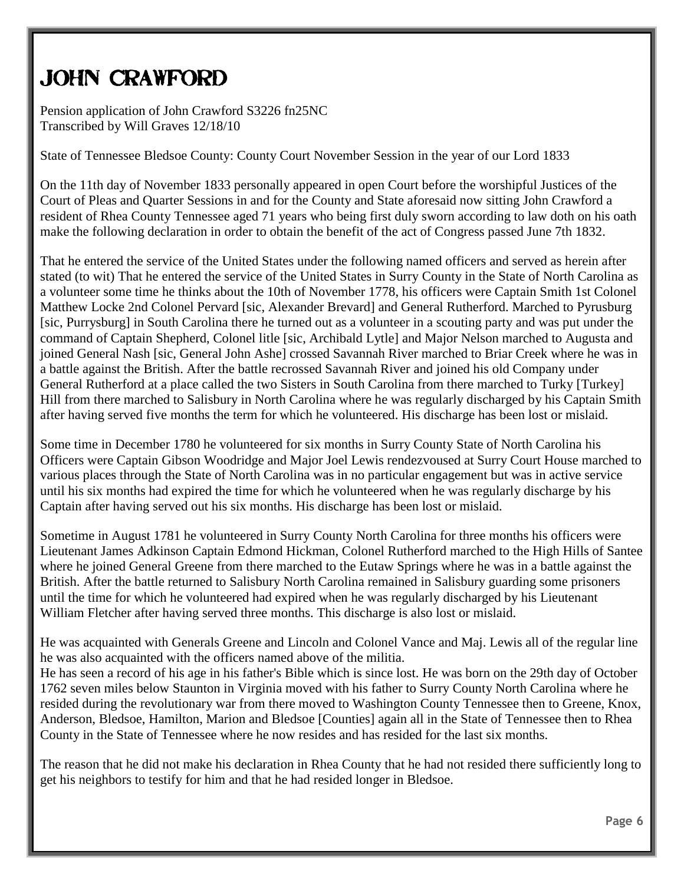# JOHN CRAWFORD

Pension application of John Crawford S3226 fn25NC
Transcribed by Will Graves 12/18/10

State of Tennessee Bledsoe County: County Court November Session in the year of our Lord 1833

On the 11th day of November 1833 personally appeared in open Court before the worshipful Justices of the Court of Pleas and Quarter Sessions in and for the County and State aforesaid now sitting John Crawford a resident of Rhea County Tennessee aged 71 years who being first duly sworn according to law doth on his oath make the following declaration in order to obtain the benefit of the act of Congress passed June 7th 1832.

That he entered the service of the United States under the following named officers and served as herein after stated (to wit) That he entered the service of the United States in Surry County in the State of North Carolina as a volunteer some time he thinks about the 10th of November 1778, his officers were Captain Smith 1st Colonel Matthew Locke 2nd Colonel Pervard [sic, Alexander Brevard] and General Rutherford. Marched to Pyrusburg [sic, Purrysburg] in South Carolina there he turned out as a volunteer in a scouting party and was put under the command of Captain Shepherd, Colonel litle [sic, Archibald Lytle] and Major Nelson marched to Augusta and joined General Nash [sic, General John Ashe] crossed Savannah River marched to Briar Creek where he was in a battle against the British. After the battle recrossed Savannah River and joined his old Company under General Rutherford at a place called the two Sisters in South Carolina from there marched to Turky [Turkey] Hill from there marched to Salisbury in North Carolina where he was regularly discharged by his Captain Smith after having served five months the term for which he volunteered. His discharge has been lost or mislaid.

Some time in December 1780 he volunteered for six months in Surry County State of North Carolina his Officers were Captain Gibson Woodridge and Major Joel Lewis rendezvoused at Surry Court House marched to various places through the State of North Carolina was in no particular engagement but was in active service until his six months had expired the time for which he volunteered when he was regularly discharge by his Captain after having served out his six months. His discharge has been lost or mislaid.

Sometime in August 1781 he volunteered in Surry County North Carolina for three months his officers were Lieutenant James Adkinson Captain Edmond Hickman, Colonel Rutherford marched to the High Hills of Santee where he joined General Greene from there marched to the Eutaw Springs where he was in a battle against the British. After the battle returned to Salisbury North Carolina remained in Salisbury guarding some prisoners until the time for which he volunteered had expired when he was regularly discharged by his Lieutenant William Fletcher after having served three months. This discharge is also lost or mislaid.

He was acquainted with Generals Greene and Lincoln and Colonel Vance and Maj. Lewis all of the regular line he was also acquainted with the officers named above of the militia.
He has seen a record of his age in his father's Bible which is since lost. He was born on the 29th day of October 1762 seven miles below Staunton in Virginia moved with his father to Surry County North Carolina where he resided during the revolutionary war from there moved to Washington County Tennessee then to Greene, Knox, Anderson, Bledsoe, Hamilton, Marion and Bledsoe [Counties] again all in the State of Tennessee then to Rhea County in the State of Tennessee where he now resides and has resided for the last six months.

The reason that he did not make his declaration in Rhea County that he had not resided there sufficiently long to get his neighbors to testify for him and that he had resided longer in Bledsoe.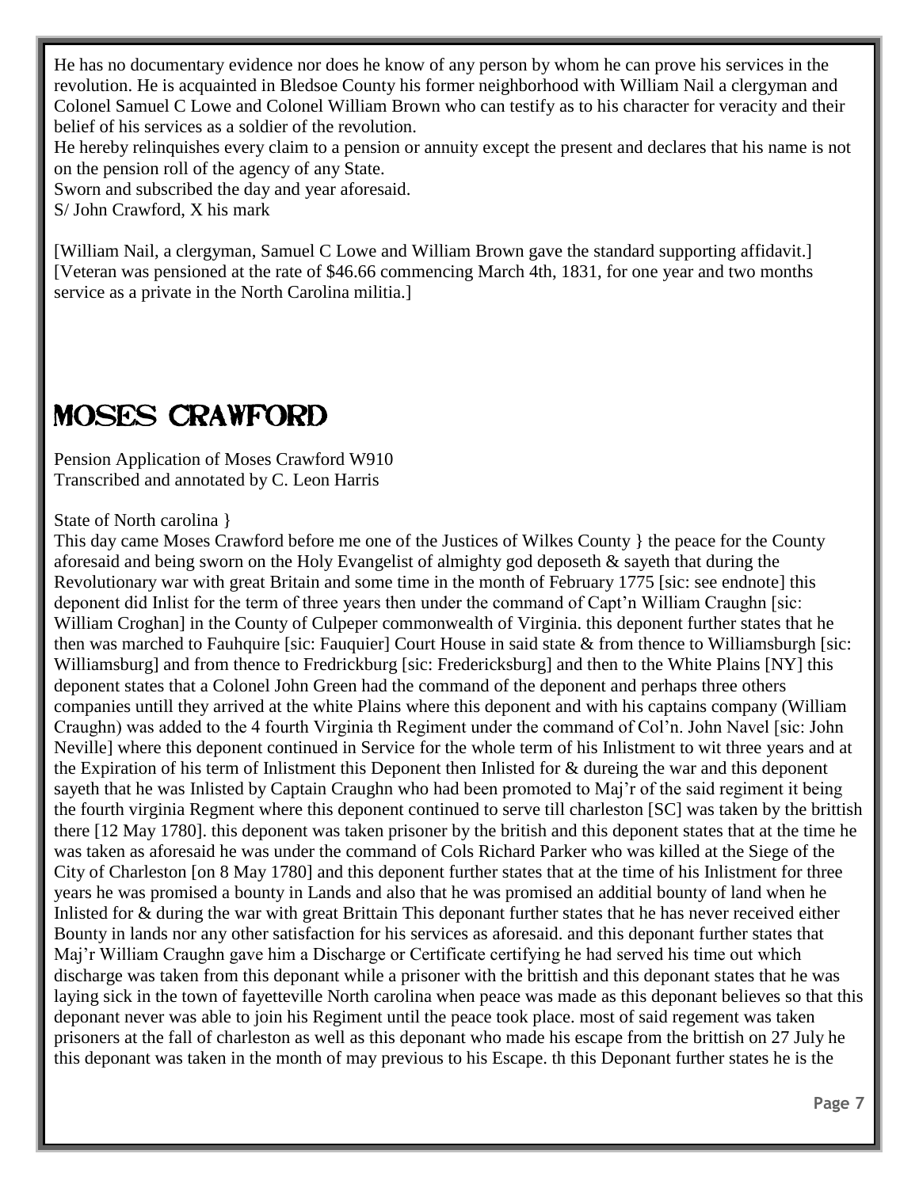He has no documentary evidence nor does he know of any person by whom he can prove his services in the revolution. He is acquainted in Bledsoe County his former neighborhood with William Nail a clergyman and Colonel Samuel C Lowe and Colonel William Brown who can testify as to his character for veracity and their belief of his services as a soldier of the revolution.

He hereby relinquishes every claim to a pension or annuity except the present and declares that his name is not on the pension roll of the agency of any State.

Sworn and subscribed the day and year aforesaid.

S/ John Crawford, X his mark

[William Nail, a clergyman, Samuel C Lowe and William Brown gave the standard supporting affidavit.]
[Veteran was pensioned at the rate of $46.66 commencing March 4th, 1831, for one year and two months service as a private in the North Carolina militia.]

# MOSES CRAWFORD

Pension Application of Moses Crawford W910
Transcribed and annotated by C. Leon Harris

State of North carolina }

This day came Moses Crawford before me one of the Justices of Wilkes County } the peace for the County aforesaid and being sworn on the Holy Evangelist of almighty god deposeth & sayeth that during the Revolutionary war with great Britain and some time in the month of February 1775 [sic: see endnote] this deponent did Inlist for the term of three years then under the command of Capt'n William Craughn [sic: William Croghan] in the County of Culpeper commonwealth of Virginia. this deponent further states that he then was marched to Fauhquire [sic: Fauquier] Court House in said state & from thence to Williamsburgh [sic: Williamsburg] and from thence to Fredrickburg [sic: Fredericksburg] and then to the White Plains [NY] this deponent states that a Colonel John Green had the command of the deponent and perhaps three others companies untill they arrived at the white Plains where this deponent and with his captains company (William Craughn) was added to the 4 fourth Virginia th Regiment under the command of Col'n. John Navel [sic: John Neville] where this deponent continued in Service for the whole term of his Inlistment to wit three years and at the Expiration of his term of Inlistment this Deponent then Inlisted for & dureing the war and this deponent sayeth that he was Inlisted by Captain Craughn who had been promoted to Maj'r of the said regiment it being the fourth virginia Regment where this deponent continued to serve till charleston [SC] was taken by the brittish there [12 May 1780]. this deponent was taken prisoner by the british and this deponent states that at the time he was taken as aforesaid he was under the command of Cols Richard Parker who was killed at the Siege of the City of Charleston [on 8 May 1780] and this deponent further states that at the time of his Inlistment for three years he was promised a bounty in Lands and also that he was promised an additial bounty of land when he Inlisted for & during the war with great Brittain This deponant further states that he has never received either Bounty in lands nor any other satisfaction for his services as aforesaid. and this deponant further states that Maj'r William Craughn gave him a Discharge or Certificate certifying he had served his time out which discharge was taken from this deponant while a prisoner with the brittish and this deponant states that he was laying sick in the town of fayetteville North carolina when peace was made as this deponant believes so that this deponant never was able to join his Regiment until the peace took place. most of said regement was taken prisoners at the fall of charleston as well as this deponant who made his escape from the brittish on 27 July he this deponant was taken in the month of may previous to his Escape. th this Deponant further states he is the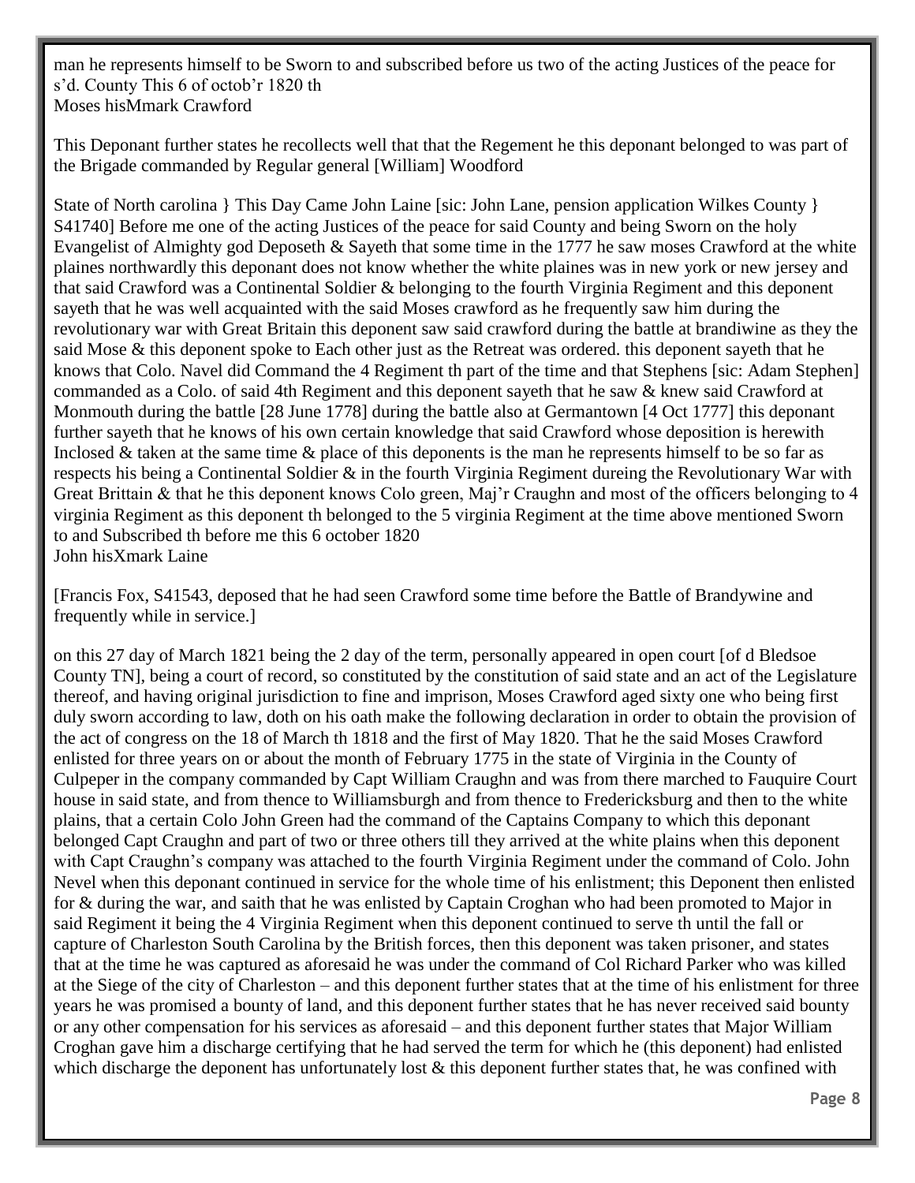man he represents himself to be Sworn to and subscribed before us two of the acting Justices of the peace for s'd. County This 6 of octob'r 1820 th
Moses hisMmark Crawford

This Deponant further states he recollects well that that the Regement he this deponant belonged to was part of the Brigade commanded by Regular general [William] Woodford

State of North carolina } This Day Came John Laine [sic: John Lane, pension application Wilkes County } S41740] Before me one of the acting Justices of the peace for said County and being Sworn on the holy Evangelist of Almighty god Deposeth & Sayeth that some time in the 1777 he saw moses Crawford at the white plaines northwardly this deponant does not know whether the white plaines was in new york or new jersey and that said Crawford was a Continental Soldier & belonging to the fourth Virginia Regiment and this deponent sayeth that he was well acquainted with the said Moses crawford as he frequently saw him during the revolutionary war with Great Britain this deponent saw said crawford during the battle at brandiwine as they the said Mose & this deponent spoke to Each other just as the Retreat was ordered. this deponent sayeth that he knows that Colo. Navel did Command the 4 Regiment th part of the time and that Stephens [sic: Adam Stephen] commanded as a Colo. of said 4th Regiment and this deponent sayeth that he saw & knew said Crawford at Monmouth during the battle [28 June 1778] during the battle also at Germantown [4 Oct 1777] this deponant further sayeth that he knows of his own certain knowledge that said Crawford whose deposition is herewith Inclosed & taken at the same time & place of this deponents is the man he represents himself to be so far as respects his being a Continental Soldier & in the fourth Virginia Regiment dureing the Revolutionary War with Great Brittain & that he this deponent knows Colo green, Maj'r Craughn and most of the officers belonging to 4 virginia Regiment as this deponent th belonged to the 5 virginia Regiment at the time above mentioned Sworn to and Subscribed th before me this 6 october 1820
John hisXmark Laine

[Francis Fox, S41543, deposed that he had seen Crawford some time before the Battle of Brandywine and frequently while in service.]

on this 27 day of March 1821 being the 2 day of the term, personally appeared in open court [of d Bledsoe County TN], being a court of record, so constituted by the constitution of said state and an act of the Legislature thereof, and having original jurisdiction to fine and imprison, Moses Crawford aged sixty one who being first duly sworn according to law, doth on his oath make the following declaration in order to obtain the provision of the act of congress on the 18 of March th 1818 and the first of May 1820. That he the said Moses Crawford enlisted for three years on or about the month of February 1775 in the state of Virginia in the County of Culpeper in the company commanded by Capt William Craughn and was from there marched to Fauquire Court house in said state, and from thence to Williamsburgh and from thence to Fredericksburg and then to the white plains, that a certain Colo John Green had the command of the Captains Company to which this deponant belonged Capt Craughn and part of two or three others till they arrived at the white plains when this deponent with Capt Craughn's company was attached to the fourth Virginia Regiment under the command of Colo. John Nevel when this deponant continued in service for the whole time of his enlistment; this Deponent then enlisted for & during the war, and saith that he was enlisted by Captain Croghan who had been promoted to Major in said Regiment it being the 4 Virginia Regiment when this deponent continued to serve th until the fall or capture of Charleston South Carolina by the British forces, then this deponent was taken prisoner, and states that at the time he was captured as aforesaid he was under the command of Col Richard Parker who was killed at the Siege of the city of Charleston – and this deponent further states that at the time of his enlistment for three years he was promised a bounty of land, and this deponent further states that he has never received said bounty or any other compensation for his services as aforesaid – and this deponent further states that Major William Croghan gave him a discharge certifying that he had served the term for which he (this deponent) had enlisted which discharge the deponent has unfortunately lost & this deponent further states that, he was confined with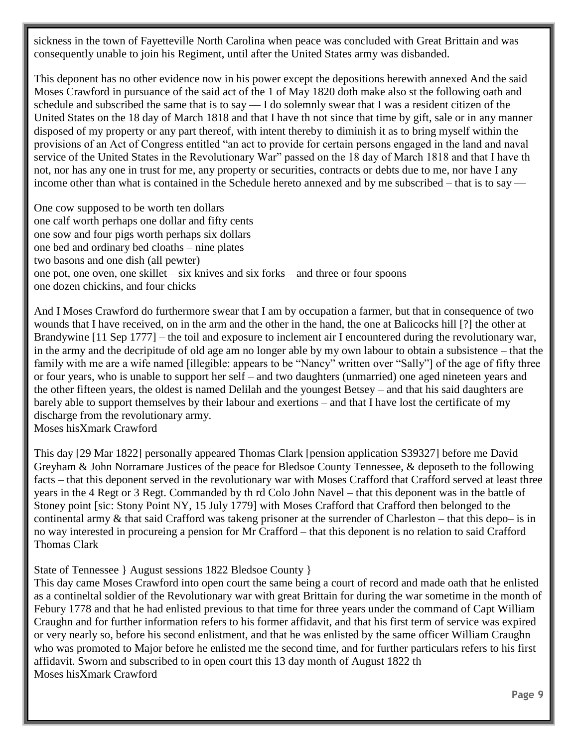sickness in the town of Fayetteville North Carolina when peace was concluded with Great Brittain and was consequently unable to join his Regiment, until after the United States army was disbanded.

This deponent has no other evidence now in his power except the depositions herewith annexed And the said Moses Crawford in pursuance of the said act of the 1 of May 1820 doth make also st the following oath and schedule and subscribed the same that is to say — I do solemnly swear that I was a resident citizen of the United States on the 18 day of March 1818 and that I have th not since that time by gift, sale or in any manner disposed of my property or any part thereof, with intent thereby to diminish it as to bring myself within the provisions of an Act of Congress entitled "an act to provide for certain persons engaged in the land and naval service of the United States in the Revolutionary War" passed on the 18 day of March 1818 and that I have th not, nor has any one in trust for me, any property or securities, contracts or debts due to me, nor have I any income other than what is contained in the Schedule hereto annexed and by me subscribed – that is to say —

One cow supposed to be worth ten dollars
one calf worth perhaps one dollar and fifty cents
one sow and four pigs worth perhaps six dollars
one bed and ordinary bed cloaths – nine plates
two basons and one dish (all pewter)
one pot, one oven, one skillet – six knives and six forks – and three or four spoons
one dozen chickins, and four chicks

And I Moses Crawford do furthermore swear that I am by occupation a farmer, but that in consequence of two wounds that I have received, on in the arm and the other in the hand, the one at Balicocks hill [?] the other at Brandywine [11 Sep 1777] – the toil and exposure to inclement air I encountered during the revolutionary war, in the army and the decripitude of old age am no longer able by my own labour to obtain a subsistence – that the family with me are a wife named [illegible: appears to be "Nancy" written over "Sally"] of the age of fifty three or four years, who is unable to support her self – and two daughters (unmarried) one aged nineteen years and the other fifteen years, the oldest is named Delilah and the youngest Betsey – and that his said daughters are barely able to support themselves by their labour and exertions – and that I have lost the certificate of my discharge from the revolutionary army.
Moses hisXmark Crawford

This day [29 Mar 1822] personally appeared Thomas Clark [pension application S39327] before me David Greyham & John Norramare Justices of the peace for Bledsoe County Tennessee, & deposeth to the following facts – that this deponent served in the revolutionary war with Moses Crafford that Crafford served at least three years in the 4 Regt or 3 Regt. Commanded by th rd Colo John Navel – that this deponent was in the battle of Stoney point [sic: Stony Point NY, 15 July 1779] with Moses Crafford that Crafford then belonged to the continental army & that said Crafford was takeng prisoner at the surrender of Charleston – that this depo– is in no way interested in procureing a pension for Mr Crafford – that this deponent is no relation to said Crafford
Thomas Clark

State of Tennessee } August sessions 1822 Bledsoe County }
This day came Moses Crawford into open court the same being a court of record and made oath that he enlisted as a contineltal soldier of the Revolutionary war with great Brittain for during the war sometime in the month of Febury 1778 and that he had enlisted previous to that time for three years under the command of Capt William Craughn and for further information refers to his former affidavit, and that his first term of service was expired or very nearly so, before his second enlistment, and that he was enlisted by the same officer William Craughn who was promoted to Major before he enlisted me the second time, and for further particulars refers to his first affidavit. Sworn and subscribed to in open court this 13 day month of August 1822 th
Moses hisXmark Crawford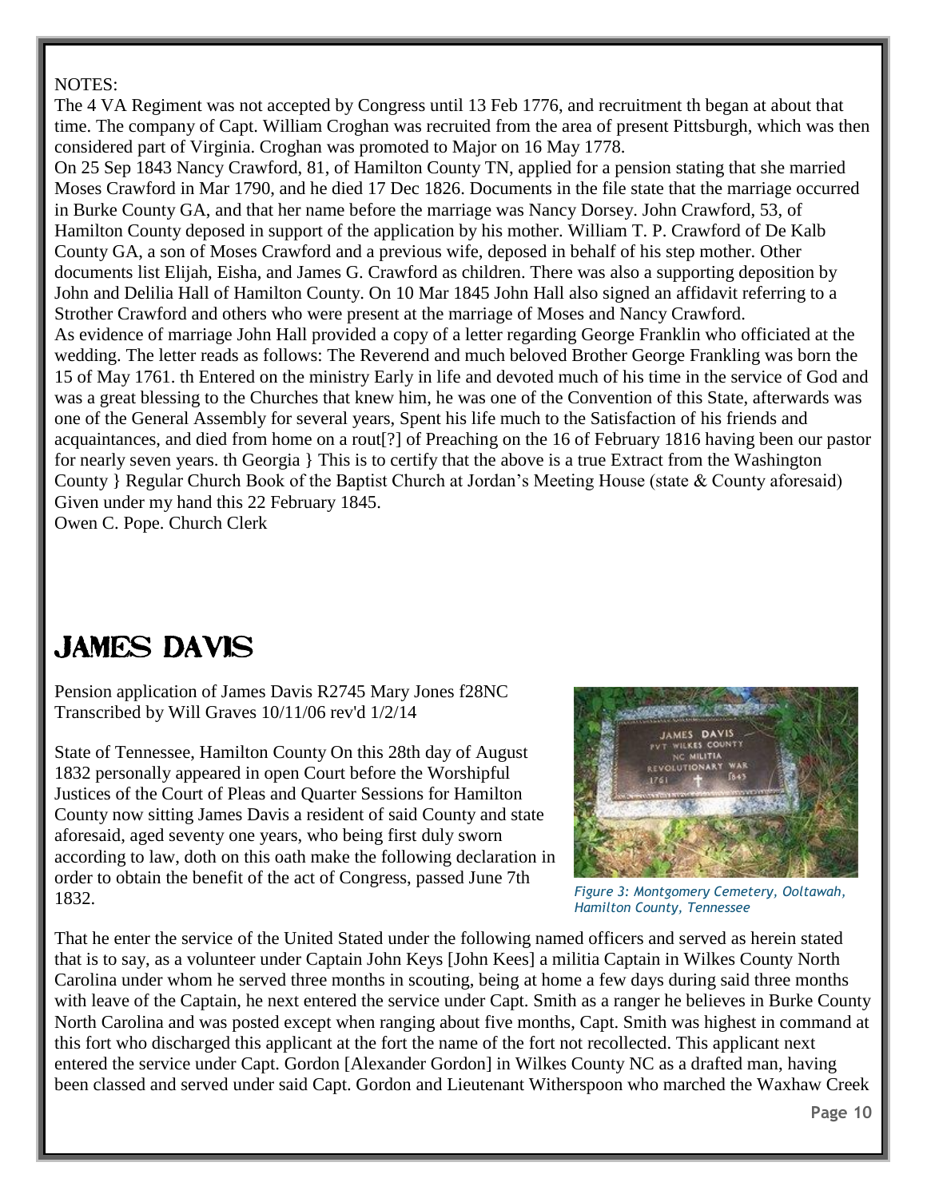NOTES:

The 4 VA Regiment was not accepted by Congress until 13 Feb 1776, and recruitment th began at about that time. The company of Capt. William Croghan was recruited from the area of present Pittsburgh, which was then considered part of Virginia. Croghan was promoted to Major on 16 May 1778.

On 25 Sep 1843 Nancy Crawford, 81, of Hamilton County TN, applied for a pension stating that she married Moses Crawford in Mar 1790, and he died 17 Dec 1826. Documents in the file state that the marriage occurred in Burke County GA, and that her name before the marriage was Nancy Dorsey. John Crawford, 53, of Hamilton County deposed in support of the application by his mother. William T. P. Crawford of De Kalb County GA, a son of Moses Crawford and a previous wife, deposed in behalf of his step mother. Other documents list Elijah, Eisha, and James G. Crawford as children. There was also a supporting deposition by John and Delilia Hall of Hamilton County. On 10 Mar 1845 John Hall also signed an affidavit referring to a Strother Crawford and others who were present at the marriage of Moses and Nancy Crawford.

As evidence of marriage John Hall provided a copy of a letter regarding George Franklin who officiated at the wedding. The letter reads as follows: The Reverend and much beloved Brother George Frankling was born the 15 of May 1761. th Entered on the ministry Early in life and devoted much of his time in the service of God and was a great blessing to the Churches that knew him, he was one of the Convention of this State, afterwards was one of the General Assembly for several years, Spent his life much to the Satisfaction of his friends and acquaintances, and died from home on a rout[?] of Preaching on the 16 of February 1816 having been our pastor for nearly seven years. th Georgia } This is to certify that the above is a true Extract from the Washington County } Regular Church Book of the Baptist Church at Jordan's Meeting House (state & County aforesaid) Given under my hand this 22 February 1845.

Owen C. Pope. Church Clerk

# JAMES DAVIS

Pension application of James Davis R2745 Mary Jones f28NC
Transcribed by Will Graves 10/11/06 rev'd 1/2/14

State of Tennessee, Hamilton County On this 28th day of August 1832 personally appeared in open Court before the Worshipful Justices of the Court of Pleas and Quarter Sessions for Hamilton County now sitting James Davis a resident of said County and state aforesaid, aged seventy one years, who being first duly sworn according to law, doth on this oath make the following declaration in order to obtain the benefit of the act of Congress, passed June 7th 1832.

*Figure 3: Montgomery Cemetery, Ooltawah, Hamilton County, Tennessee*

That he enter the service of the United Stated under the following named officers and served as herein stated that is to say, as a volunteer under Captain John Keys [John Kees] a militia Captain in Wilkes County North Carolina under whom he served three months in scouting, being at home a few days during said three months with leave of the Captain, he next entered the service under Capt. Smith as a ranger he believes in Burke County North Carolina and was posted except when ranging about five months, Capt. Smith was highest in command at this fort who discharged this applicant at the fort the name of the fort not recollected. This applicant next entered the service under Capt. Gordon [Alexander Gordon] in Wilkes County NC as a drafted man, having been classed and served under said Capt. Gordon and Lieutenant Witherspoon who marched the Waxhaw Creek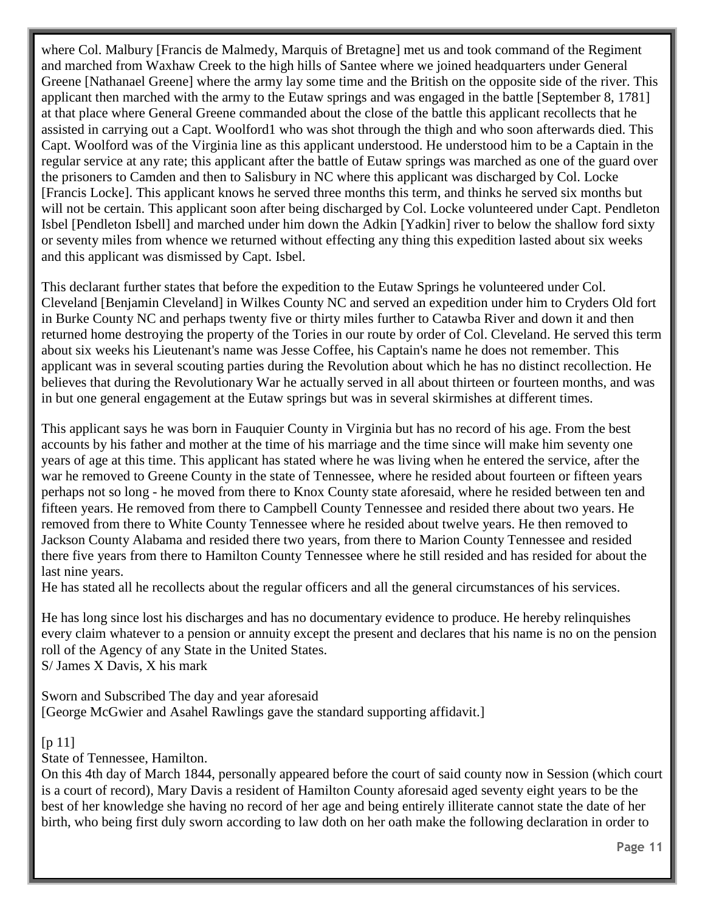where Col. Malbury [Francis de Malmedy, Marquis of Bretagne] met us and took command of the Regiment and marched from Waxhaw Creek to the high hills of Santee where we joined headquarters under General Greene [Nathanael Greene] where the army lay some time and the British on the opposite side of the river. This applicant then marched with the army to the Eutaw springs and was engaged in the battle [September 8, 1781] at that place where General Greene commanded about the close of the battle this applicant recollects that he assisted in carrying out a Capt. Woolford1 who was shot through the thigh and who soon afterwards died. This Capt. Woolford was of the Virginia line as this applicant understood. He understood him to be a Captain in the regular service at any rate; this applicant after the battle of Eutaw springs was marched as one of the guard over the prisoners to Camden and then to Salisbury in NC where this applicant was discharged by Col. Locke [Francis Locke]. This applicant knows he served three months this term, and thinks he served six months but will not be certain. This applicant soon after being discharged by Col. Locke volunteered under Capt. Pendleton Isbel [Pendleton Isbell] and marched under him down the Adkin [Yadkin] river to below the shallow ford sixty or seventy miles from whence we returned without effecting any thing this expedition lasted about six weeks and this applicant was dismissed by Capt. Isbel.

This declarant further states that before the expedition to the Eutaw Springs he volunteered under Col. Cleveland [Benjamin Cleveland] in Wilkes County NC and served an expedition under him to Cryders Old fort in Burke County NC and perhaps twenty five or thirty miles further to Catawba River and down it and then returned home destroying the property of the Tories in our route by order of Col. Cleveland. He served this term about six weeks his Lieutenant's name was Jesse Coffee, his Captain's name he does not remember. This applicant was in several scouting parties during the Revolution about which he has no distinct recollection. He believes that during the Revolutionary War he actually served in all about thirteen or fourteen months, and was in but one general engagement at the Eutaw springs but was in several skirmishes at different times.

This applicant says he was born in Fauquier County in Virginia but has no record of his age. From the best accounts by his father and mother at the time of his marriage and the time since will make him seventy one years of age at this time. This applicant has stated where he was living when he entered the service, after the war he removed to Greene County in the state of Tennessee, where he resided about fourteen or fifteen years perhaps not so long - he moved from there to Knox County state aforesaid, where he resided between ten and fifteen years. He removed from there to Campbell County Tennessee and resided there about two years. He removed from there to White County Tennessee where he resided about twelve years. He then removed to Jackson County Alabama and resided there two years, from there to Marion County Tennessee and resided there five years from there to Hamilton County Tennessee where he still resided and has resided for about the last nine years.
He has stated all he recollects about the regular officers and all the general circumstances of his services.

He has long since lost his discharges and has no documentary evidence to produce. He hereby relinquishes every claim whatever to a pension or annuity except the present and declares that his name is no on the pension roll of the Agency of any State in the United States.
S/ James X Davis, X his mark

Sworn and Subscribed The day and year aforesaid
[George McGwier and Asahel Rawlings gave the standard supporting affidavit.]

[p 11]
State of Tennessee, Hamilton.
On this 4th day of March 1844, personally appeared before the court of said county now in Session (which court is a court of record), Mary Davis a resident of Hamilton County aforesaid aged seventy eight years to be the best of her knowledge she having no record of her age and being entirely illiterate cannot state the date of her birth, who being first duly sworn according to law doth on her oath make the following declaration in order to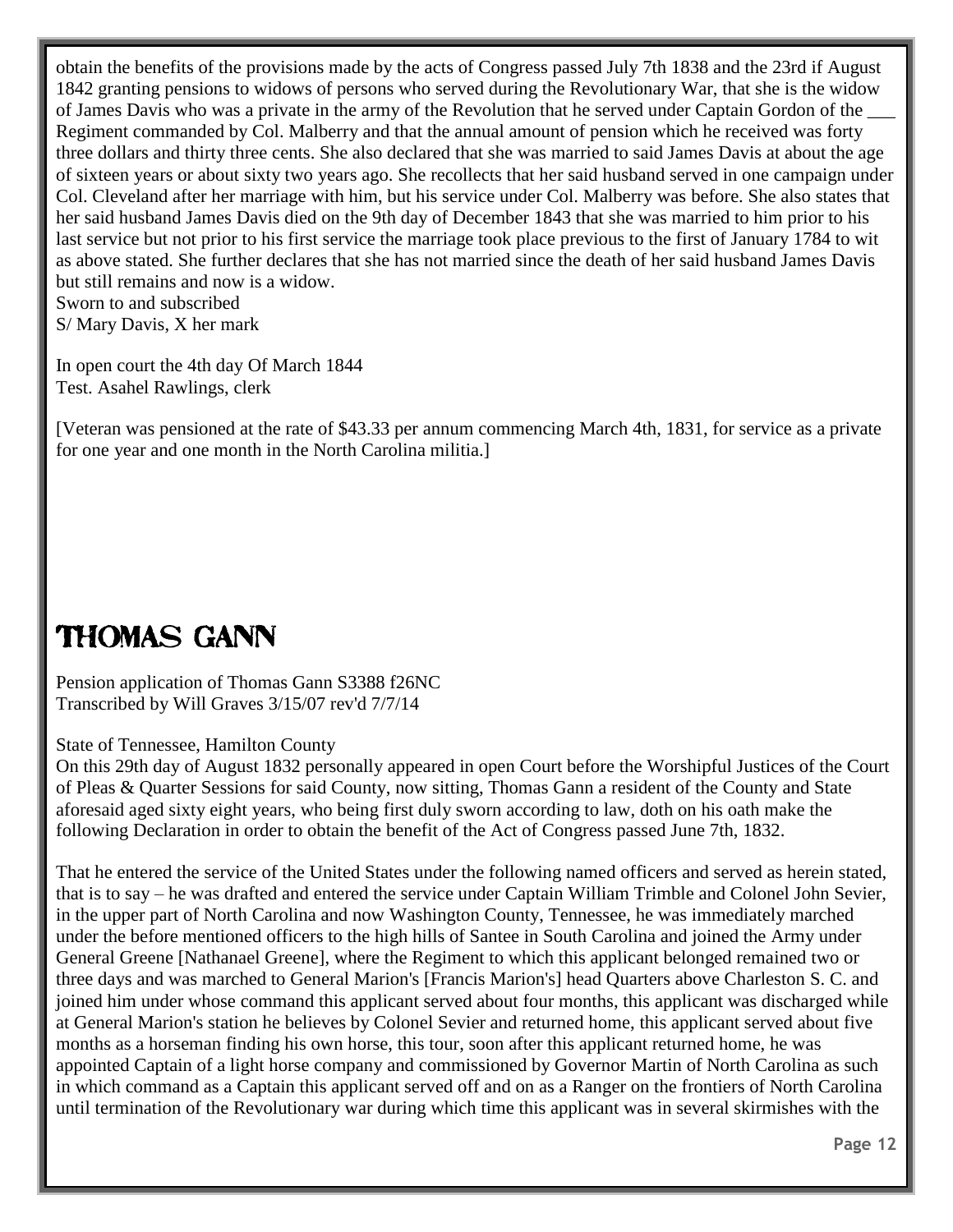obtain the benefits of the provisions made by the acts of Congress passed July 7th 1838 and the 23rd if August 1842 granting pensions to widows of persons who served during the Revolutionary War, that she is the widow of James Davis who was a private in the army of the Revolution that he served under Captain Gordon of the ___ Regiment commanded by Col. Malberry and that the annual amount of pension which he received was forty three dollars and thirty three cents. She also declared that she was married to said James Davis at about the age of sixteen years or about sixty two years ago. She recollects that her said husband served in one campaign under Col. Cleveland after her marriage with him, but his service under Col. Malberry was before. She also states that her said husband James Davis died on the 9th day of December 1843 that she was married to him prior to his last service but not prior to his first service the marriage took place previous to the first of January 1784 to wit as above stated. She further declares that she has not married since the death of her said husband James Davis but still remains and now is a widow.
Sworn to and subscribed
S/ Mary Davis, X her mark

In open court the 4th day Of March 1844
Test. Asahel Rawlings, clerk

[Veteran was pensioned at the rate of $43.33 per annum commencing March 4th, 1831, for service as a private for one year and one month in the North Carolina militia.]

# THOMAS GANN

Pension application of Thomas Gann S3388 f26NC
Transcribed by Will Graves 3/15/07 rev'd 7/7/14

State of Tennessee, Hamilton County
On this 29th day of August 1832 personally appeared in open Court before the Worshipful Justices of the Court of Pleas & Quarter Sessions for said County, now sitting, Thomas Gann a resident of the County and State aforesaid aged sixty eight years, who being first duly sworn according to law, doth on his oath make the following Declaration in order to obtain the benefit of the Act of Congress passed June 7th, 1832.

That he entered the service of the United States under the following named officers and served as herein stated, that is to say – he was drafted and entered the service under Captain William Trimble and Colonel John Sevier, in the upper part of North Carolina and now Washington County, Tennessee, he was immediately marched under the before mentioned officers to the high hills of Santee in South Carolina and joined the Army under General Greene [Nathanael Greene], where the Regiment to which this applicant belonged remained two or three days and was marched to General Marion's [Francis Marion's] head Quarters above Charleston S. C. and joined him under whose command this applicant served about four months, this applicant was discharged while at General Marion's station he believes by Colonel Sevier and returned home, this applicant served about five months as a horseman finding his own horse, this tour, soon after this applicant returned home, he was appointed Captain of a light horse company and commissioned by Governor Martin of North Carolina as such in which command as a Captain this applicant served off and on as a Ranger on the frontiers of North Carolina until termination of the Revolutionary war during which time this applicant was in several skirmishes with the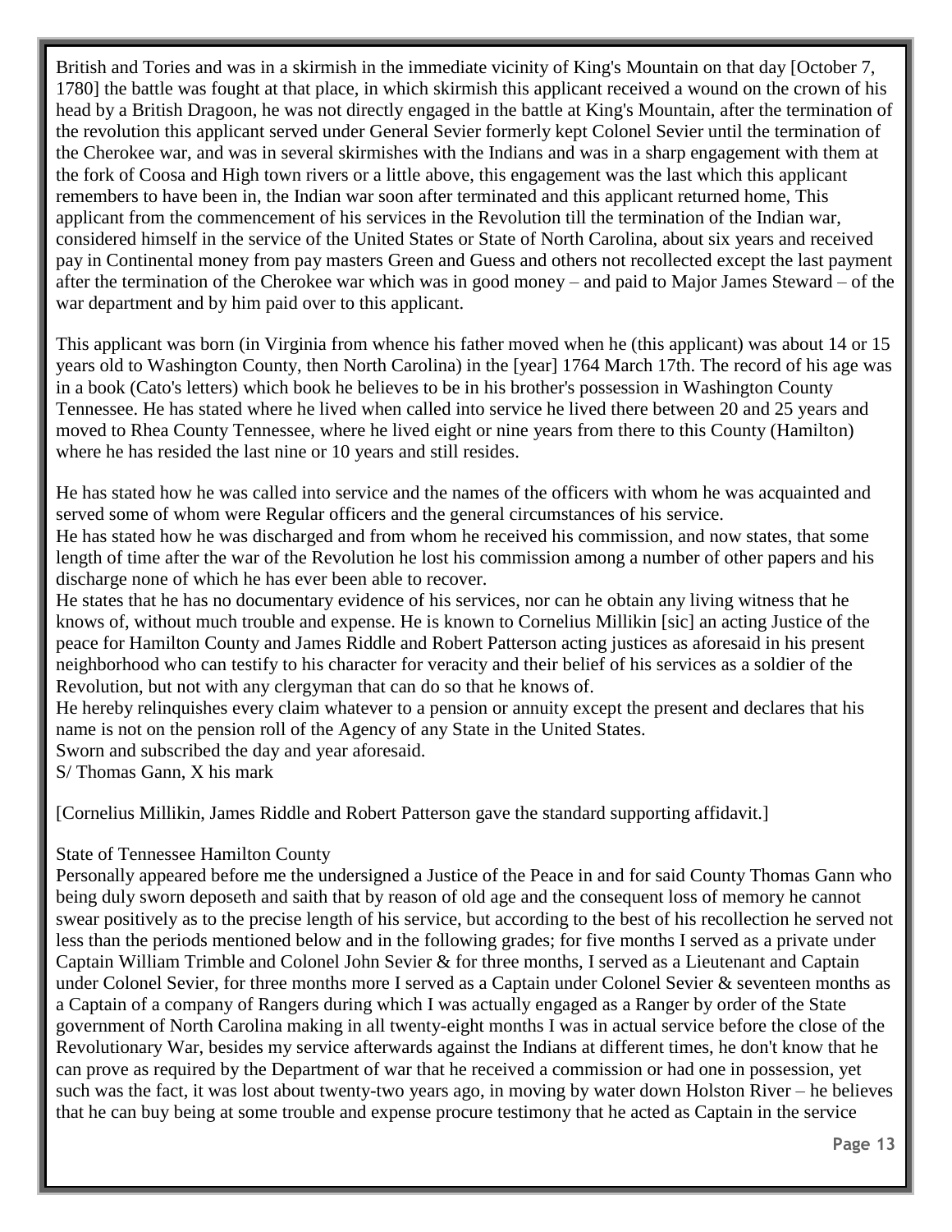British and Tories and was in a skirmish in the immediate vicinity of King's Mountain on that day [October 7, 1780] the battle was fought at that place, in which skirmish this applicant received a wound on the crown of his head by a British Dragoon, he was not directly engaged in the battle at King's Mountain, after the termination of the revolution this applicant served under General Sevier formerly kept Colonel Sevier until the termination of the Cherokee war, and was in several skirmishes with the Indians and was in a sharp engagement with them at the fork of Coosa and High town rivers or a little above, this engagement was the last which this applicant remembers to have been in, the Indian war soon after terminated and this applicant returned home, This applicant from the commencement of his services in the Revolution till the termination of the Indian war, considered himself in the service of the United States or State of North Carolina, about six years and received pay in Continental money from pay masters Green and Guess and others not recollected except the last payment after the termination of the Cherokee war which was in good money – and paid to Major James Steward – of the war department and by him paid over to this applicant.

This applicant was born (in Virginia from whence his father moved when he (this applicant) was about 14 or 15 years old to Washington County, then North Carolina) in the [year] 1764 March 17th. The record of his age was in a book (Cato's letters) which book he believes to be in his brother's possession in Washington County Tennessee. He has stated where he lived when called into service he lived there between 20 and 25 years and moved to Rhea County Tennessee, where he lived eight or nine years from there to this County (Hamilton) where he has resided the last nine or 10 years and still resides.

He has stated how he was called into service and the names of the officers with whom he was acquainted and served some of whom were Regular officers and the general circumstances of his service.
He has stated how he was discharged and from whom he received his commission, and now states, that some length of time after the war of the Revolution he lost his commission among a number of other papers and his discharge none of which he has ever been able to recover.
He states that he has no documentary evidence of his services, nor can he obtain any living witness that he knows of, without much trouble and expense. He is known to Cornelius Millikin [sic] an acting Justice of the peace for Hamilton County and James Riddle and Robert Patterson acting justices as aforesaid in his present neighborhood who can testify to his character for veracity and their belief of his services as a soldier of the Revolution, but not with any clergyman that can do so that he knows of.
He hereby relinquishes every claim whatever to a pension or annuity except the present and declares that his name is not on the pension roll of the Agency of any State in the United States.
Sworn and subscribed the day and year aforesaid.
S/ Thomas Gann, X his mark

[Cornelius Millikin, James Riddle and Robert Patterson gave the standard supporting affidavit.]

State of Tennessee Hamilton County
Personally appeared before me the undersigned a Justice of the Peace in and for said County Thomas Gann who being duly sworn deposeth and saith that by reason of old age and the consequent loss of memory he cannot swear positively as to the precise length of his service, but according to the best of his recollection he served not less than the periods mentioned below and in the following grades; for five months I served as a private under Captain William Trimble and Colonel John Sevier & for three months, I served as a Lieutenant and Captain under Colonel Sevier, for three months more I served as a Captain under Colonel Sevier & seventeen months as a Captain of a company of Rangers during which I was actually engaged as a Ranger by order of the State government of North Carolina making in all twenty-eight months I was in actual service before the close of the Revolutionary War, besides my service afterwards against the Indians at different times, he don't know that he can prove as required by the Department of war that he received a commission or had one in possession, yet such was the fact, it was lost about twenty-two years ago, in moving by water down Holston River – he believes that he can buy being at some trouble and expense procure testimony that he acted as Captain in the service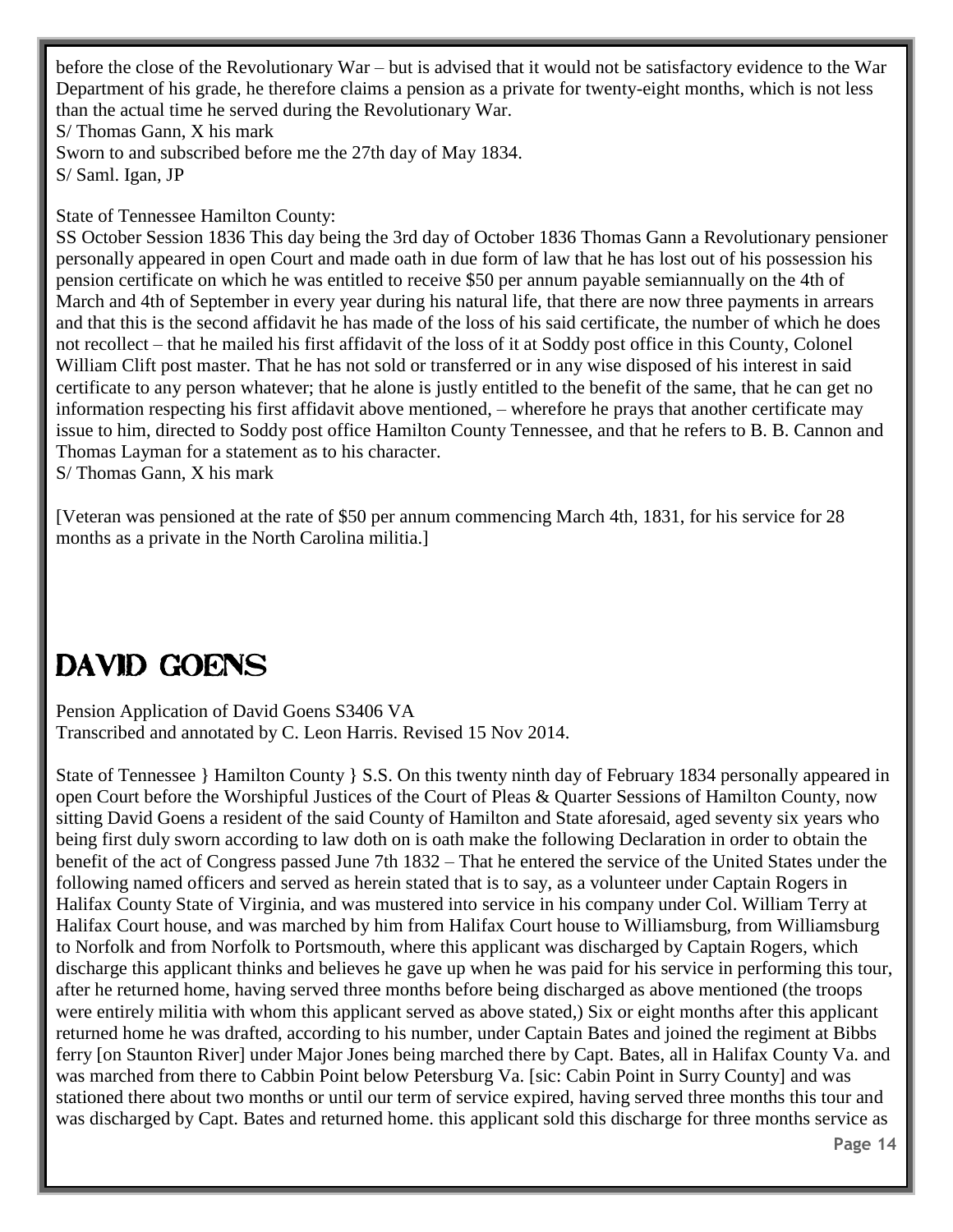before the close of the Revolutionary War – but is advised that it would not be satisfactory evidence to the War Department of his grade, he therefore claims a pension as a private for twenty-eight months, which is not less than the actual time he served during the Revolutionary War.
S/ Thomas Gann, X his mark
Sworn to and subscribed before me the 27th day of May 1834.
S/ Saml. Igan, JP

State of Tennessee Hamilton County:
SS October Session 1836 This day being the 3rd day of October 1836 Thomas Gann a Revolutionary pensioner personally appeared in open Court and made oath in due form of law that he has lost out of his possession his pension certificate on which he was entitled to receive $50 per annum payable semiannually on the 4th of March and 4th of September in every year during his natural life, that there are now three payments in arrears and that this is the second affidavit he has made of the loss of his said certificate, the number of which he does not recollect – that he mailed his first affidavit of the loss of it at Soddy post office in this County, Colonel William Clift post master. That he has not sold or transferred or in any wise disposed of his interest in said certificate to any person whatever; that he alone is justly entitled to the benefit of the same, that he can get no information respecting his first affidavit above mentioned, – wherefore he prays that another certificate may issue to him, directed to Soddy post office Hamilton County Tennessee, and that he refers to B. B. Cannon and Thomas Layman for a statement as to his character.
S/ Thomas Gann, X his mark

[Veteran was pensioned at the rate of $50 per annum commencing March 4th, 1831, for his service for 28 months as a private in the North Carolina militia.]

# DAVID GOENS

Pension Application of David Goens S3406 VA
Transcribed and annotated by C. Leon Harris. Revised 15 Nov 2014.

State of Tennessee } Hamilton County } S.S. On this twenty ninth day of February 1834 personally appeared in open Court before the Worshipful Justices of the Court of Pleas & Quarter Sessions of Hamilton County, now sitting David Goens a resident of the said County of Hamilton and State aforesaid, aged seventy six years who being first duly sworn according to law doth on is oath make the following Declaration in order to obtain the benefit of the act of Congress passed June 7th 1832 – That he entered the service of the United States under the following named officers and served as herein stated that is to say, as a volunteer under Captain Rogers in Halifax County State of Virginia, and was mustered into service in his company under Col. William Terry at Halifax Court house, and was marched by him from Halifax Court house to Williamsburg, from Williamsburg to Norfolk and from Norfolk to Portsmouth, where this applicant was discharged by Captain Rogers, which discharge this applicant thinks and believes he gave up when he was paid for his service in performing this tour, after he returned home, having served three months before being discharged as above mentioned (the troops were entirely militia with whom this applicant served as above stated,) Six or eight months after this applicant returned home he was drafted, according to his number, under Captain Bates and joined the regiment at Bibbs ferry [on Staunton River] under Major Jones being marched there by Capt. Bates, all in Halifax County Va. and was marched from there to Cabbin Point below Petersburg Va. [sic: Cabin Point in Surry County] and was stationed there about two months or until our term of service expired, having served three months this tour and was discharged by Capt. Bates and returned home. this applicant sold this discharge for three months service as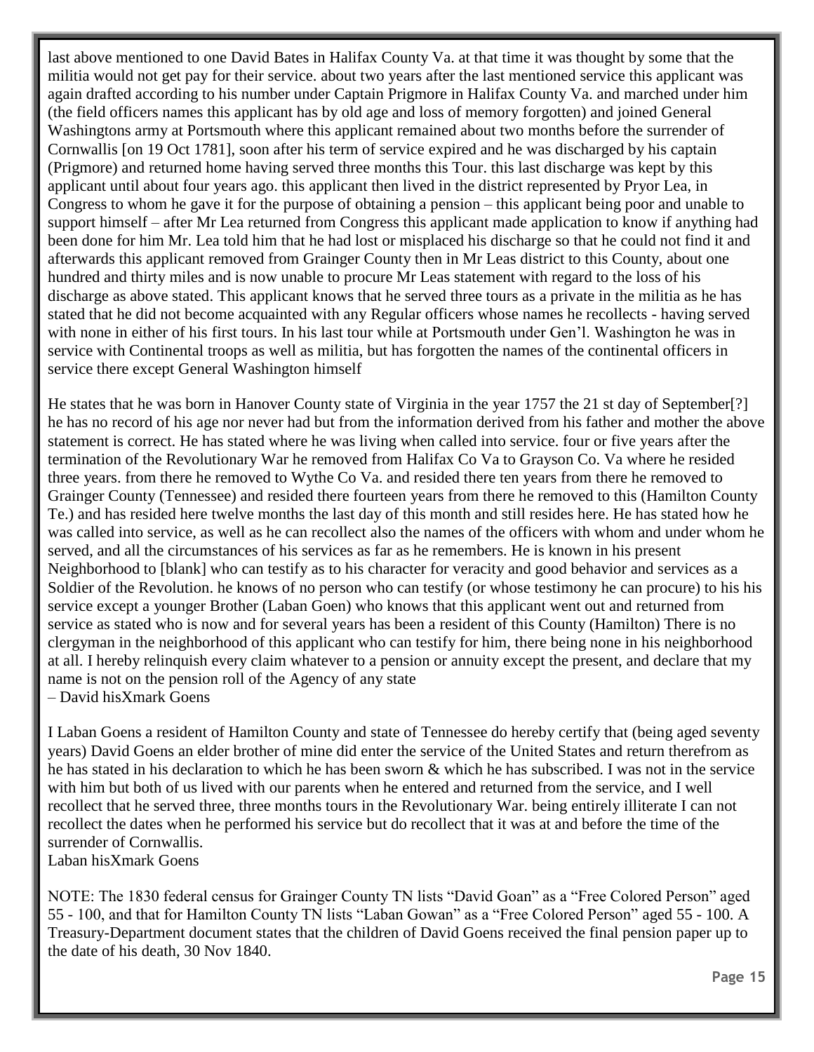last above mentioned to one David Bates in Halifax County Va. at that time it was thought by some that the militia would not get pay for their service. about two years after the last mentioned service this applicant was again drafted according to his number under Captain Prigmore in Halifax County Va. and marched under him (the field officers names this applicant has by old age and loss of memory forgotten) and joined General Washingtons army at Portsmouth where this applicant remained about two months before the surrender of Cornwallis [on 19 Oct 1781], soon after his term of service expired and he was discharged by his captain (Prigmore) and returned home having served three months this Tour. this last discharge was kept by this applicant until about four years ago. this applicant then lived in the district represented by Pryor Lea, in Congress to whom he gave it for the purpose of obtaining a pension – this applicant being poor and unable to support himself – after Mr Lea returned from Congress this applicant made application to know if anything had been done for him Mr. Lea told him that he had lost or misplaced his discharge so that he could not find it and afterwards this applicant removed from Grainger County then in Mr Leas district to this County, about one hundred and thirty miles and is now unable to procure Mr Leas statement with regard to the loss of his discharge as above stated. This applicant knows that he served three tours as a private in the militia as he has stated that he did not become acquainted with any Regular officers whose names he recollects - having served with none in either of his first tours. In his last tour while at Portsmouth under Gen'l. Washington he was in service with Continental troops as well as militia, but has forgotten the names of the continental officers in service there except General Washington himself

He states that he was born in Hanover County state of Virginia in the year 1757 the 21 st day of September[?] he has no record of his age nor never had but from the information derived from his father and mother the above statement is correct. He has stated where he was living when called into service. four or five years after the termination of the Revolutionary War he removed from Halifax Co Va to Grayson Co. Va where he resided three years. from there he removed to Wythe Co Va. and resided there ten years from there he removed to Grainger County (Tennessee) and resided there fourteen years from there he removed to this (Hamilton County Te.) and has resided here twelve months the last day of this month and still resides here. He has stated how he was called into service, as well as he can recollect also the names of the officers with whom and under whom he served, and all the circumstances of his services as far as he remembers. He is known in his present Neighborhood to [blank] who can testify as to his character for veracity and good behavior and services as a Soldier of the Revolution. he knows of no person who can testify (or whose testimony he can procure) to his his service except a younger Brother (Laban Goen) who knows that this applicant went out and returned from service as stated who is now and for several years has been a resident of this County (Hamilton) There is no clergyman in the neighborhood of this applicant who can testify for him, there being none in his neighborhood at all. I hereby relinquish every claim whatever to a pension or annuity except the present, and declare that my name is not on the pension roll of the Agency of any state
– David hisXmark Goens

I Laban Goens a resident of Hamilton County and state of Tennessee do hereby certify that (being aged seventy years) David Goens an elder brother of mine did enter the service of the United States and return therefrom as he has stated in his declaration to which he has been sworn & which he has subscribed. I was not in the service with him but both of us lived with our parents when he entered and returned from the service, and I well recollect that he served three, three months tours in the Revolutionary War. being entirely illiterate I can not recollect the dates when he performed his service but do recollect that it was at and before the time of the surrender of Cornwallis.
Laban hisXmark Goens

NOTE: The 1830 federal census for Grainger County TN lists "David Goan" as a "Free Colored Person" aged 55 - 100, and that for Hamilton County TN lists "Laban Gowan" as a "Free Colored Person" aged 55 - 100. A Treasury-Department document states that the children of David Goens received the final pension paper up to the date of his death, 30 Nov 1840.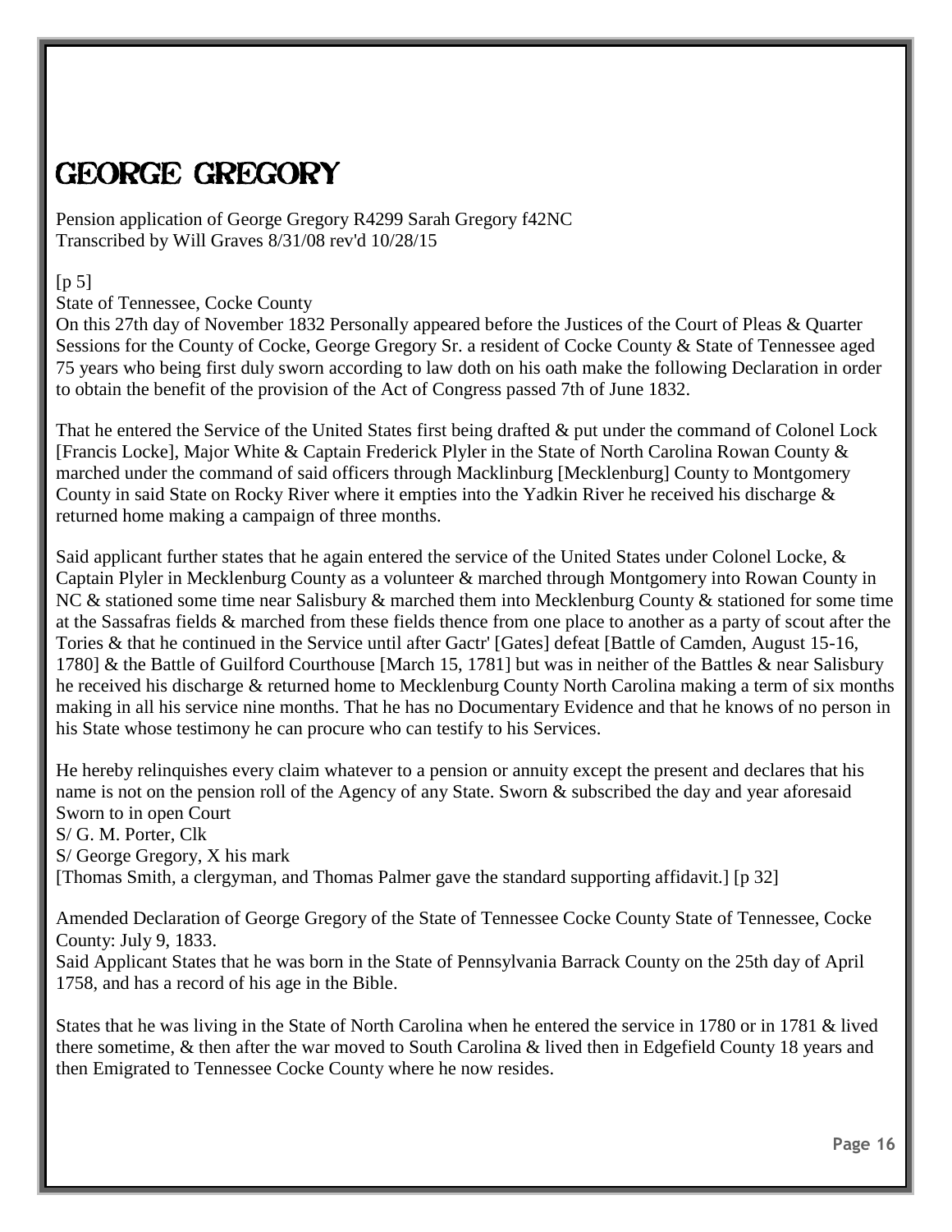# GEORGE GREGORY

Pension application of George Gregory R4299 Sarah Gregory f42NC
Transcribed by Will Graves 8/31/08 rev'd 10/28/15

[p 5]
State of Tennessee, Cocke County
On this 27th day of November 1832 Personally appeared before the Justices of the Court of Pleas & Quarter Sessions for the County of Cocke, George Gregory Sr. a resident of Cocke County & State of Tennessee aged 75 years who being first duly sworn according to law doth on his oath make the following Declaration in order to obtain the benefit of the provision of the Act of Congress passed 7th of June 1832.

That he entered the Service of the United States first being drafted & put under the command of Colonel Lock [Francis Locke], Major White & Captain Frederick Plyler in the State of North Carolina Rowan County & marched under the command of said officers through Macklinburg [Mecklenburg] County to Montgomery County in said State on Rocky River where it empties into the Yadkin River he received his discharge & returned home making a campaign of three months.

Said applicant further states that he again entered the service of the United States under Colonel Locke, & Captain Plyler in Mecklenburg County as a volunteer & marched through Montgomery into Rowan County in NC & stationed some time near Salisbury & marched them into Mecklenburg County & stationed for some time at the Sassafras fields & marched from these fields thence from one place to another as a party of scout after the Tories & that he continued in the Service until after Gactr' [Gates] defeat [Battle of Camden, August 15-16, 1780] & the Battle of Guilford Courthouse [March 15, 1781] but was in neither of the Battles & near Salisbury he received his discharge & returned home to Mecklenburg County North Carolina making a term of six months making in all his service nine months. That he has no Documentary Evidence and that he knows of no person in his State whose testimony he can procure who can testify to his Services.

He hereby relinquishes every claim whatever to a pension or annuity except the present and declares that his name is not on the pension roll of the Agency of any State. Sworn & subscribed the day and year aforesaid
Sworn to in open Court
S/ G. M. Porter, Clk
S/ George Gregory, X his mark
[Thomas Smith, a clergyman, and Thomas Palmer gave the standard supporting affidavit.] [p 32]

Amended Declaration of George Gregory of the State of Tennessee Cocke County State of Tennessee, Cocke County: July 9, 1833.
Said Applicant States that he was born in the State of Pennsylvania Barrack County on the 25th day of April 1758, and has a record of his age in the Bible.

States that he was living in the State of North Carolina when he entered the service in 1780 or in 1781 & lived there sometime, & then after the war moved to South Carolina & lived then in Edgefield County 18 years and then Emigrated to Tennessee Cocke County where he now resides.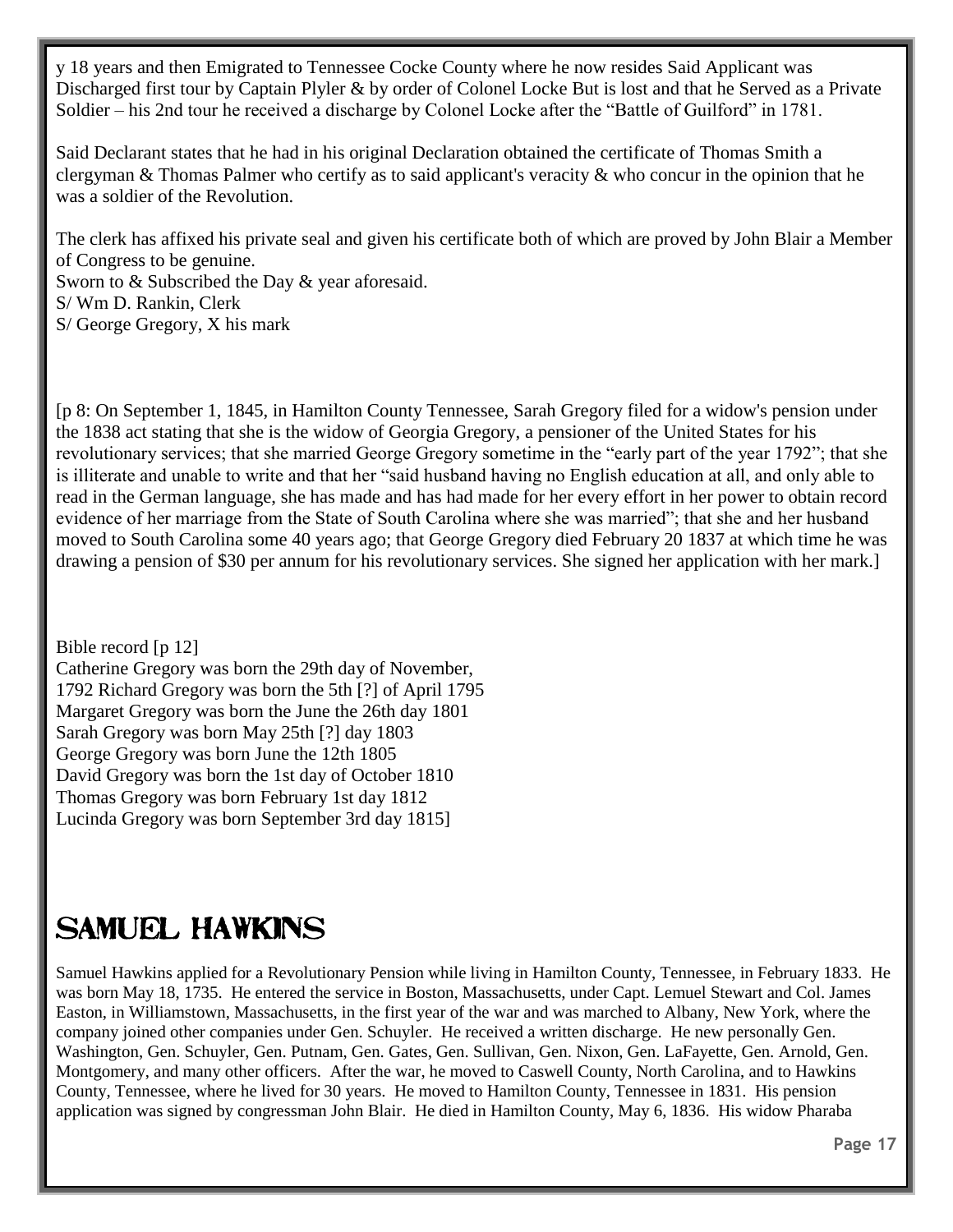y 18 years and then Emigrated to Tennessee Cocke County where he now resides Said Applicant was Discharged first tour by Captain Plyler & by order of Colonel Locke But is lost and that he Served as a Private Soldier – his 2nd tour he received a discharge by Colonel Locke after the "Battle of Guilford" in 1781.

Said Declarant states that he had in his original Declaration obtained the certificate of Thomas Smith a clergyman & Thomas Palmer who certify as to said applicant's veracity & who concur in the opinion that he was a soldier of the Revolution.

The clerk has affixed his private seal and given his certificate both of which are proved by John Blair a Member of Congress to be genuine.
Sworn to & Subscribed the Day & year aforesaid.
S/ Wm D. Rankin, Clerk
S/ George Gregory, X his mark

[p 8: On September 1, 1845, in Hamilton County Tennessee, Sarah Gregory filed for a widow's pension under the 1838 act stating that she is the widow of Georgia Gregory, a pensioner of the United States for his revolutionary services; that she married George Gregory sometime in the "early part of the year 1792"; that she is illiterate and unable to write and that her "said husband having no English education at all, and only able to read in the German language, she has made and has had made for her every effort in her power to obtain record evidence of her marriage from the State of South Carolina where she was married"; that she and her husband moved to South Carolina some 40 years ago; that George Gregory died February 20 1837 at which time he was drawing a pension of $30 per annum for his revolutionary services. She signed her application with her mark.]

Bible record [p 12]
Catherine Gregory was born the 29th day of November,
1792 Richard Gregory was born the 5th [?] of April 1795
Margaret Gregory was born the June the 26th day 1801
Sarah Gregory was born May 25th [?] day 1803
George Gregory was born June the 12th 1805
David Gregory was born the 1st day of October 1810
Thomas Gregory was born February 1st day 1812
Lucinda Gregory was born September 3rd day 1815]

# SAMUEL HAWKINS

Samuel Hawkins applied for a Revolutionary Pension while living in Hamilton County, Tennessee, in February 1833. He was born May 18, 1735. He entered the service in Boston, Massachusetts, under Capt. Lemuel Stewart and Col. James Easton, in Williamstown, Massachusetts, in the first year of the war and was marched to Albany, New York, where the company joined other companies under Gen. Schuyler. He received a written discharge. He new personally Gen. Washington, Gen. Schuyler, Gen. Putnam, Gen. Gates, Gen. Sullivan, Gen. Nixon, Gen. LaFayette, Gen. Arnold, Gen. Montgomery, and many other officers. After the war, he moved to Caswell County, North Carolina, and to Hawkins County, Tennessee, where he lived for 30 years. He moved to Hamilton County, Tennessee in 1831. His pension application was signed by congressman John Blair. He died in Hamilton County, May 6, 1836. His widow Pharaba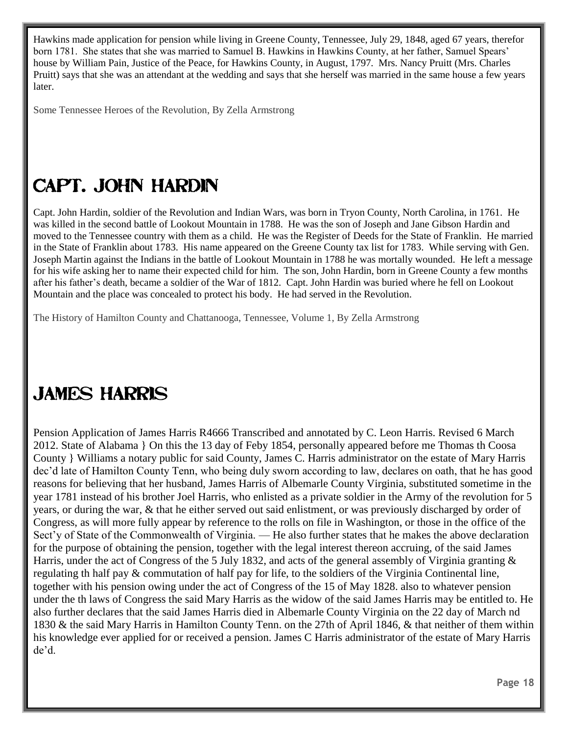Hawkins made application for pension while living in Greene County, Tennessee, July 29, 1848, aged 67 years, therefor born 1781. She states that she was married to Samuel B. Hawkins in Hawkins County, at her father, Samuel Spears' house by William Pain, Justice of the Peace, for Hawkins County, in August, 1797. Mrs. Nancy Pruitt (Mrs. Charles Pruitt) says that she was an attendant at the wedding and says that she herself was married in the same house a few years later.

Some Tennessee Heroes of the Revolution, By Zella Armstrong

# CAPT. JOHN HARDIN

Capt. John Hardin, soldier of the Revolution and Indian Wars, was born in Tryon County, North Carolina, in 1761. He was killed in the second battle of Lookout Mountain in 1788. He was the son of Joseph and Jane Gibson Hardin and moved to the Tennessee country with them as a child. He was the Register of Deeds for the State of Franklin. He married in the State of Franklin about 1783. His name appeared on the Greene County tax list for 1783. While serving with Gen. Joseph Martin against the Indians in the battle of Lookout Mountain in 1788 he was mortally wounded. He left a message for his wife asking her to name their expected child for him. The son, John Hardin, born in Greene County a few months after his father's death, became a soldier of the War of 1812. Capt. John Hardin was buried where he fell on Lookout Mountain and the place was concealed to protect his body. He had served in the Revolution.

The History of Hamilton County and Chattanooga, Tennessee, Volume 1, By Zella Armstrong

# JAMES HARRIS

Pension Application of James Harris R4666 Transcribed and annotated by C. Leon Harris. Revised 6 March 2012. State of Alabama } On this the 13 day of Feby 1854, personally appeared before me Thomas th Coosa County } Williams a notary public for said County, James C. Harris administrator on the estate of Mary Harris dec'd late of Hamilton County Tenn, who being duly sworn according to law, declares on oath, that he has good reasons for believing that her husband, James Harris of Albemarle County Virginia, substituted sometime in the year 1781 instead of his brother Joel Harris, who enlisted as a private soldier in the Army of the revolution for 5 years, or during the war, & that he either served out said enlistment, or was previously discharged by order of Congress, as will more fully appear by reference to the rolls on file in Washington, or those in the office of the Sect'y of State of the Commonwealth of Virginia. — He also further states that he makes the above declaration for the purpose of obtaining the pension, together with the legal interest thereon accruing, of the said James Harris, under the act of Congress of the 5 July 1832, and acts of the general assembly of Virginia granting & regulating th half pay & commutation of half pay for life, to the soldiers of the Virginia Continental line, together with his pension owing under the act of Congress of the 15 of May 1828. also to whatever pension under the th laws of Congress the said Mary Harris as the widow of the said James Harris may be entitled to. He also further declares that the said James Harris died in Albemarle County Virginia on the 22 day of March nd 1830 & the said Mary Harris in Hamilton County Tenn. on the 27th of April 1846, & that neither of them within his knowledge ever applied for or received a pension. James C Harris administrator of the estate of Mary Harris de'd.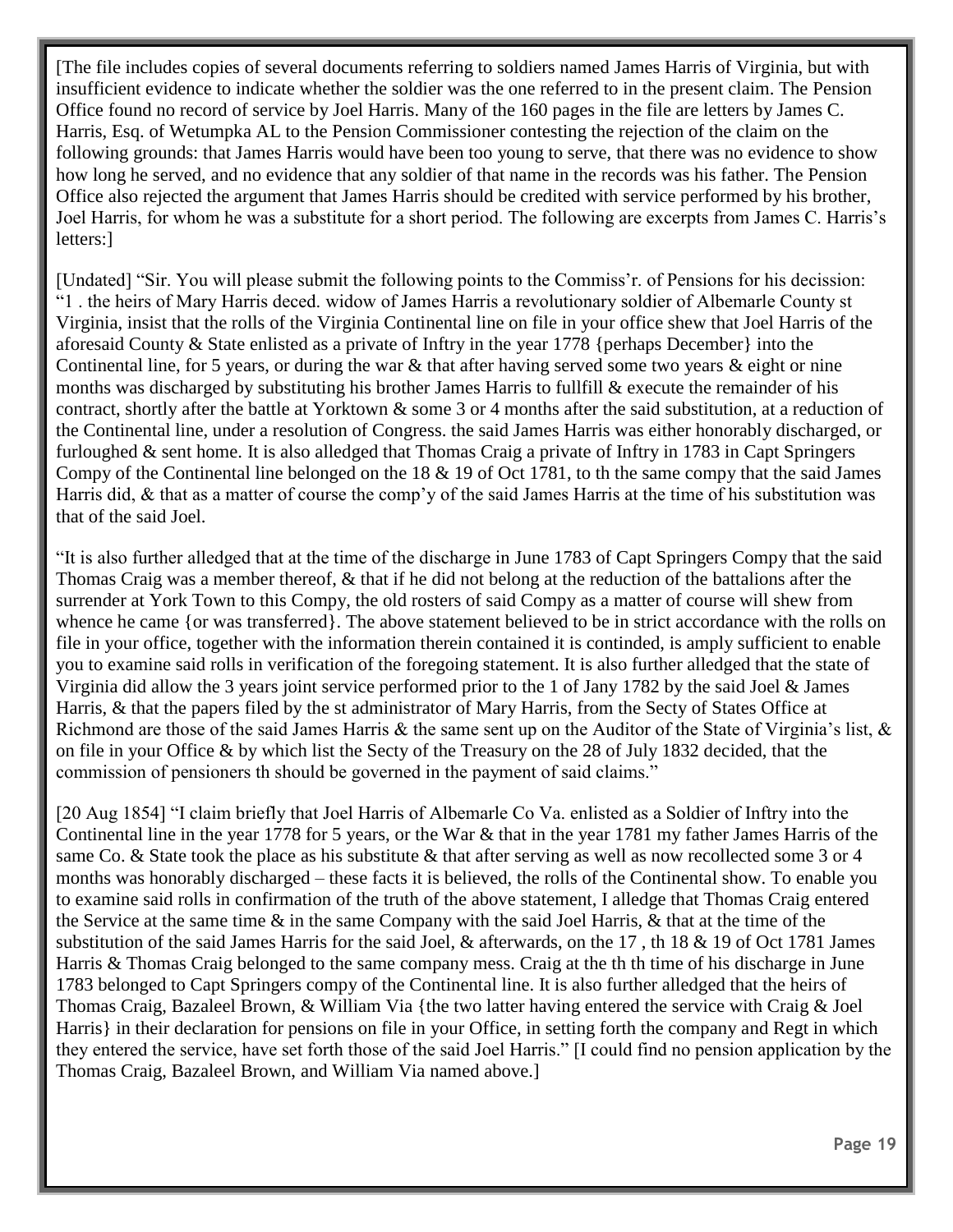[The file includes copies of several documents referring to soldiers named James Harris of Virginia, but with insufficient evidence to indicate whether the soldier was the one referred to in the present claim. The Pension Office found no record of service by Joel Harris. Many of the 160 pages in the file are letters by James C. Harris, Esq. of Wetumpka AL to the Pension Commissioner contesting the rejection of the claim on the following grounds: that James Harris would have been too young to serve, that there was no evidence to show how long he served, and no evidence that any soldier of that name in the records was his father. The Pension Office also rejected the argument that James Harris should be credited with service performed by his brother, Joel Harris, for whom he was a substitute for a short period. The following are excerpts from James C. Harris's letters:]

[Undated] "Sir. You will please submit the following points to the Commiss'r. of Pensions for his decission: "1 . the heirs of Mary Harris deced. widow of James Harris a revolutionary soldier of Albemarle County st Virginia, insist that the rolls of the Virginia Continental line on file in your office shew that Joel Harris of the aforesaid County & State enlisted as a private of Inftry in the year 1778 {perhaps December} into the Continental line, for 5 years, or during the war & that after having served some two years & eight or nine months was discharged by substituting his brother James Harris to fullfill & execute the remainder of his contract, shortly after the battle at Yorktown & some 3 or 4 months after the said substitution, at a reduction of the Continental line, under a resolution of Congress. the said James Harris was either honorably discharged, or furloughed & sent home. It is also alledged that Thomas Craig a private of Inftry in 1783 in Capt Springers Compy of the Continental line belonged on the 18 & 19 of Oct 1781, to th the same compy that the said James Harris did, & that as a matter of course the comp'y of the said James Harris at the time of his substitution was that of the said Joel.

"It is also further alledged that at the time of the discharge in June 1783 of Capt Springers Compy that the said Thomas Craig was a member thereof, & that if he did not belong at the reduction of the battalions after the surrender at York Town to this Compy, the old rosters of said Compy as a matter of course will shew from whence he came {or was transferred}. The above statement believed to be in strict accordance with the rolls on file in your office, together with the information therein contained it is continded, is amply sufficient to enable you to examine said rolls in verification of the foregoing statement. It is also further alledged that the state of Virginia did allow the 3 years joint service performed prior to the 1 of Jany 1782 by the said Joel & James Harris, & that the papers filed by the st administrator of Mary Harris, from the Secty of States Office at Richmond are those of the said James Harris & the same sent up on the Auditor of the State of Virginia's list, & on file in your Office & by which list the Secty of the Treasury on the 28 of July 1832 decided, that the commission of pensioners th should be governed in the payment of said claims."

[20 Aug 1854] "I claim briefly that Joel Harris of Albemarle Co Va. enlisted as a Soldier of Inftry into the Continental line in the year 1778 for 5 years, or the War & that in the year 1781 my father James Harris of the same Co. & State took the place as his substitute & that after serving as well as now recollected some 3 or 4 months was honorably discharged – these facts it is believed, the rolls of the Continental show. To enable you to examine said rolls in confirmation of the truth of the above statement, I alledge that Thomas Craig entered the Service at the same time & in the same Company with the said Joel Harris, & that at the time of the substitution of the said James Harris for the said Joel, & afterwards, on the 17 , th 18 & 19 of Oct 1781 James Harris & Thomas Craig belonged to the same company mess. Craig at the th th time of his discharge in June 1783 belonged to Capt Springers compy of the Continental line. It is also further alledged that the heirs of Thomas Craig, Bazaleel Brown, & William Via {the two latter having entered the service with Craig & Joel Harris} in their declaration for pensions on file in your Office, in setting forth the company and Regt in which they entered the service, have set forth those of the said Joel Harris." [I could find no pension application by the Thomas Craig, Bazaleel Brown, and William Via named above.]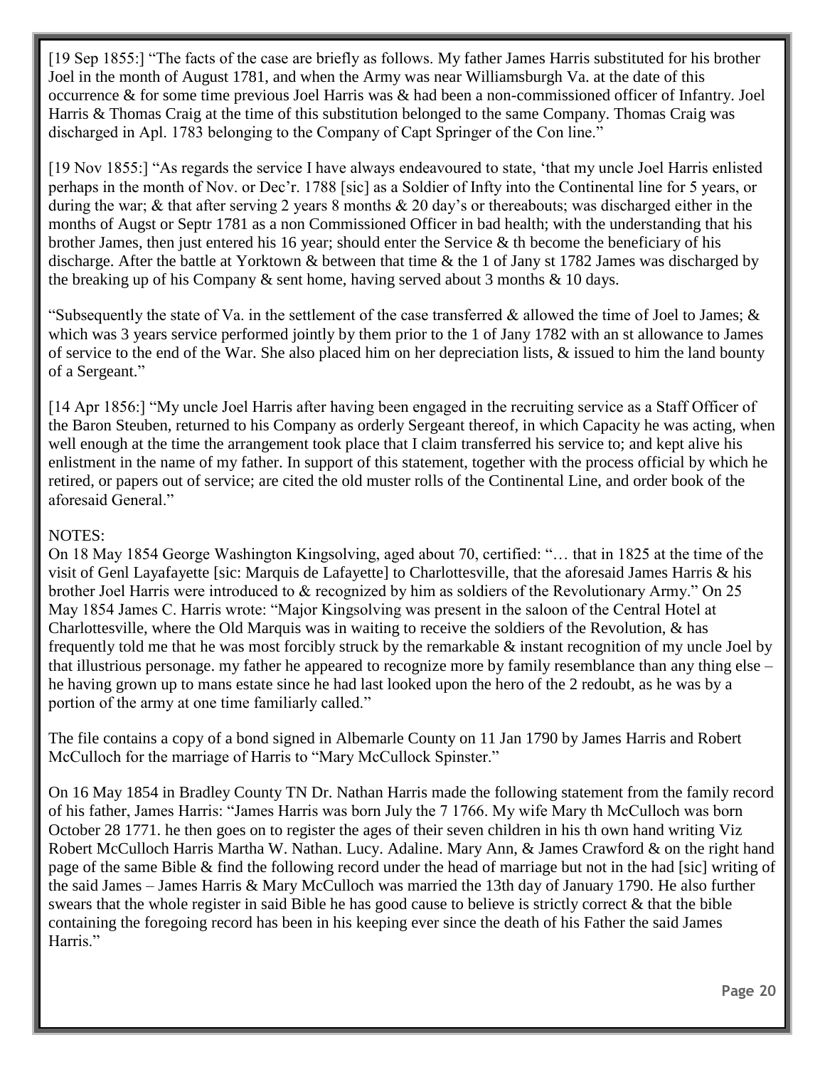[19 Sep 1855:] "The facts of the case are briefly as follows. My father James Harris substituted for his brother Joel in the month of August 1781, and when the Army was near Williamsburgh Va. at the date of this occurrence & for some time previous Joel Harris was & had been a non-commissioned officer of Infantry. Joel Harris & Thomas Craig at the time of this substitution belonged to the same Company. Thomas Craig was discharged in Apl. 1783 belonging to the Company of Capt Springer of the Con line."

[19 Nov 1855:] "As regards the service I have always endeavoured to state, 'that my uncle Joel Harris enlisted perhaps in the month of Nov. or Dec'r. 1788 [sic] as a Soldier of Infty into the Continental line for 5 years, or during the war; & that after serving 2 years 8 months & 20 day's or thereabouts; was discharged either in the months of Augst or Septr 1781 as a non Commissioned Officer in bad health; with the understanding that his brother James, then just entered his 16 year; should enter the Service & th become the beneficiary of his discharge. After the battle at Yorktown & between that time & the 1 of Jany st 1782 James was discharged by the breaking up of his Company & sent home, having served about 3 months & 10 days.

"Subsequently the state of Va. in the settlement of the case transferred & allowed the time of Joel to James; & which was 3 years service performed jointly by them prior to the 1 of Jany 1782 with an st allowance to James of service to the end of the War. She also placed him on her depreciation lists, & issued to him the land bounty of a Sergeant."

[14 Apr 1856:] "My uncle Joel Harris after having been engaged in the recruiting service as a Staff Officer of the Baron Steuben, returned to his Company as orderly Sergeant thereof, in which Capacity he was acting, when well enough at the time the arrangement took place that I claim transferred his service to; and kept alive his enlistment in the name of my father. In support of this statement, together with the process official by which he retired, or papers out of service; are cited the old muster rolls of the Continental Line, and order book of the aforesaid General."

NOTES:
On 18 May 1854 George Washington Kingsolving, aged about 70, certified: "… that in 1825 at the time of the visit of Genl Layafayette [sic: Marquis de Lafayette] to Charlottesville, that the aforesaid James Harris & his brother Joel Harris were introduced to & recognized by him as soldiers of the Revolutionary Army." On 25 May 1854 James C. Harris wrote: "Major Kingsolving was present in the saloon of the Central Hotel at Charlottesville, where the Old Marquis was in waiting to receive the soldiers of the Revolution, & has frequently told me that he was most forcibly struck by the remarkable & instant recognition of my uncle Joel by that illustrious personage. my father he appeared to recognize more by family resemblance than any thing else – he having grown up to mans estate since he had last looked upon the hero of the 2 redoubt, as he was by a portion of the army at one time familiarly called."

The file contains a copy of a bond signed in Albemarle County on 11 Jan 1790 by James Harris and Robert McCulloch for the marriage of Harris to "Mary McCullock Spinster."

On 16 May 1854 in Bradley County TN Dr. Nathan Harris made the following statement from the family record of his father, James Harris: "James Harris was born July the 7 1766. My wife Mary th McCulloch was born October 28 1771. he then goes on to register the ages of their seven children in his th own hand writing Viz Robert McCulloch Harris Martha W. Nathan. Lucy. Adaline. Mary Ann, & James Crawford & on the right hand page of the same Bible & find the following record under the head of marriage but not in the had [sic] writing of the said James – James Harris & Mary McCulloch was married the 13th day of January 1790. He also further swears that the whole register in said Bible he has good cause to believe is strictly correct & that the bible containing the foregoing record has been in his keeping ever since the death of his Father the said James Harris."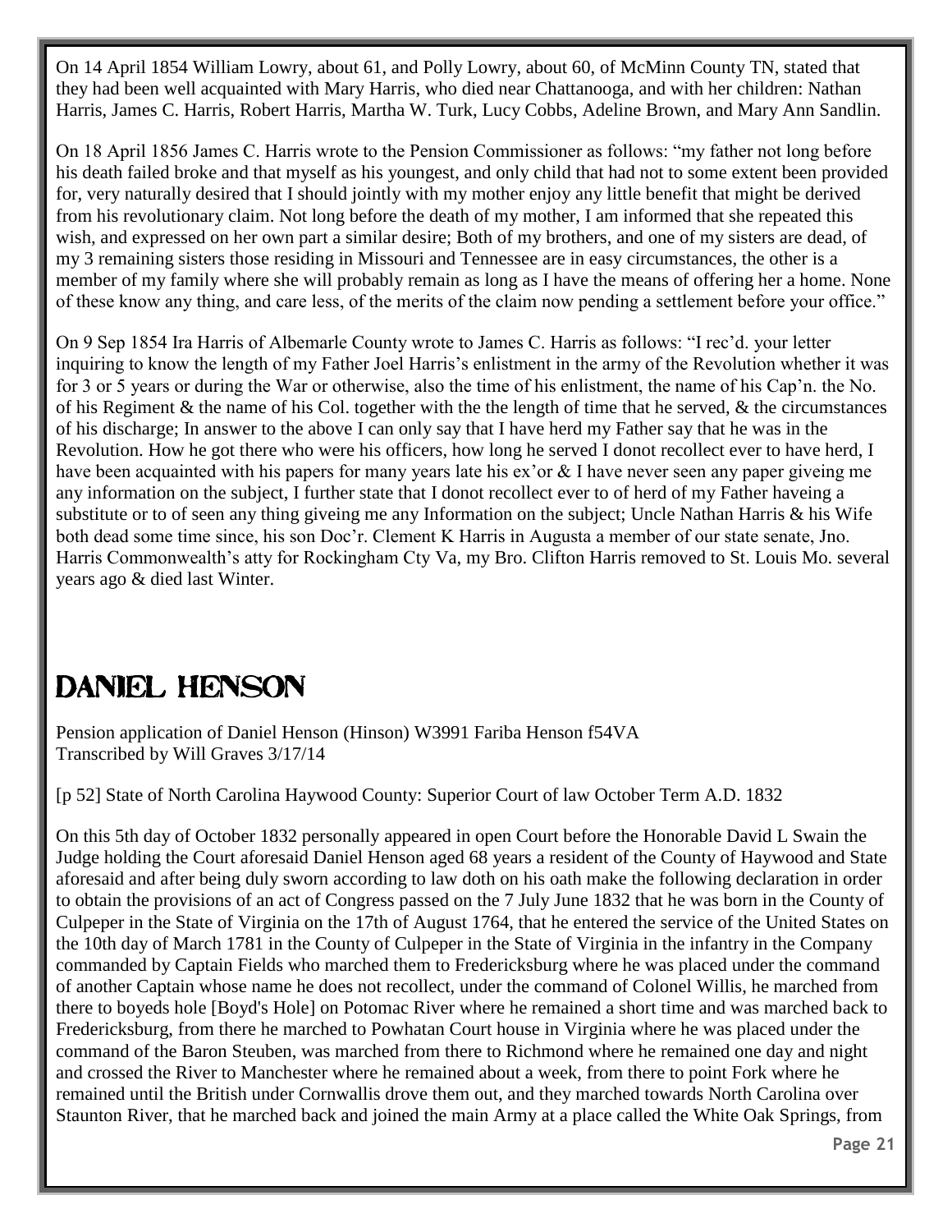On 14 April 1854 William Lowry, about 61, and Polly Lowry, about 60, of McMinn County TN, stated that they had been well acquainted with Mary Harris, who died near Chattanooga, and with her children: Nathan Harris, James C. Harris, Robert Harris, Martha W. Turk, Lucy Cobbs, Adeline Brown, and Mary Ann Sandlin.

On 18 April 1856 James C. Harris wrote to the Pension Commissioner as follows: "my father not long before his death failed broke and that myself as his youngest, and only child that had not to some extent been provided for, very naturally desired that I should jointly with my mother enjoy any little benefit that might be derived from his revolutionary claim. Not long before the death of my mother, I am informed that she repeated this wish, and expressed on her own part a similar desire; Both of my brothers, and one of my sisters are dead, of my 3 remaining sisters those residing in Missouri and Tennessee are in easy circumstances, the other is a member of my family where she will probably remain as long as I have the means of offering her a home. None of these know any thing, and care less, of the merits of the claim now pending a settlement before your office."

On 9 Sep 1854 Ira Harris of Albemarle County wrote to James C. Harris as follows: "I rec'd. your letter inquiring to know the length of my Father Joel Harris's enlistment in the army of the Revolution whether it was for 3 or 5 years or during the War or otherwise, also the time of his enlistment, the name of his Cap'n. the No. of his Regiment & the name of his Col. together with the the length of time that he served, & the circumstances of his discharge; In answer to the above I can only say that I have herd my Father say that he was in the Revolution. How he got there who were his officers, how long he served I donot recollect ever to have herd, I have been acquainted with his papers for many years late his ex'or & I have never seen any paper giveing me any information on the subject, I further state that I donot recollect ever to of herd of my Father haveing a substitute or to of seen any thing giveing me any Information on the subject; Uncle Nathan Harris & his Wife both dead some time since, his son Doc'r. Clement K Harris in Augusta a member of our state senate, Jno. Harris Commonwealth's atty for Rockingham Cty Va, my Bro. Clifton Harris removed to St. Louis Mo. several years ago & died last Winter.

# DANIEL HENSON

Pension application of Daniel Henson (Hinson) W3991 Fariba Henson f54VA
Transcribed by Will Graves 3/17/14

[p 52] State of North Carolina Haywood County: Superior Court of law October Term A.D. 1832

On this 5th day of October 1832 personally appeared in open Court before the Honorable David L Swain the Judge holding the Court aforesaid Daniel Henson aged 68 years a resident of the County of Haywood and State aforesaid and after being duly sworn according to law doth on his oath make the following declaration in order to obtain the provisions of an act of Congress passed on the 7 July June 1832 that he was born in the County of Culpeper in the State of Virginia on the 17th of August 1764, that he entered the service of the United States on the 10th day of March 1781 in the County of Culpeper in the State of Virginia in the infantry in the Company commanded by Captain Fields who marched them to Fredericksburg where he was placed under the command of another Captain whose name he does not recollect, under the command of Colonel Willis, he marched from there to boyeds hole [Boyd's Hole] on Potomac River where he remained a short time and was marched back to Fredericksburg, from there he marched to Powhatan Court house in Virginia where he was placed under the command of the Baron Steuben, was marched from there to Richmond where he remained one day and night and crossed the River to Manchester where he remained about a week, from there to point Fork where he remained until the British under Cornwallis drove them out, and they marched towards North Carolina over Staunton River, that he marched back and joined the main Army at a place called the White Oak Springs, from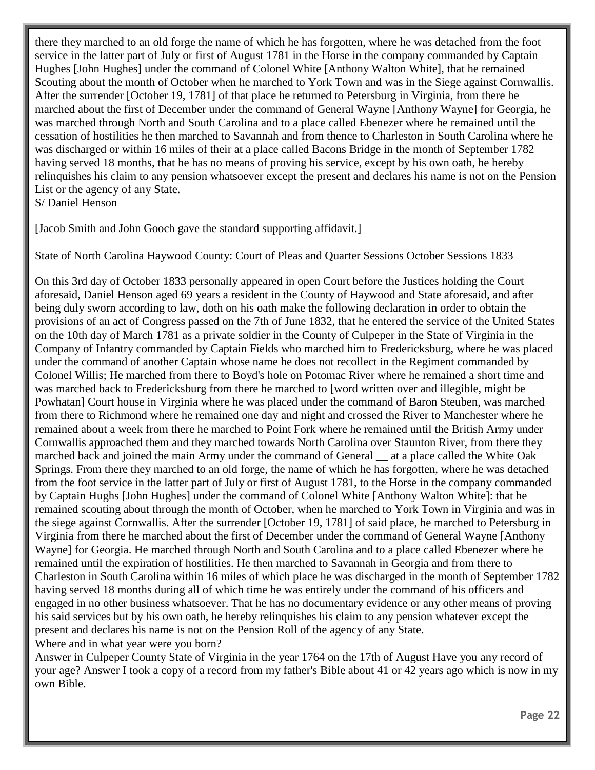there they marched to an old forge the name of which he has forgotten, where he was detached from the foot service in the latter part of July or first of August 1781 in the Horse in the company commanded by Captain Hughes [John Hughes] under the command of Colonel White [Anthony Walton White], that he remained Scouting about the month of October when he marched to York Town and was in the Siege against Cornwallis. After the surrender [October 19, 1781] of that place he returned to Petersburg in Virginia, from there he marched about the first of December under the command of General Wayne [Anthony Wayne] for Georgia, he was marched through North and South Carolina and to a place called Ebenezer where he remained until the cessation of hostilities he then marched to Savannah and from thence to Charleston in South Carolina where he was discharged or within 16 miles of their at a place called Bacons Bridge in the month of September 1782 having served 18 months, that he has no means of proving his service, except by his own oath, he hereby relinquishes his claim to any pension whatsoever except the present and declares his name is not on the Pension List or the agency of any State.
S/ Daniel Henson

[Jacob Smith and John Gooch gave the standard supporting affidavit.]

State of North Carolina Haywood County: Court of Pleas and Quarter Sessions October Sessions 1833

On this 3rd day of October 1833 personally appeared in open Court before the Justices holding the Court aforesaid, Daniel Henson aged 69 years a resident in the County of Haywood and State aforesaid, and after being duly sworn according to law, doth on his oath make the following declaration in order to obtain the provisions of an act of Congress passed on the 7th of June 1832, that he entered the service of the United States on the 10th day of March 1781 as a private soldier in the County of Culpeper in the State of Virginia in the Company of Infantry commanded by Captain Fields who marched him to Fredericksburg, where he was placed under the command of another Captain whose name he does not recollect in the Regiment commanded by Colonel Willis; He marched from there to Boyd's hole on Potomac River where he remained a short time and was marched back to Fredericksburg from there he marched to [word written over and illegible, might be Powhatan] Court house in Virginia where he was placed under the command of Baron Steuben, was marched from there to Richmond where he remained one day and night and crossed the River to Manchester where he remained about a week from there he marched to Point Fork where he remained until the British Army under Cornwallis approached them and they marched towards North Carolina over Staunton River, from there they marched back and joined the main Army under the command of General __ at a place called the White Oak Springs. From there they marched to an old forge, the name of which he has forgotten, where he was detached from the foot service in the latter part of July or first of August 1781, to the Horse in the company commanded by Captain Hughs [John Hughes] under the command of Colonel White [Anthony Walton White]: that he remained scouting about through the month of October, when he marched to York Town in Virginia and was in the siege against Cornwallis. After the surrender [October 19, 1781] of said place, he marched to Petersburg in Virginia from there he marched about the first of December under the command of General Wayne [Anthony Wayne] for Georgia. He marched through North and South Carolina and to a place called Ebenezer where he remained until the expiration of hostilities. He then marched to Savannah in Georgia and from there to Charleston in South Carolina within 16 miles of which place he was discharged in the month of September 1782 having served 18 months during all of which time he was entirely under the command of his officers and engaged in no other business whatsoever. That he has no documentary evidence or any other means of proving his said services but by his own oath, he hereby relinquishes his claim to any pension whatever except the present and declares his name is not on the Pension Roll of the agency of any State.
Where and in what year were you born?
Answer in Culpeper County State of Virginia in the year 1764 on the 17th of August Have you any record of your age? Answer I took a copy of a record from my father's Bible about 41 or 42 years ago which is now in my own Bible.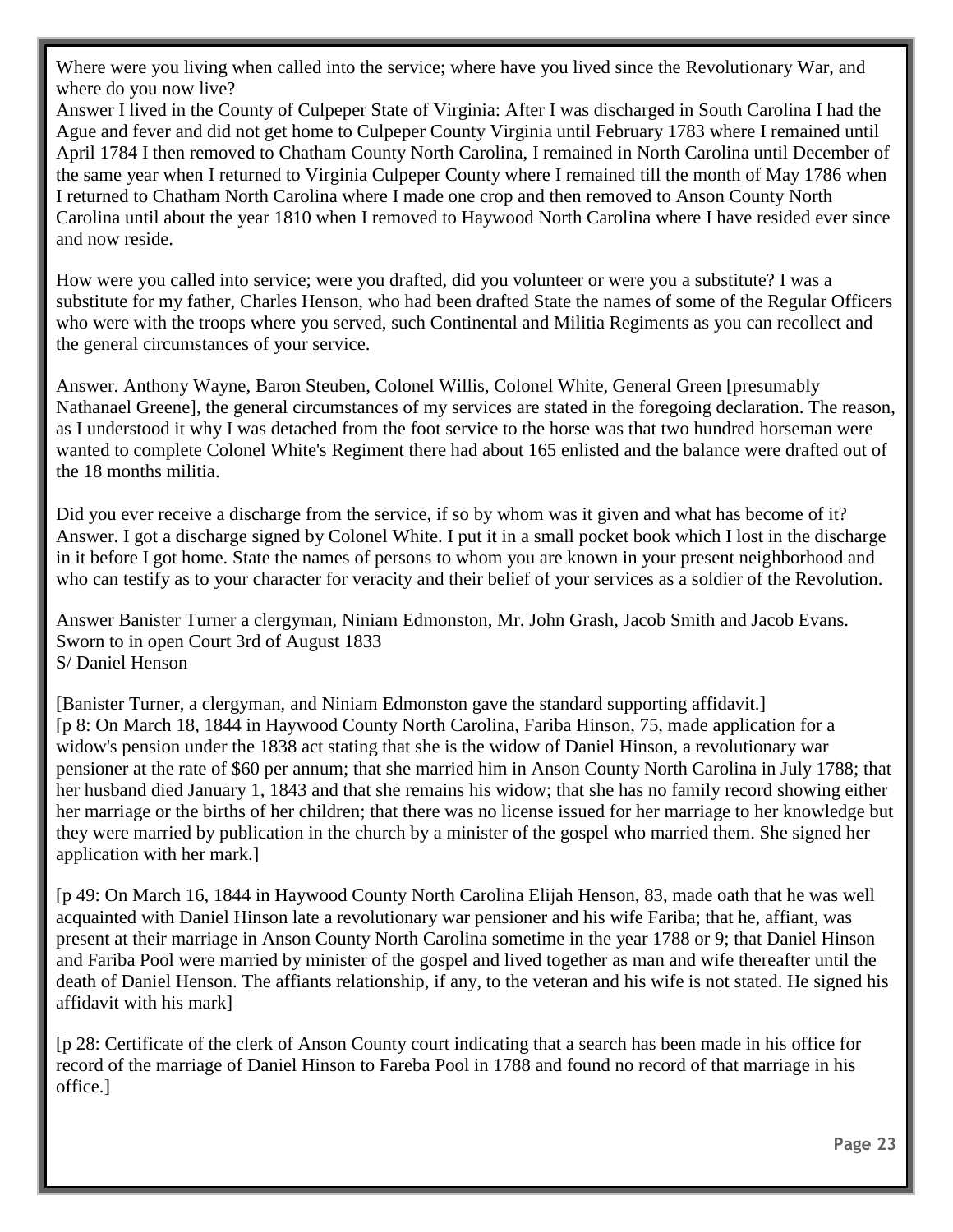Where were you living when called into the service; where have you lived since the Revolutionary War, and where do you now live?
Answer I lived in the County of Culpeper State of Virginia: After I was discharged in South Carolina I had the Ague and fever and did not get home to Culpeper County Virginia until February 1783 where I remained until April 1784 I then removed to Chatham County North Carolina, I remained in North Carolina until December of the same year when I returned to Virginia Culpeper County where I remained till the month of May 1786 when I returned to Chatham North Carolina where I made one crop and then removed to Anson County North Carolina until about the year 1810 when I removed to Haywood North Carolina where I have resided ever since and now reside.

How were you called into service; were you drafted, did you volunteer or were you a substitute? I was a substitute for my father, Charles Henson, who had been drafted State the names of some of the Regular Officers who were with the troops where you served, such Continental and Militia Regiments as you can recollect and the general circumstances of your service.

Answer. Anthony Wayne, Baron Steuben, Colonel Willis, Colonel White, General Green [presumably Nathanael Greene], the general circumstances of my services are stated in the foregoing declaration. The reason, as I understood it why I was detached from the foot service to the horse was that two hundred horseman were wanted to complete Colonel White's Regiment there had about 165 enlisted and the balance were drafted out of the 18 months militia.

Did you ever receive a discharge from the service, if so by whom was it given and what has become of it? Answer. I got a discharge signed by Colonel White. I put it in a small pocket book which I lost in the discharge in it before I got home. State the names of persons to whom you are known in your present neighborhood and who can testify as to your character for veracity and their belief of your services as a soldier of the Revolution.

Answer Banister Turner a clergyman, Niniam Edmonston, Mr. John Grash, Jacob Smith and Jacob Evans.
Sworn to in open Court 3rd of August 1833
S/ Daniel Henson

[Banister Turner, a clergyman, and Niniam Edmonston gave the standard supporting affidavit.]
[p 8: On March 18, 1844 in Haywood County North Carolina, Fariba Hinson, 75, made application for a widow's pension under the 1838 act stating that she is the widow of Daniel Hinson, a revolutionary war pensioner at the rate of $60 per annum; that she married him in Anson County North Carolina in July 1788; that her husband died January 1, 1843 and that she remains his widow; that she has no family record showing either her marriage or the births of her children; that there was no license issued for her marriage to her knowledge but they were married by publication in the church by a minister of the gospel who married them. She signed her application with her mark.]

[p 49: On March 16, 1844 in Haywood County North Carolina Elijah Henson, 83, made oath that he was well acquainted with Daniel Hinson late a revolutionary war pensioner and his wife Fariba; that he, affiant, was present at their marriage in Anson County North Carolina sometime in the year 1788 or 9; that Daniel Hinson and Fariba Pool were married by minister of the gospel and lived together as man and wife thereafter until the death of Daniel Henson. The affiants relationship, if any, to the veteran and his wife is not stated. He signed his affidavit with his mark]

[p 28: Certificate of the clerk of Anson County court indicating that a search has been made in his office for record of the marriage of Daniel Hinson to Fareba Pool in 1788 and found no record of that marriage in his office.]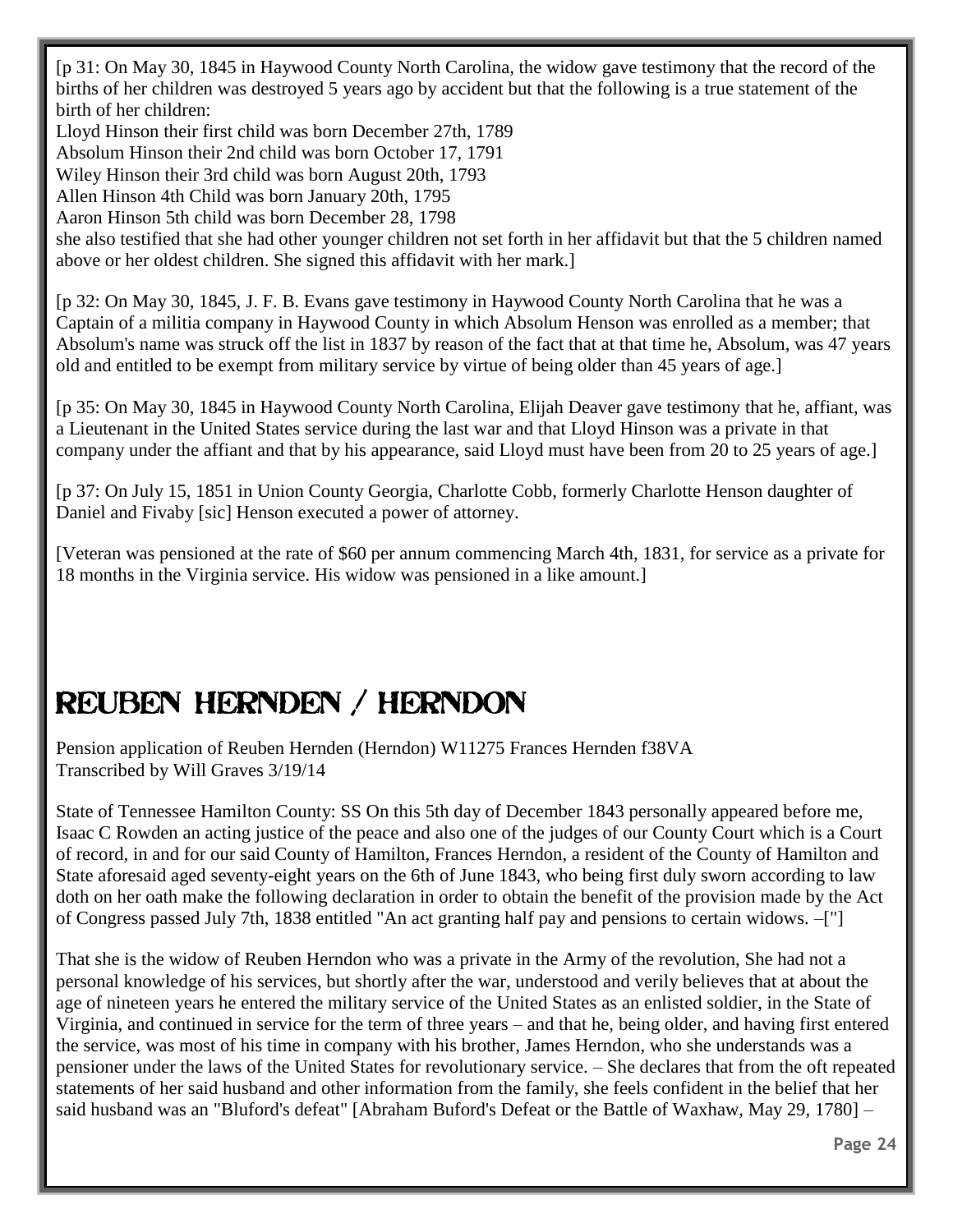[p 31: On May 30, 1845 in Haywood County North Carolina, the widow gave testimony that the record of the births of her children was destroyed 5 years ago by accident but that the following is a true statement of the birth of her children:
Lloyd Hinson their first child was born December 27th, 1789
Absolum Hinson their 2nd child was born October 17, 1791
Wiley Hinson their 3rd child was born August 20th, 1793
Allen Hinson 4th Child was born January 20th, 1795
Aaron Hinson 5th child was born December 28, 1798
she also testified that she had other younger children not set forth in her affidavit but that the 5 children named above or her oldest children. She signed this affidavit with her mark.]

[p 32: On May 30, 1845, J. F. B. Evans gave testimony in Haywood County North Carolina that he was a Captain of a militia company in Haywood County in which Absolum Henson was enrolled as a member; that Absolum's name was struck off the list in 1837 by reason of the fact that at that time he, Absolum, was 47 years old and entitled to be exempt from military service by virtue of being older than 45 years of age.]

[p 35: On May 30, 1845 in Haywood County North Carolina, Elijah Deaver gave testimony that he, affiant, was a Lieutenant in the United States service during the last war and that Lloyd Hinson was a private in that company under the affiant and that by his appearance, said Lloyd must have been from 20 to 25 years of age.]

[p 37: On July 15, 1851 in Union County Georgia, Charlotte Cobb, formerly Charlotte Henson daughter of Daniel and Fivaby [sic] Henson executed a power of attorney.

[Veteran was pensioned at the rate of $60 per annum commencing March 4th, 1831, for service as a private for 18 months in the Virginia service. His widow was pensioned in a like amount.]

# REUBEN HERNDEN / HERNDON

Pension application of Reuben Hernden (Herndon) W11275 Frances Hernden f38VA
Transcribed by Will Graves 3/19/14

State of Tennessee Hamilton County: SS On this 5th day of December 1843 personally appeared before me, Isaac C Rowden an acting justice of the peace and also one of the judges of our County Court which is a Court of record, in and for our said County of Hamilton, Frances Herndon, a resident of the County of Hamilton and State aforesaid aged seventy-eight years on the 6th of June 1843, who being first duly sworn according to law doth on her oath make the following declaration in order to obtain the benefit of the provision made by the Act of Congress passed July 7th, 1838 entitled "An act granting half pay and pensions to certain widows. –["]

That she is the widow of Reuben Herndon who was a private in the Army of the revolution, She had not a personal knowledge of his services, but shortly after the war, understood and verily believes that at about the age of nineteen years he entered the military service of the United States as an enlisted soldier, in the State of Virginia, and continued in service for the term of three years – and that he, being older, and having first entered the service, was most of his time in company with his brother, James Herndon, who she understands was a pensioner under the laws of the United States for revolutionary service. – She declares that from the oft repeated statements of her said husband and other information from the family, she feels confident in the belief that her said husband was an "Bluford's defeat" [Abraham Buford's Defeat or the Battle of Waxhaw, May 29, 1780] –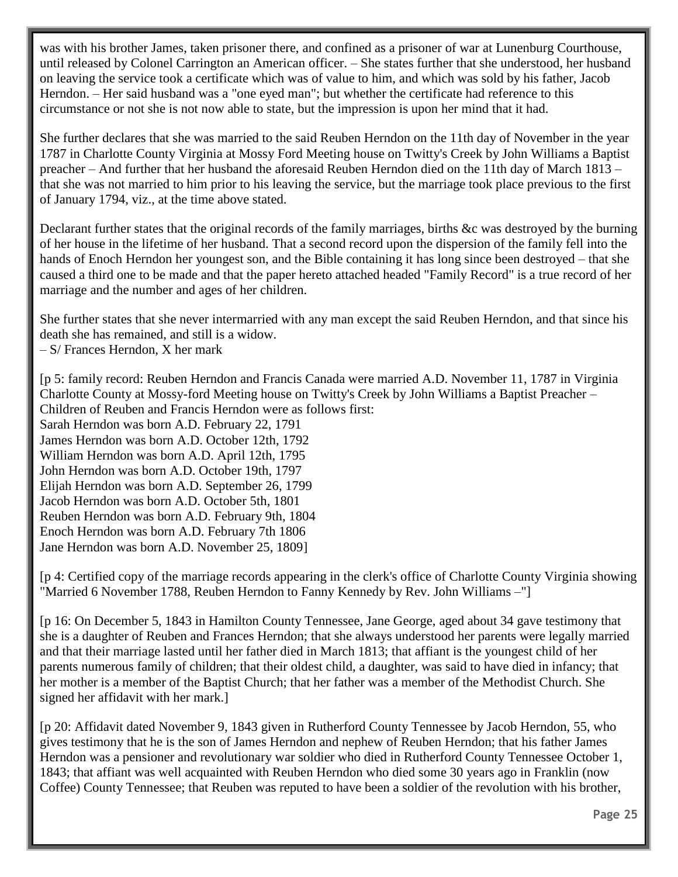was with his brother James, taken prisoner there, and confined as a prisoner of war at Lunenburg Courthouse, until released by Colonel Carrington an American officer. – She states further that she understood, her husband on leaving the service took a certificate which was of value to him, and which was sold by his father, Jacob Herndon. – Her said husband was a "one eyed man"; but whether the certificate had reference to this circumstance or not she is not now able to state, but the impression is upon her mind that it had.

She further declares that she was married to the said Reuben Herndon on the 11th day of November in the year 1787 in Charlotte County Virginia at Mossy Ford Meeting house on Twitty's Creek by John Williams a Baptist preacher – And further that her husband the aforesaid Reuben Herndon died on the 11th day of March 1813 – that she was not married to him prior to his leaving the service, but the marriage took place previous to the first of January 1794, viz., at the time above stated.

Declarant further states that the original records of the family marriages, births &c was destroyed by the burning of her house in the lifetime of her husband. That a second record upon the dispersion of the family fell into the hands of Enoch Herndon her youngest son, and the Bible containing it has long since been destroyed – that she caused a third one to be made and that the paper hereto attached headed "Family Record" is a true record of her marriage and the number and ages of her children.

She further states that she never intermarried with any man except the said Reuben Herndon, and that since his death she has remained, and still is a widow.
– S/ Frances Herndon, X her mark

[p 5: family record: Reuben Herndon and Francis Canada were married A.D. November 11, 1787 in Virginia Charlotte County at Mossy-ford Meeting house on Twitty's Creek by John Williams a Baptist Preacher –
Children of Reuben and Francis Herndon were as follows first:
Sarah Herndon was born A.D. February 22, 1791
James Herndon was born A.D. October 12th, 1792
William Herndon was born A.D. April 12th, 1795
John Herndon was born A.D. October 19th, 1797
Elijah Herndon was born A.D. September 26, 1799
Jacob Herndon was born A.D. October 5th, 1801
Reuben Herndon was born A.D. February 9th, 1804
Enoch Herndon was born A.D. February 7th 1806
Jane Herndon was born A.D. November 25, 1809]

[p 4: Certified copy of the marriage records appearing in the clerk's office of Charlotte County Virginia showing "Married 6 November 1788, Reuben Herndon to Fanny Kennedy by Rev. John Williams –"]

[p 16: On December 5, 1843 in Hamilton County Tennessee, Jane George, aged about 34 gave testimony that she is a daughter of Reuben and Frances Herndon; that she always understood her parents were legally married and that their marriage lasted until her father died in March 1813; that affiant is the youngest child of her parents numerous family of children; that their oldest child, a daughter, was said to have died in infancy; that her mother is a member of the Baptist Church; that her father was a member of the Methodist Church. She signed her affidavit with her mark.]

[p 20: Affidavit dated November 9, 1843 given in Rutherford County Tennessee by Jacob Herndon, 55, who gives testimony that he is the son of James Herndon and nephew of Reuben Herndon; that his father James Herndon was a pensioner and revolutionary war soldier who died in Rutherford County Tennessee October 1, 1843; that affiant was well acquainted with Reuben Herndon who died some 30 years ago in Franklin (now Coffee) County Tennessee; that Reuben was reputed to have been a soldier of the revolution with his brother,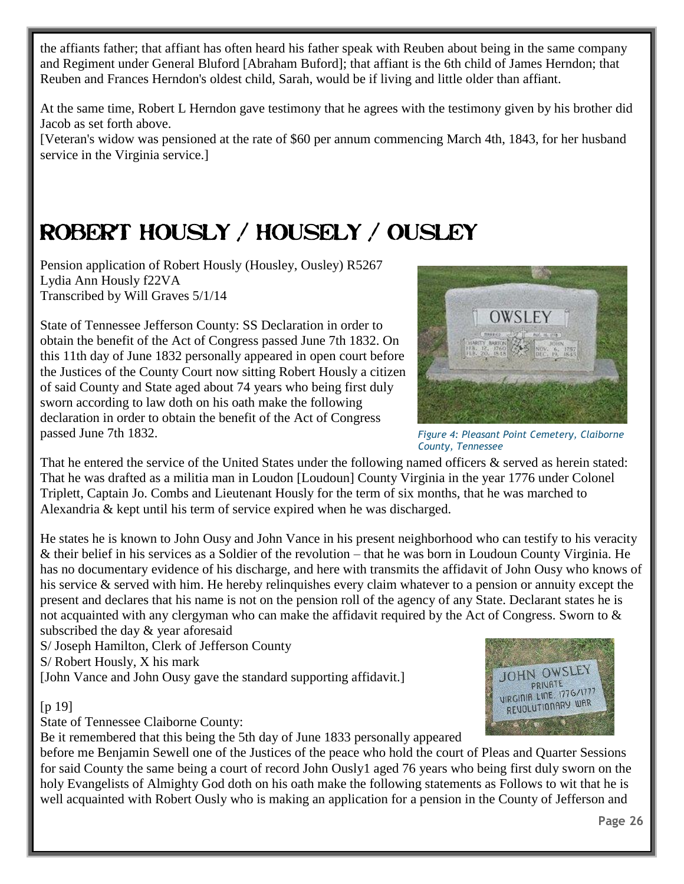the affiants father; that affiant has often heard his father speak with Reuben about being in the same company and Regiment under General Bluford [Abraham Buford]; that affiant is the 6th child of James Herndon; that Reuben and Frances Herndon's oldest child, Sarah, would be if living and little older than affiant.

At the same time, Robert L Herndon gave testimony that he agrees with the testimony given by his brother did Jacob as set forth above.
[Veteran's widow was pensioned at the rate of $60 per annum commencing March 4th, 1843, for her husband service in the Virginia service.]

# ROBERT HOUSLY / HOUSELY / OUSLEY

Pension application of Robert Hously (Housley, Ousley) R5267
Lydia Ann Hously f22VA
Transcribed by Will Graves 5/1/14

State of Tennessee Jefferson County: SS Declaration in order to obtain the benefit of the Act of Congress passed June 7th 1832. On this 11th day of June 1832 personally appeared in open court before the Justices of the County Court now sitting Robert Hously a citizen of said County and State aged about 74 years who being first duly sworn according to law doth on his oath make the following declaration in order to obtain the benefit of the Act of Congress passed June 7th 1832.

*Figure 4: Pleasant Point Cemetery, Claiborne County, Tennessee*

That he entered the service of the United States under the following named officers & served as herein stated: That he was drafted as a militia man in Loudon [Loudoun] County Virginia in the year 1776 under Colonel Triplett, Captain Jo. Combs and Lieutenant Hously for the term of six months, that he was marched to Alexandria & kept until his term of service expired when he was discharged.

He states he is known to John Ousy and John Vance in his present neighborhood who can testify to his veracity & their belief in his services as a Soldier of the revolution – that he was born in Loudoun County Virginia. He has no documentary evidence of his discharge, and here with transmits the affidavit of John Ousy who knows of his service & served with him. He hereby relinquishes every claim whatever to a pension or annuity except the present and declares that his name is not on the pension roll of the agency of any State. Declarant states he is not acquainted with any clergyman who can make the affidavit required by the Act of Congress. Sworn to & subscribed the day & year aforesaid

S/ Joseph Hamilton, Clerk of Jefferson County
S/ Robert Hously, X his mark
[John Vance and John Ousy gave the standard supporting affidavit.]

[p 19]
State of Tennessee Claiborne County:
Be it remembered that this being the 5th day of June 1833 personally appeared before me Benjamin Sewell one of the Justices of the peace who hold the court of Pleas and Quarter Sessions for said County the same being a court of record John Ously1 aged 76 years who being first duly sworn on the holy Evangelists of Almighty God doth on his oath make the following statements as Follows to wit that he is well acquainted with Robert Ously who is making an application for a pension in the County of Jefferson and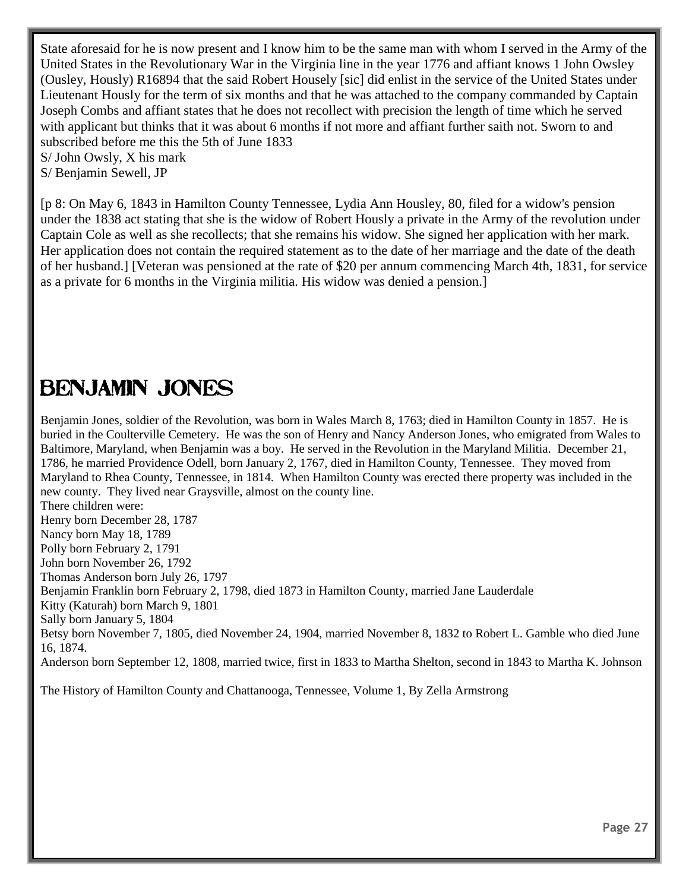State aforesaid for he is now present and I know him to be the same man with whom I served in the Army of the United States in the Revolutionary War in the Virginia line in the year 1776 and affiant knows 1 John Owsley (Ousley, Hously) R16894 that the said Robert Housely [sic] did enlist in the service of the United States under Lieutenant Hously for the term of six months and that he was attached to the company commanded by Captain Joseph Combs and affiant states that he does not recollect with precision the length of time which he served with applicant but thinks that it was about 6 months if not more and affiant further saith not. Sworn to and subscribed before me this the 5th of June 1833
S/ John Owsly, X his mark
S/ Benjamin Sewell, JP

[p 8: On May 6, 1843 in Hamilton County Tennessee, Lydia Ann Housley, 80, filed for a widow's pension under the 1838 act stating that she is the widow of Robert Hously a private in the Army of the revolution under Captain Cole as well as she recollects; that she remains his widow. She signed her application with her mark. Her application does not contain the required statement as to the date of her marriage and the date of the death of her husband.] [Veteran was pensioned at the rate of $20 per annum commencing March 4th, 1831, for service as a private for 6 months in the Virginia militia. His widow was denied a pension.]

# Benjamin Jones

Benjamin Jones, soldier of the Revolution, was born in Wales March 8, 1763; died in Hamilton County in 1857. He is buried in the Coulterville Cemetery. He was the son of Henry and Nancy Anderson Jones, who emigrated from Wales to Baltimore, Maryland, when Benjamin was a boy. He served in the Revolution in the Maryland Militia. December 21, 1786, he married Providence Odell, born January 2, 1767, died in Hamilton County, Tennessee. They moved from Maryland to Rhea County, Tennessee, in 1814. When Hamilton County was erected there property was included in the new county. They lived near Graysville, almost on the county line.
There children were:
Henry born December 28, 1787
Nancy born May 18, 1789
Polly born February 2, 1791
John born November 26, 1792
Thomas Anderson born July 26, 1797
Benjamin Franklin born February 2, 1798, died 1873 in Hamilton County, married Jane Lauderdale
Kitty (Katurah) born March 9, 1801
Sally born January 5, 1804
Betsy born November 7, 1805, died November 24, 1904, married November 8, 1832 to Robert L. Gamble who died June 16, 1874.
Anderson born September 12, 1808, married twice, first in 1833 to Martha Shelton, second in 1843 to Martha K. Johnson

The History of Hamilton County and Chattanooga, Tennessee, Volume 1, By Zella Armstrong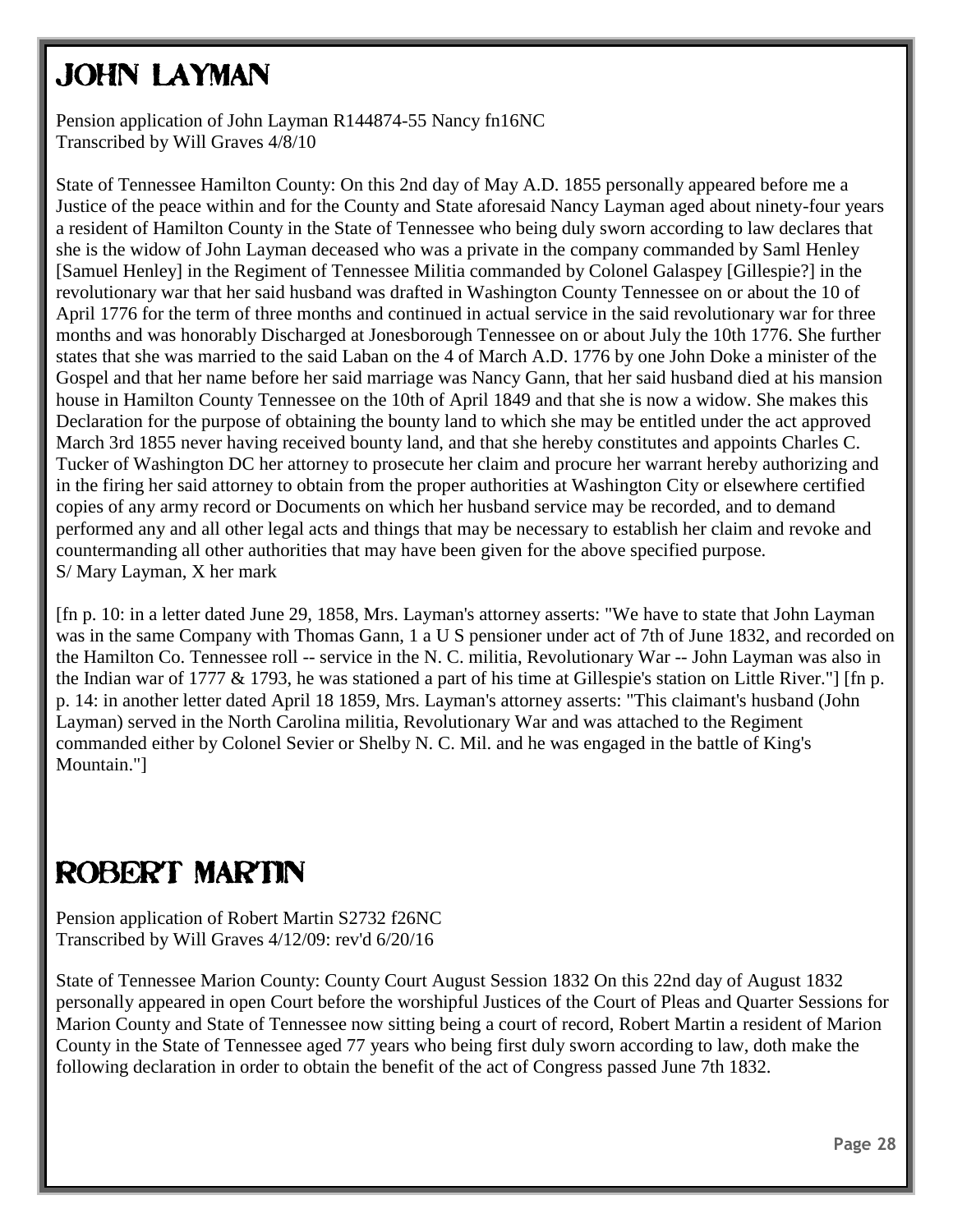# JOHN LAYMAN

Pension application of John Layman R144874-55 Nancy fn16NC
Transcribed by Will Graves 4/8/10

State of Tennessee Hamilton County: On this 2nd day of May A.D. 1855 personally appeared before me a Justice of the peace within and for the County and State aforesaid Nancy Layman aged about ninety-four years a resident of Hamilton County in the State of Tennessee who being duly sworn according to law declares that she is the widow of John Layman deceased who was a private in the company commanded by Saml Henley [Samuel Henley] in the Regiment of Tennessee Militia commanded by Colonel Galaspey [Gillespie?] in the revolutionary war that her said husband was drafted in Washington County Tennessee on or about the 10 of April 1776 for the term of three months and continued in actual service in the said revolutionary war for three months and was honorably Discharged at Jonesborough Tennessee on or about July the 10th 1776. She further states that she was married to the said Laban on the 4 of March A.D. 1776 by one John Doke a minister of the Gospel and that her name before her said marriage was Nancy Gann, that her said husband died at his mansion house in Hamilton County Tennessee on the 10th of April 1849 and that she is now a widow. She makes this Declaration for the purpose of obtaining the bounty land to which she may be entitled under the act approved March 3rd 1855 never having received bounty land, and that she hereby constitutes and appoints Charles C. Tucker of Washington DC her attorney to prosecute her claim and procure her warrant hereby authorizing and in the firing her said attorney to obtain from the proper authorities at Washington City or elsewhere certified copies of any army record or Documents on which her husband service may be recorded, and to demand performed any and all other legal acts and things that may be necessary to establish her claim and revoke and countermanding all other authorities that may have been given for the above specified purpose.
S/ Mary Layman, X her mark

[fn p. 10: in a letter dated June 29, 1858, Mrs. Layman's attorney asserts: "We have to state that John Layman was in the same Company with Thomas Gann, 1 a U S pensioner under act of 7th of June 1832, and recorded on the Hamilton Co. Tennessee roll -- service in the N. C. militia, Revolutionary War -- John Layman was also in the Indian war of 1777 & 1793, he was stationed a part of his time at Gillespie's station on Little River."] [fn p. p. 14: in another letter dated April 18 1859, Mrs. Layman's attorney asserts: "This claimant's husband (John Layman) served in the North Carolina militia, Revolutionary War and was attached to the Regiment commanded either by Colonel Sevier or Shelby N. C. Mil. and he was engaged in the battle of King's Mountain."]

# ROBERT MARTIN

Pension application of Robert Martin S2732 f26NC
Transcribed by Will Graves 4/12/09: rev'd 6/20/16

State of Tennessee Marion County: County Court August Session 1832 On this 22nd day of August 1832 personally appeared in open Court before the worshipful Justices of the Court of Pleas and Quarter Sessions for Marion County and State of Tennessee now sitting being a court of record, Robert Martin a resident of Marion County in the State of Tennessee aged 77 years who being first duly sworn according to law, doth make the following declaration in order to obtain the benefit of the act of Congress passed June 7th 1832.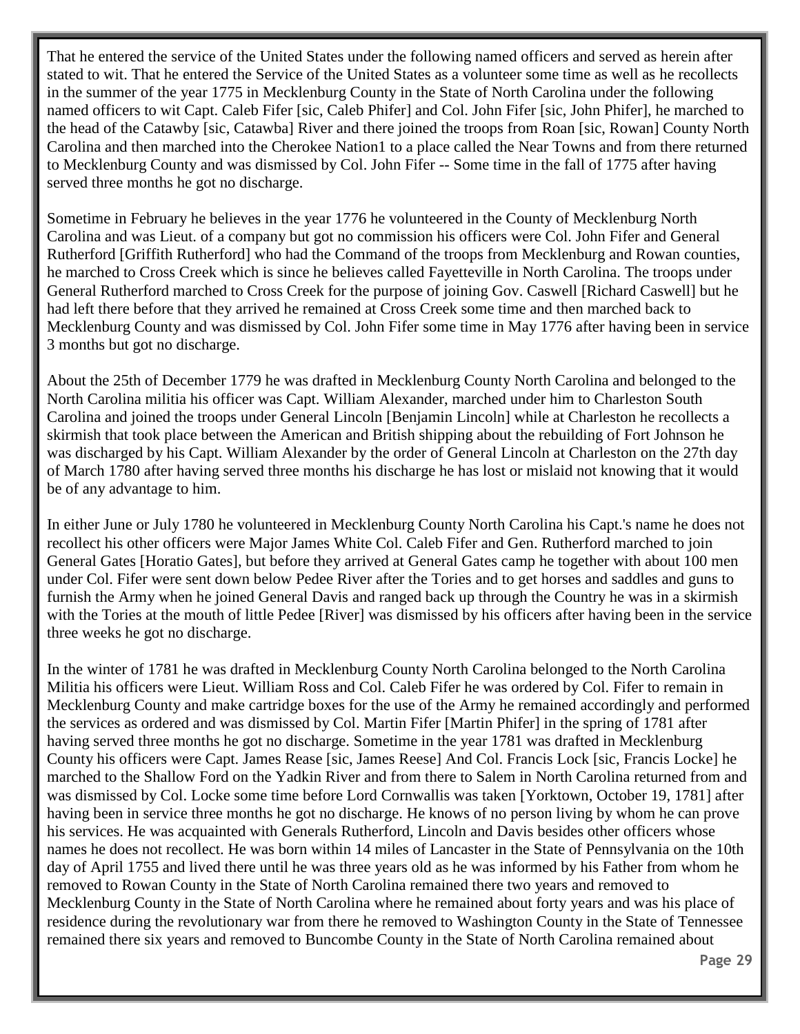That he entered the service of the United States under the following named officers and served as herein after stated to wit. That he entered the Service of the United States as a volunteer some time as well as he recollects in the summer of the year 1775 in Mecklenburg County in the State of North Carolina under the following named officers to wit Capt. Caleb Fifer [sic, Caleb Phifer] and Col. John Fifer [sic, John Phifer], he marched to the head of the Catawby [sic, Catawba] River and there joined the troops from Roan [sic, Rowan] County North Carolina and then marched into the Cherokee Nation1 to a place called the Near Towns and from there returned to Mecklenburg County and was dismissed by Col. John Fifer -- Some time in the fall of 1775 after having served three months he got no discharge.

Sometime in February he believes in the year 1776 he volunteered in the County of Mecklenburg North Carolina and was Lieut. of a company but got no commission his officers were Col. John Fifer and General Rutherford [Griffith Rutherford] who had the Command of the troops from Mecklenburg and Rowan counties, he marched to Cross Creek which is since he believes called Fayetteville in North Carolina. The troops under General Rutherford marched to Cross Creek for the purpose of joining Gov. Caswell [Richard Caswell] but he had left there before that they arrived he remained at Cross Creek some time and then marched back to Mecklenburg County and was dismissed by Col. John Fifer some time in May 1776 after having been in service 3 months but got no discharge.

About the 25th of December 1779 he was drafted in Mecklenburg County North Carolina and belonged to the North Carolina militia his officer was Capt. William Alexander, marched under him to Charleston South Carolina and joined the troops under General Lincoln [Benjamin Lincoln] while at Charleston he recollects a skirmish that took place between the American and British shipping about the rebuilding of Fort Johnson he was discharged by his Capt. William Alexander by the order of General Lincoln at Charleston on the 27th day of March 1780 after having served three months his discharge he has lost or mislaid not knowing that it would be of any advantage to him.

In either June or July 1780 he volunteered in Mecklenburg County North Carolina his Capt.'s name he does not recollect his other officers were Major James White Col. Caleb Fifer and Gen. Rutherford marched to join General Gates [Horatio Gates], but before they arrived at General Gates camp he together with about 100 men under Col. Fifer were sent down below Pedee River after the Tories and to get horses and saddles and guns to furnish the Army when he joined General Davis and ranged back up through the Country he was in a skirmish with the Tories at the mouth of little Pedee [River] was dismissed by his officers after having been in the service three weeks he got no discharge.

In the winter of 1781 he was drafted in Mecklenburg County North Carolina belonged to the North Carolina Militia his officers were Lieut. William Ross and Col. Caleb Fifer he was ordered by Col. Fifer to remain in Mecklenburg County and make cartridge boxes for the use of the Army he remained accordingly and performed the services as ordered and was dismissed by Col. Martin Fifer [Martin Phifer] in the spring of 1781 after having served three months he got no discharge. Sometime in the year 1781 was drafted in Mecklenburg County his officers were Capt. James Rease [sic, James Reese] And Col. Francis Lock [sic, Francis Locke] he marched to the Shallow Ford on the Yadkin River and from there to Salem in North Carolina returned from and was dismissed by Col. Locke some time before Lord Cornwallis was taken [Yorktown, October 19, 1781] after having been in service three months he got no discharge. He knows of no person living by whom he can prove his services. He was acquainted with Generals Rutherford, Lincoln and Davis besides other officers whose names he does not recollect. He was born within 14 miles of Lancaster in the State of Pennsylvania on the 10th day of April 1755 and lived there until he was three years old as he was informed by his Father from whom he removed to Rowan County in the State of North Carolina remained there two years and removed to Mecklenburg County in the State of North Carolina where he remained about forty years and was his place of residence during the revolutionary war from there he removed to Washington County in the State of Tennessee remained there six years and removed to Buncombe County in the State of North Carolina remained about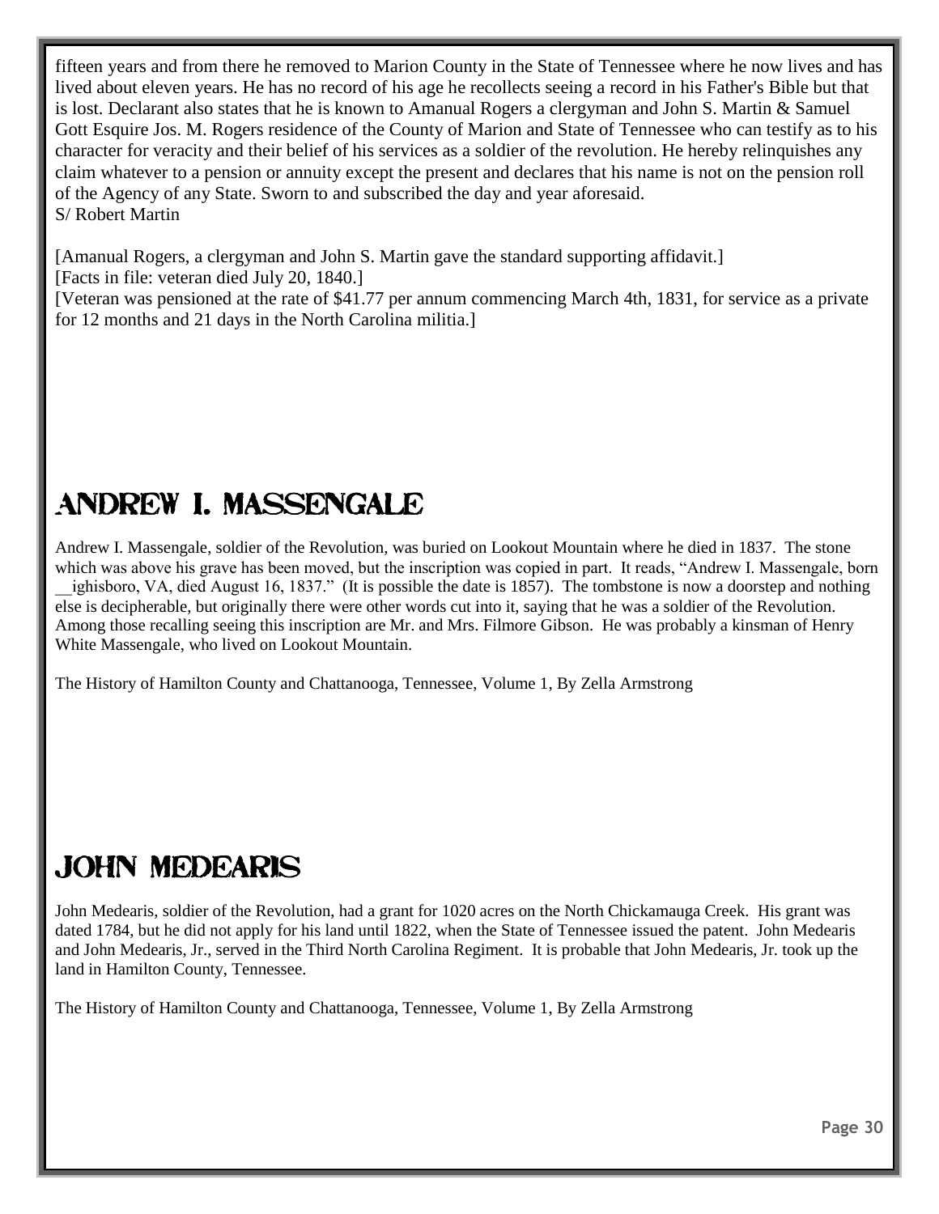fifteen years and from there he removed to Marion County in the State of Tennessee where he now lives and has lived about eleven years. He has no record of his age he recollects seeing a record in his Father's Bible but that is lost. Declarant also states that he is known to Amanual Rogers a clergyman and John S. Martin & Samuel Gott Esquire Jos. M. Rogers residence of the County of Marion and State of Tennessee who can testify as to his character for veracity and their belief of his services as a soldier of the revolution. He hereby relinquishes any claim whatever to a pension or annuity except the present and declares that his name is not on the pension roll of the Agency of any State. Sworn to and subscribed the day and year aforesaid.
S/ Robert Martin

[Amanual Rogers, a clergyman and John S. Martin gave the standard supporting affidavit.]
[Facts in file: veteran died July 20, 1840.]
[Veteran was pensioned at the rate of $41.77 per annum commencing March 4th, 1831, for service as a private for 12 months and 21 days in the North Carolina militia.]

# ANDREW I. MASSENGALE

Andrew I. Massengale, soldier of the Revolution, was buried on Lookout Mountain where he died in 1837. The stone which was above his grave has been moved, but the inscription was copied in part. It reads, "Andrew I. Massengale, born __ighisboro, VA, died August 16, 1837." (It is possible the date is 1857). The tombstone is now a doorstep and nothing else is decipherable, but originally there were other words cut into it, saying that he was a soldier of the Revolution. Among those recalling seeing this inscription are Mr. and Mrs. Filmore Gibson. He was probably a kinsman of Henry White Massengale, who lived on Lookout Mountain.

The History of Hamilton County and Chattanooga, Tennessee, Volume 1, By Zella Armstrong

# JOHN MEDEARIS

John Medearis, soldier of the Revolution, had a grant for 1020 acres on the North Chickamauga Creek. His grant was dated 1784, but he did not apply for his land until 1822, when the State of Tennessee issued the patent. John Medearis and John Medearis, Jr., served in the Third North Carolina Regiment. It is probable that John Medearis, Jr. took up the land in Hamilton County, Tennessee.

The History of Hamilton County and Chattanooga, Tennessee, Volume 1, By Zella Armstrong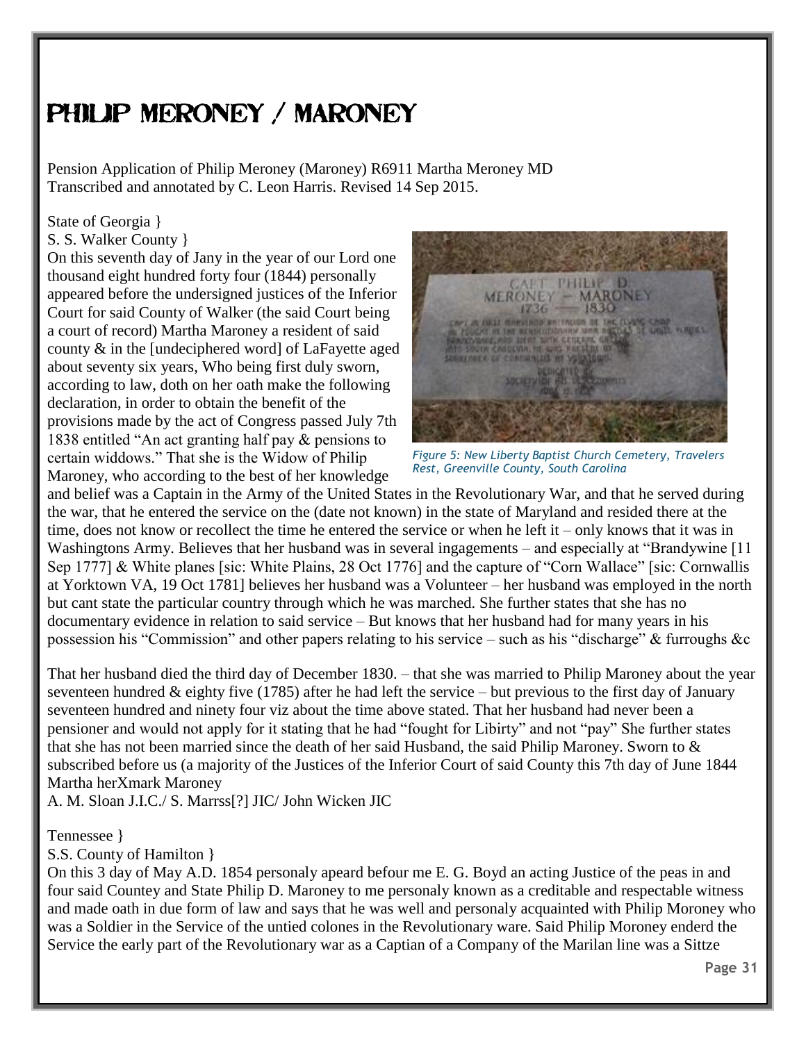# PHILIP MERONEY / MARONEY

Pension Application of Philip Meroney (Maroney) R6911 Martha Meroney MD
Transcribed and annotated by C. Leon Harris. Revised 14 Sep 2015.

State of Georgia }
S. S. Walker County }
On this seventh day of Jany in the year of our Lord one thousand eight hundred forty four (1844) personally appeared before the undersigned justices of the Inferior Court for said County of Walker (the said Court being a court of record) Martha Maroney a resident of said county & in the [undeciphered word] of LaFayette aged about seventy six years, Who being first duly sworn, according to law, doth on her oath make the following declaration, in order to obtain the benefit of the provisions made by the act of Congress passed July 7th 1838 entitled "An act granting half pay & pensions to certain widdows." That she is the Widow of Philip Maroney, who according to the best of her knowledge and belief was a Captain in the Army of the United States in the Revolutionary War, and that he served during the war, that he entered the service on the (date not known) in the state of Maryland and resided there at the time, does not know or recollect the time he entered the service or when he left it – only knows that it was in Washingtons Army. Believes that her husband was in several ingagements – and especially at "Brandywine [11 Sep 1777] & White planes [sic: White Plains, 28 Oct 1776] and the capture of "Corn Wallace" [sic: Cornwallis at Yorktown VA, 19 Oct 1781] believes her husband was a Volunteer – her husband was employed in the north but cant state the particular country through which he was marched. She further states that she has no documentary evidence in relation to said service – But knows that her husband had for many years in his possession his "Commission" and other papers relating to his service – such as his "discharge" & furroughs &c

*Figure 5: New Liberty Baptist Church Cemetery, Travelers Rest, Greenville County, South Carolina*

That her husband died the third day of December 1830. – that she was married to Philip Maroney about the year seventeen hundred & eighty five (1785) after he had left the service – but previous to the first day of January seventeen hundred and ninety four viz about the time above stated. That her husband had never been a pensioner and would not apply for it stating that he had "fought for Libirty" and not "pay" She further states that she has not been married since the death of her said Husband, the said Philip Maroney. Sworn to & subscribed before us (a majority of the Justices of the Inferior Court of said County this 7th day of June 1844
Martha herXmark Maroney
A. M. Sloan J.I.C./ S. Marrss[?] JIC/ John Wicken JIC

Tennessee }
S.S. County of Hamilton }
On this 3 day of May A.D. 1854 personaly apeard befour me E. G. Boyd an acting Justice of the peas in and four said Countey and State Philip D. Maroney to me personaly known as a creditable and respectable witness and made oath in due form of law and says that he was well and personaly acquainted with Philip Moroney who was a Soldier in the Service of the untied colones in the Revolutionary ware. Said Philip Moroney enderd the Service the early part of the Revolutionary war as a Captian of a Company of the Marilan line was a Sittze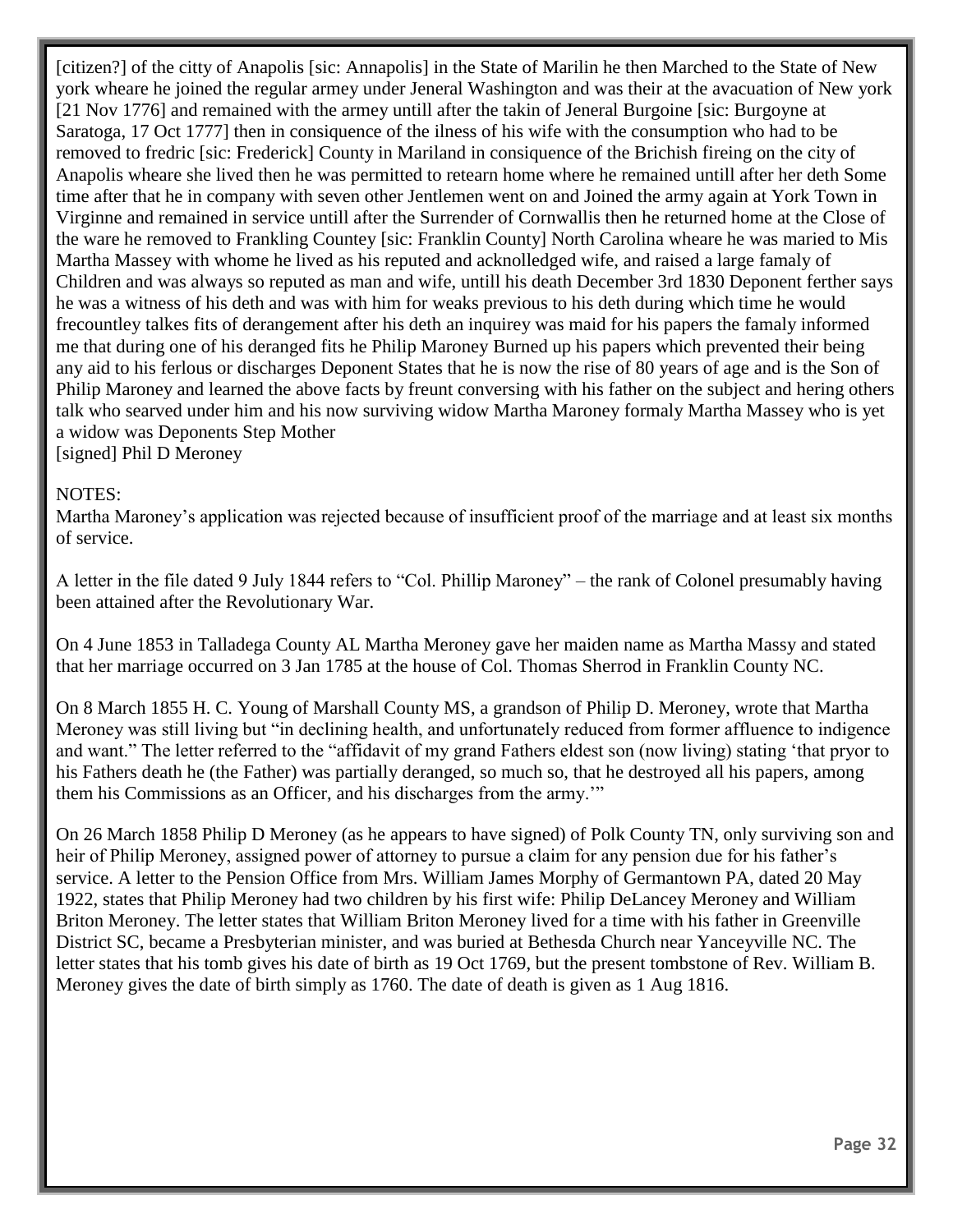[citizen?] of the citty of Anapolis [sic: Annapolis] in the State of Marilin he then Marched to the State of New york wheare he joined the regular armey under Jeneral Washington and was their at the avacuation of New york [21 Nov 1776] and remained with the armey untill after the takin of Jeneral Burgoine [sic: Burgoyne at Saratoga, 17 Oct 1777] then in consiquence of the ilness of his wife with the consumption who had to be removed to fredric [sic: Frederick] County in Mariland in consiquence of the Brichish fireing on the city of Anapolis wheare she lived then he was permitted to retearn home where he remained untill after her deth Some time after that he in company with seven other Jentlemen went on and Joined the army again at York Town in Virginne and remained in service untill after the Surrender of Cornwallis then he returned home at the Close of the ware he removed to Frankling Countey [sic: Franklin County] North Carolina wheare he was maried to Mis Martha Massey with whome he lived as his reputed and acknolledged wife, and raised a large famaly of Children and was always so reputed as man and wife, untill his death December 3rd 1830 Deponent ferther says he was a witness of his deth and was with him for weaks previous to his deth during which time he would frecountley talkes fits of derangement after his deth an inquirey was maid for his papers the famaly informed me that during one of his deranged fits he Philip Maroney Burned up his papers which prevented their being any aid to his ferlous or discharges Deponent States that he is now the rise of 80 years of age and is the Son of Philip Maroney and learned the above facts by freunt conversing with his father on the subject and hering others talk who searved under him and his now surviving widow Martha Maroney formaly Martha Massey who is yet a widow was Deponents Step Mother
[signed] Phil D Meroney

NOTES:
Martha Maroney's application was rejected because of insufficient proof of the marriage and at least six months of service.

A letter in the file dated 9 July 1844 refers to "Col. Phillip Maroney" – the rank of Colonel presumably having been attained after the Revolutionary War.

On 4 June 1853 in Talladega County AL Martha Meroney gave her maiden name as Martha Massy and stated that her marriage occurred on 3 Jan 1785 at the house of Col. Thomas Sherrod in Franklin County NC.

On 8 March 1855 H. C. Young of Marshall County MS, a grandson of Philip D. Meroney, wrote that Martha Meroney was still living but "in declining health, and unfortunately reduced from former affluence to indigence and want." The letter referred to the "affidavit of my grand Fathers eldest son (now living) stating 'that pryor to his Fathers death he (the Father) was partially deranged, so much so, that he destroyed all his papers, among them his Commissions as an Officer, and his discharges from the army.'"

On 26 March 1858 Philip D Meroney (as he appears to have signed) of Polk County TN, only surviving son and heir of Philip Meroney, assigned power of attorney to pursue a claim for any pension due for his father's service. A letter to the Pension Office from Mrs. William James Morphy of Germantown PA, dated 20 May 1922, states that Philip Meroney had two children by his first wife: Philip DeLancey Meroney and William Briton Meroney. The letter states that William Briton Meroney lived for a time with his father in Greenville District SC, became a Presbyterian minister, and was buried at Bethesda Church near Yanceyville NC. The letter states that his tomb gives his date of birth as 19 Oct 1769, but the present tombstone of Rev. William B. Meroney gives the date of birth simply as 1760. The date of death is given as 1 Aug 1816.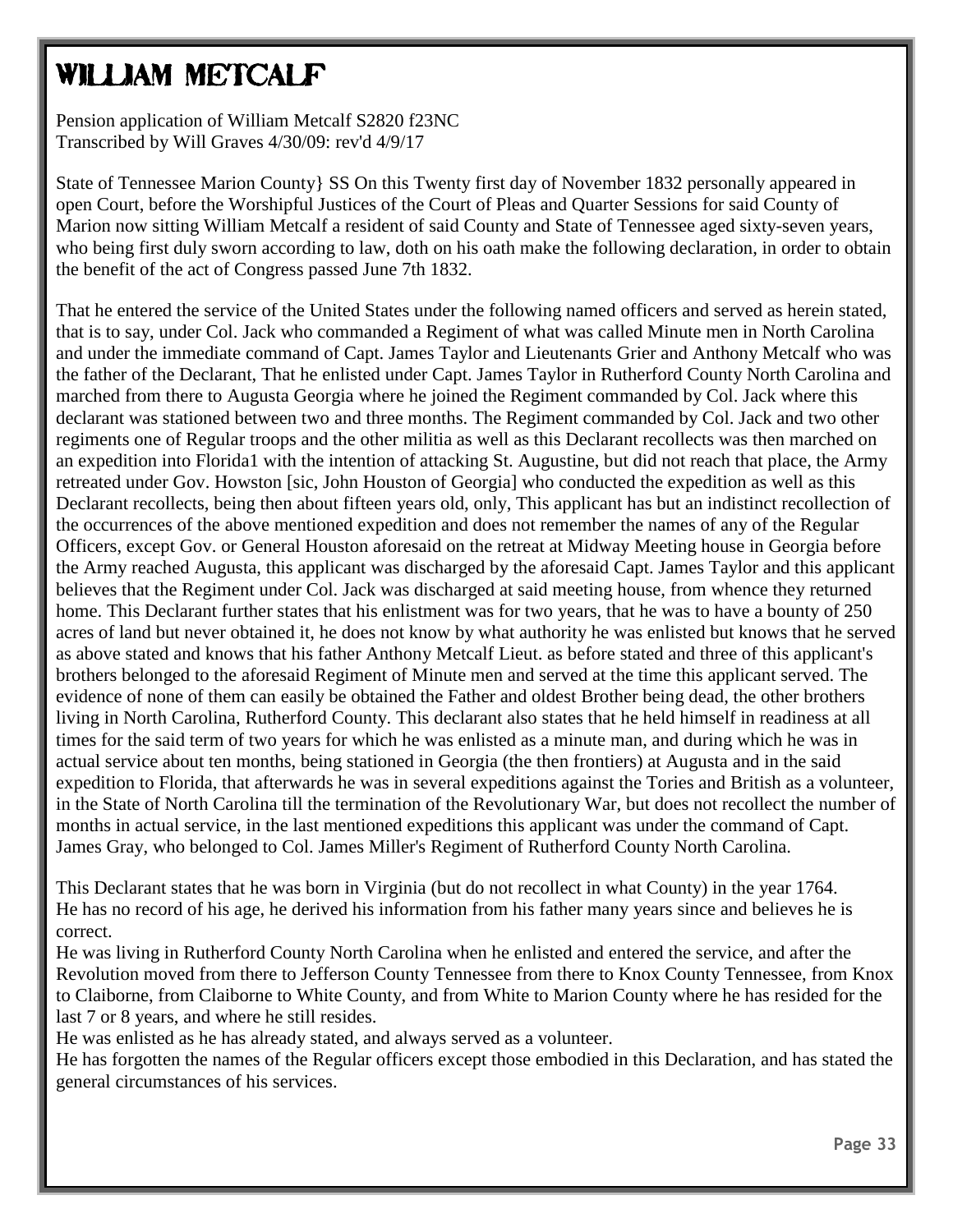# WILLIAM METCALF

Pension application of William Metcalf S2820 f23NC
Transcribed by Will Graves 4/30/09: rev'd 4/9/17

State of Tennessee Marion County} SS On this Twenty first day of November 1832 personally appeared in open Court, before the Worshipful Justices of the Court of Pleas and Quarter Sessions for said County of Marion now sitting William Metcalf a resident of said County and State of Tennessee aged sixty-seven years, who being first duly sworn according to law, doth on his oath make the following declaration, in order to obtain the benefit of the act of Congress passed June 7th 1832.

That he entered the service of the United States under the following named officers and served as herein stated, that is to say, under Col. Jack who commanded a Regiment of what was called Minute men in North Carolina and under the immediate command of Capt. James Taylor and Lieutenants Grier and Anthony Metcalf who was the father of the Declarant, That he enlisted under Capt. James Taylor in Rutherford County North Carolina and marched from there to Augusta Georgia where he joined the Regiment commanded by Col. Jack where this declarant was stationed between two and three months. The Regiment commanded by Col. Jack and two other regiments one of Regular troops and the other militia as well as this Declarant recollects was then marched on an expedition into Florida1 with the intention of attacking St. Augustine, but did not reach that place, the Army retreated under Gov. Howston [sic, John Houston of Georgia] who conducted the expedition as well as this Declarant recollects, being then about fifteen years old, only, This applicant has but an indistinct recollection of the occurrences of the above mentioned expedition and does not remember the names of any of the Regular Officers, except Gov. or General Houston aforesaid on the retreat at Midway Meeting house in Georgia before the Army reached Augusta, this applicant was discharged by the aforesaid Capt. James Taylor and this applicant believes that the Regiment under Col. Jack was discharged at said meeting house, from whence they returned home. This Declarant further states that his enlistment was for two years, that he was to have a bounty of 250 acres of land but never obtained it, he does not know by what authority he was enlisted but knows that he served as above stated and knows that his father Anthony Metcalf Lieut. as before stated and three of this applicant's brothers belonged to the aforesaid Regiment of Minute men and served at the time this applicant served. The evidence of none of them can easily be obtained the Father and oldest Brother being dead, the other brothers living in North Carolina, Rutherford County. This declarant also states that he held himself in readiness at all times for the said term of two years for which he was enlisted as a minute man, and during which he was in actual service about ten months, being stationed in Georgia (the then frontiers) at Augusta and in the said expedition to Florida, that afterwards he was in several expeditions against the Tories and British as a volunteer, in the State of North Carolina till the termination of the Revolutionary War, but does not recollect the number of months in actual service, in the last mentioned expeditions this applicant was under the command of Capt. James Gray, who belonged to Col. James Miller's Regiment of Rutherford County North Carolina.

This Declarant states that he was born in Virginia (but do not recollect in what County) in the year 1764. He has no record of his age, he derived his information from his father many years since and believes he is correct.
He was living in Rutherford County North Carolina when he enlisted and entered the service, and after the Revolution moved from there to Jefferson County Tennessee from there to Knox County Tennessee, from Knox to Claiborne, from Claiborne to White County, and from White to Marion County where he has resided for the last 7 or 8 years, and where he still resides.
He was enlisted as he has already stated, and always served as a volunteer.
He has forgotten the names of the Regular officers except those embodied in this Declaration, and has stated the general circumstances of his services.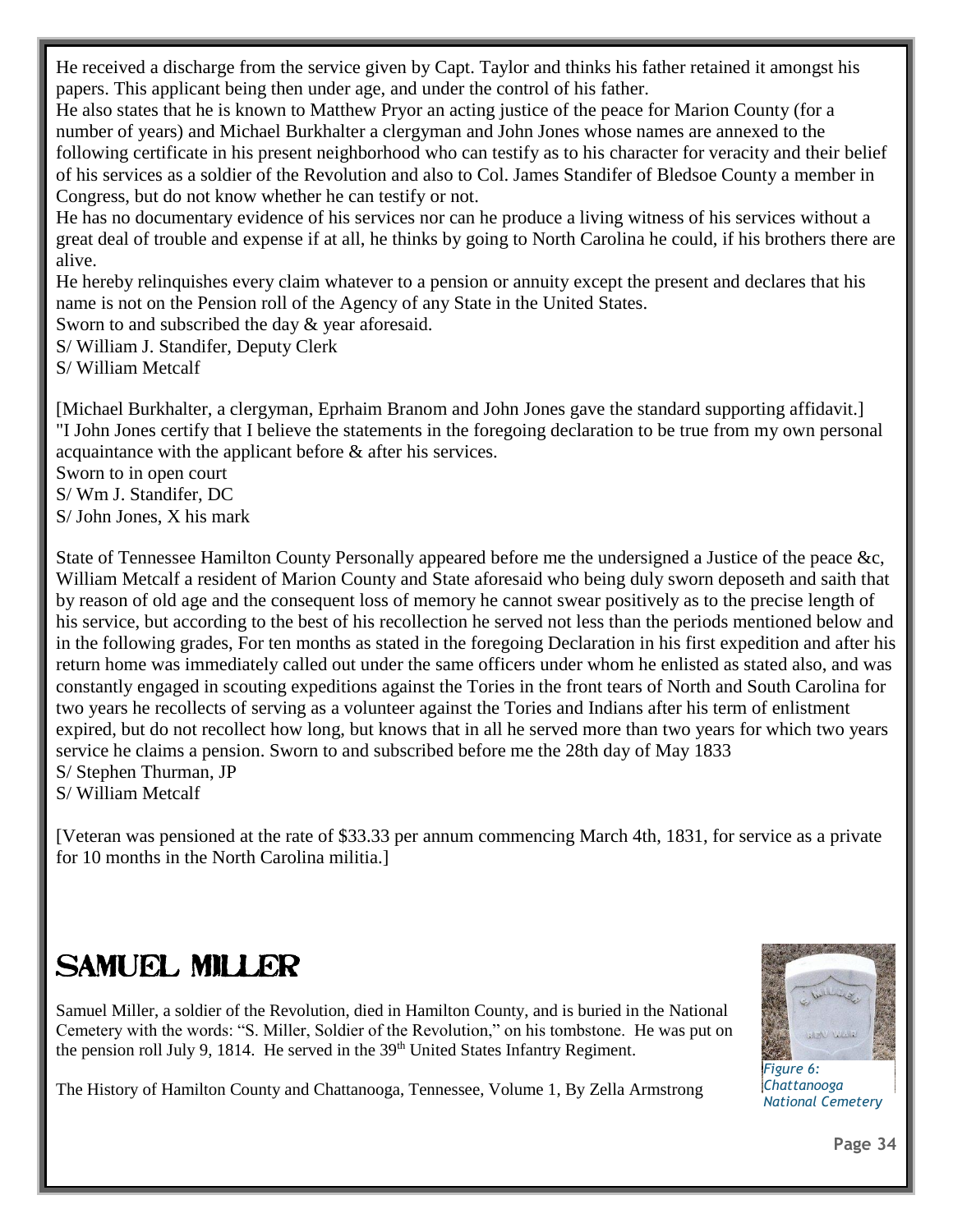He received a discharge from the service given by Capt. Taylor and thinks his father retained it amongst his papers. This applicant being then under age, and under the control of his father.

He also states that he is known to Matthew Pryor an acting justice of the peace for Marion County (for a number of years) and Michael Burkhalter a clergyman and John Jones whose names are annexed to the following certificate in his present neighborhood who can testify as to his character for veracity and their belief of his services as a soldier of the Revolution and also to Col. James Standifer of Bledsoe County a member in Congress, but do not know whether he can testify or not.

He has no documentary evidence of his services nor can he produce a living witness of his services without a great deal of trouble and expense if at all, he thinks by going to North Carolina he could, if his brothers there are alive.

He hereby relinquishes every claim whatever to a pension or annuity except the present and declares that his name is not on the Pension roll of the Agency of any State in the United States.

Sworn to and subscribed the day & year aforesaid.

S/ William J. Standifer, Deputy Clerk

S/ William Metcalf

[Michael Burkhalter, a clergyman, Eprhaim Branom and John Jones gave the standard supporting affidavit.]

"I John Jones certify that I believe the statements in the foregoing declaration to be true from my own personal acquaintance with the applicant before & after his services.

Sworn to in open court

S/ Wm J. Standifer, DC

S/ John Jones, X his mark

State of Tennessee Hamilton County Personally appeared before me the undersigned a Justice of the peace &c, William Metcalf a resident of Marion County and State aforesaid who being duly sworn deposeth and saith that by reason of old age and the consequent loss of memory he cannot swear positively as to the precise length of his service, but according to the best of his recollection he served not less than the periods mentioned below and in the following grades, For ten months as stated in the foregoing Declaration in his first expedition and after his return home was immediately called out under the same officers under whom he enlisted as stated also, and was constantly engaged in scouting expeditions against the Tories in the front tears of North and South Carolina for two years he recollects of serving as a volunteer against the Tories and Indians after his term of enlistment expired, but do not recollect how long, but knows that in all he served more than two years for which two years service he claims a pension. Sworn to and subscribed before me the 28th day of May 1833

S/ Stephen Thurman, JP

S/ William Metcalf

[Veteran was pensioned at the rate of $33.33 per annum commencing March 4th, 1831, for service as a private for 10 months in the North Carolina militia.]

# SAMUEL MILLER

Samuel Miller, a soldier of the Revolution, died in Hamilton County, and is buried in the National Cemetery with the words: "S. Miller, Soldier of the Revolution," on his tombstone. He was put on the pension roll July 9, 1814. He served in the 39th United States Infantry Regiment.

The History of Hamilton County and Chattanooga, Tennessee, Volume 1, By Zella Armstrong

*Figure 6: Chattanooga National Cemetery*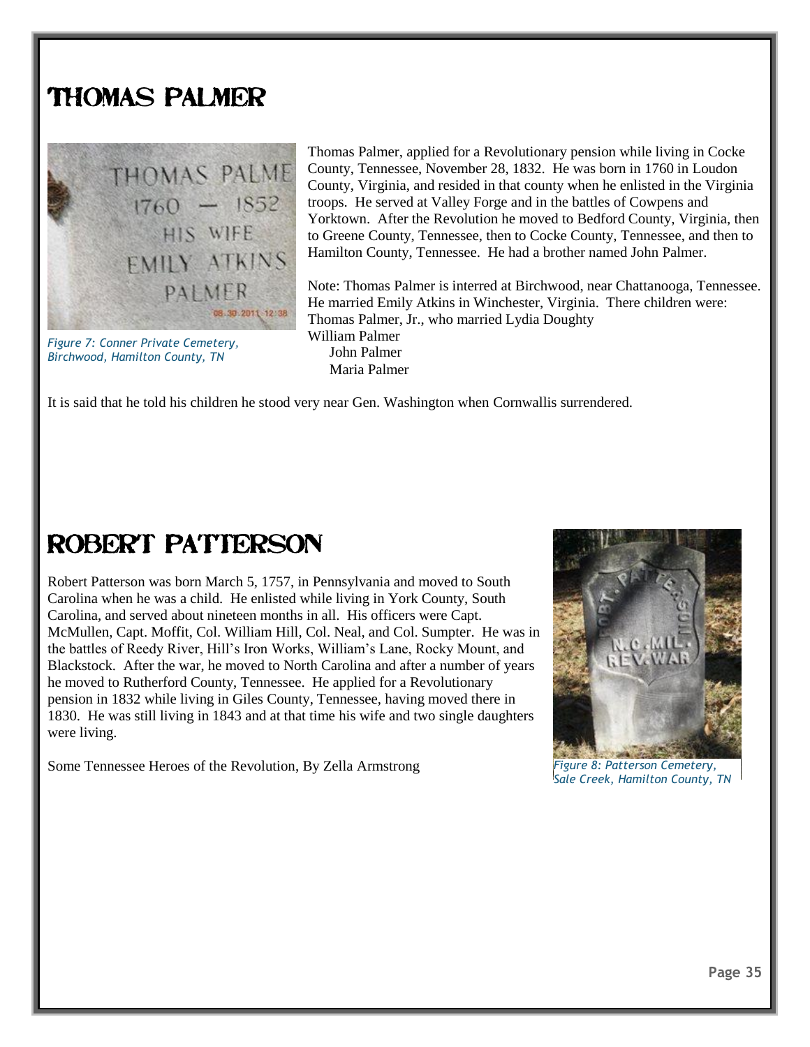# Thomas Palmer

*Figure 7: Conner Private Cemetery, Birchwood, Hamilton County, TN*

Thomas Palmer, applied for a Revolutionary pension while living in Cocke County, Tennessee, November 28, 1832. He was born in 1760 in Loudon County, Virginia, and resided in that county when he enlisted in the Virginia troops. He served at Valley Forge and in the battles of Cowpens and Yorktown. After the Revolution he moved to Bedford County, Virginia, then to Greene County, Tennessee, then to Cocke County, Tennessee, and then to Hamilton County, Tennessee. He had a brother named John Palmer.

Note: Thomas Palmer is interred at Birchwood, near Chattanooga, Tennessee. He married Emily Atkins in Winchester, Virginia. There children were:

Thomas Palmer, Jr., who married Lydia Doughty
William Palmer
John Palmer
Maria Palmer

It is said that he told his children he stood very near Gen. Washington when Cornwallis surrendered.

# Robert Patterson

Robert Patterson was born March 5, 1757, in Pennsylvania and moved to South Carolina when he was a child. He enlisted while living in York County, South Carolina, and served about nineteen months in all. His officers were Capt. McMullen, Capt. Moffit, Col. William Hill, Col. Neal, and Col. Sumpter. He was in the battles of Reedy River, Hill's Iron Works, William's Lane, Rocky Mount, and Blackstock. After the war, he moved to North Carolina and after a number of years he moved to Rutherford County, Tennessee. He applied for a Revolutionary pension in 1832 while living in Giles County, Tennessee, having moved there in 1830. He was still living in 1843 and at that time his wife and two single daughters were living.

Some Tennessee Heroes of the Revolution, By Zella Armstrong

*Figure 8: Patterson Cemetery, Sale Creek, Hamilton County, TN*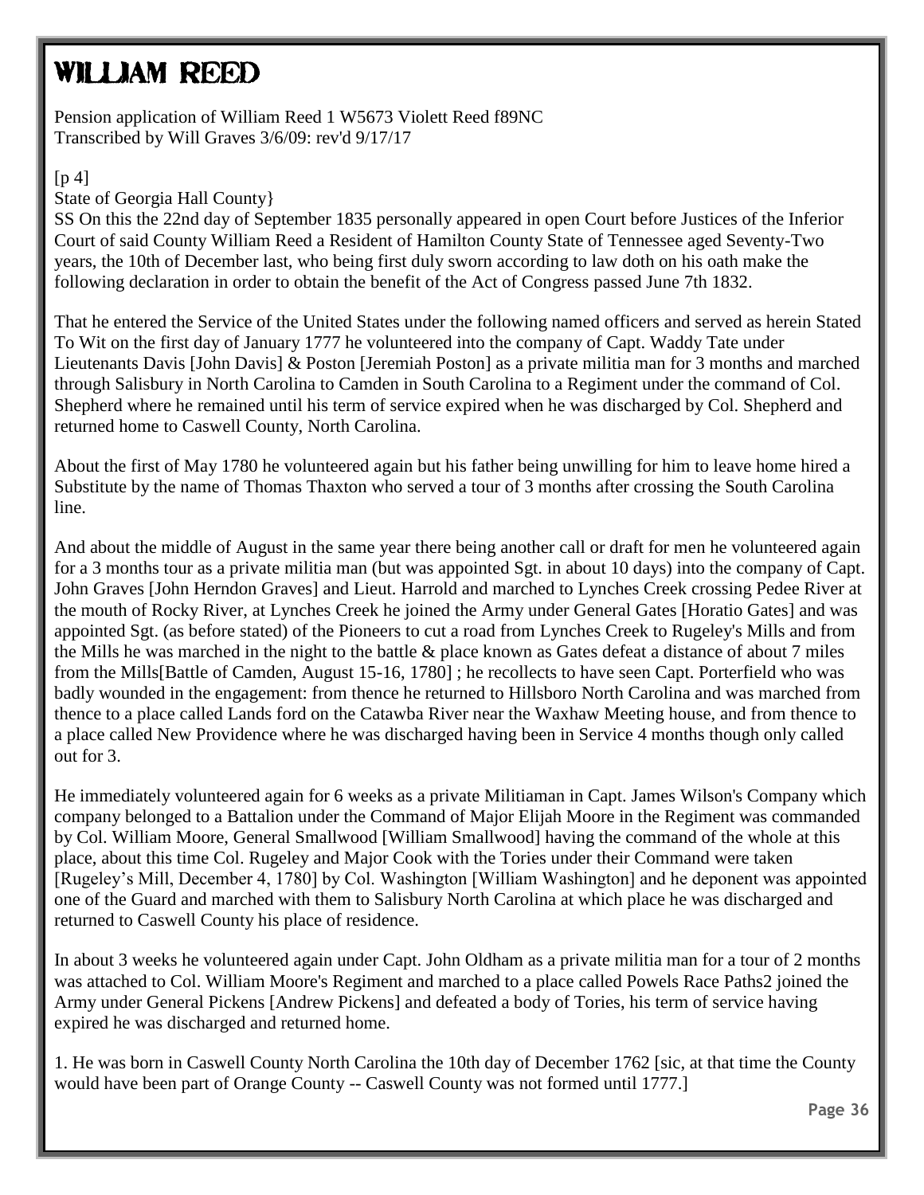# WILLIAM REED

Pension application of William Reed 1 W5673 Violett Reed f89NC
Transcribed by Will Graves 3/6/09: rev'd 9/17/17

[p 4]
State of Georgia Hall County}
SS On this the 22nd day of September 1835 personally appeared in open Court before Justices of the Inferior Court of said County William Reed a Resident of Hamilton County State of Tennessee aged Seventy-Two years, the 10th of December last, who being first duly sworn according to law doth on his oath make the following declaration in order to obtain the benefit of the Act of Congress passed June 7th 1832.

That he entered the Service of the United States under the following named officers and served as herein Stated To Wit on the first day of January 1777 he volunteered into the company of Capt. Waddy Tate under Lieutenants Davis [John Davis] & Poston [Jeremiah Poston] as a private militia man for 3 months and marched through Salisbury in North Carolina to Camden in South Carolina to a Regiment under the command of Col. Shepherd where he remained until his term of service expired when he was discharged by Col. Shepherd and returned home to Caswell County, North Carolina.

About the first of May 1780 he volunteered again but his father being unwilling for him to leave home hired a Substitute by the name of Thomas Thaxton who served a tour of 3 months after crossing the South Carolina line.

And about the middle of August in the same year there being another call or draft for men he volunteered again for a 3 months tour as a private militia man (but was appointed Sgt. in about 10 days) into the company of Capt. John Graves [John Herndon Graves] and Lieut. Harrold and marched to Lynches Creek crossing Pedee River at the mouth of Rocky River, at Lynches Creek he joined the Army under General Gates [Horatio Gates] and was appointed Sgt. (as before stated) of the Pioneers to cut a road from Lynches Creek to Rugeley's Mills and from the Mills he was marched in the night to the battle & place known as Gates defeat a distance of about 7 miles from the Mills[Battle of Camden, August 15-16, 1780] ; he recollects to have seen Capt. Porterfield who was badly wounded in the engagement: from thence he returned to Hillsboro North Carolina and was marched from thence to a place called Lands ford on the Catawba River near the Waxhaw Meeting house, and from thence to a place called New Providence where he was discharged having been in Service 4 months though only called out for 3.

He immediately volunteered again for 6 weeks as a private Militiaman in Capt. James Wilson's Company which company belonged to a Battalion under the Command of Major Elijah Moore in the Regiment was commanded by Col. William Moore, General Smallwood [William Smallwood] having the command of the whole at this place, about this time Col. Rugeley and Major Cook with the Tories under their Command were taken [Rugeley's Mill, December 4, 1780] by Col. Washington [William Washington] and he deponent was appointed one of the Guard and marched with them to Salisbury North Carolina at which place he was discharged and returned to Caswell County his place of residence.

In about 3 weeks he volunteered again under Capt. John Oldham as a private militia man for a tour of 2 months was attached to Col. William Moore's Regiment and marched to a place called Powels Race Paths2 joined the Army under General Pickens [Andrew Pickens] and defeated a body of Tories, his term of service having expired he was discharged and returned home.

1. He was born in Caswell County North Carolina the 10th day of December 1762 [sic, at that time the County would have been part of Orange County -- Caswell County was not formed until 1777.]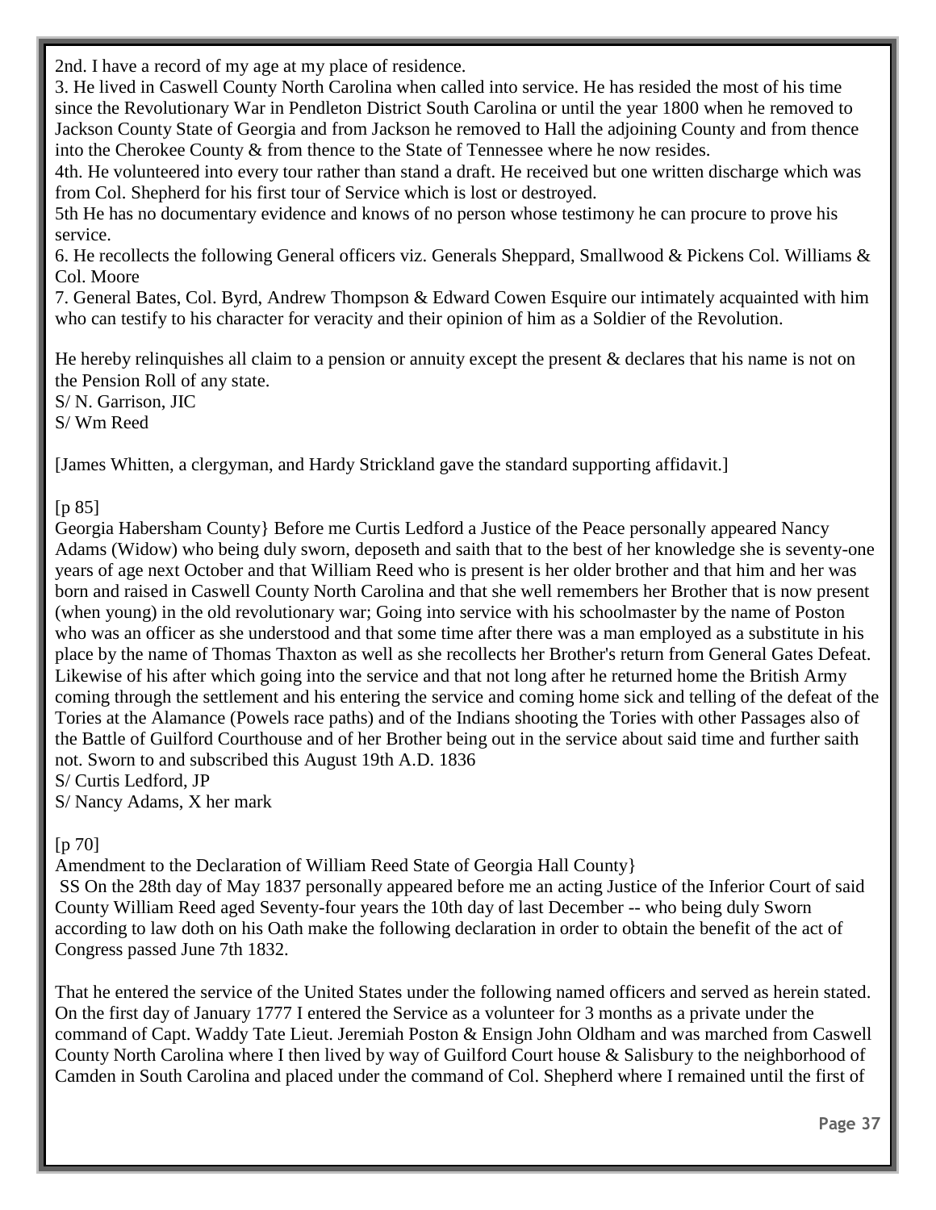2nd. I have a record of my age at my place of residence.
3. He lived in Caswell County North Carolina when called into service. He has resided the most of his time since the Revolutionary War in Pendleton District South Carolina or until the year 1800 when he removed to Jackson County State of Georgia and from Jackson he removed to Hall the adjoining County and from thence into the Cherokee County & from thence to the State of Tennessee where he now resides.
4th. He volunteered into every tour rather than stand a draft. He received but one written discharge which was from Col. Shepherd for his first tour of Service which is lost or destroyed.
5th He has no documentary evidence and knows of no person whose testimony he can procure to prove his service.
6. He recollects the following General officers viz. Generals Sheppard, Smallwood & Pickens Col. Williams & Col. Moore
7. General Bates, Col. Byrd, Andrew Thompson & Edward Cowen Esquire our intimately acquainted with him who can testify to his character for veracity and their opinion of him as a Soldier of the Revolution.

He hereby relinquishes all claim to a pension or annuity except the present & declares that his name is not on the Pension Roll of any state.
S/ N. Garrison, JIC
S/ Wm Reed

[James Whitten, a clergyman, and Hardy Strickland gave the standard supporting affidavit.]

[p 85]
Georgia Habersham County} Before me Curtis Ledford a Justice of the Peace personally appeared Nancy Adams (Widow) who being duly sworn, deposeth and saith that to the best of her knowledge she is seventy-one years of age next October and that William Reed who is present is her older brother and that him and her was born and raised in Caswell County North Carolina and that she well remembers her Brother that is now present (when young) in the old revolutionary war; Going into service with his schoolmaster by the name of Poston who was an officer as she understood and that some time after there was a man employed as a substitute in his place by the name of Thomas Thaxton as well as she recollects her Brother's return from General Gates Defeat. Likewise of his after which going into the service and that not long after he returned home the British Army coming through the settlement and his entering the service and coming home sick and telling of the defeat of the Tories at the Alamance (Powels race paths) and of the Indians shooting the Tories with other Passages also of the Battle of Guilford Courthouse and of her Brother being out in the service about said time and further saith not. Sworn to and subscribed this August 19th A.D. 1836
S/ Curtis Ledford, JP
S/ Nancy Adams, X her mark

[p 70]
Amendment to the Declaration of William Reed State of Georgia Hall County}
SS On the 28th day of May 1837 personally appeared before me an acting Justice of the Inferior Court of said County William Reed aged Seventy-four years the 10th day of last December -- who being duly Sworn according to law doth on his Oath make the following declaration in order to obtain the benefit of the act of Congress passed June 7th 1832.

That he entered the service of the United States under the following named officers and served as herein stated. On the first day of January 1777 I entered the Service as a volunteer for 3 months as a private under the command of Capt. Waddy Tate Lieut. Jeremiah Poston & Ensign John Oldham and was marched from Caswell County North Carolina where I then lived by way of Guilford Court house & Salisbury to the neighborhood of Camden in South Carolina and placed under the command of Col. Shepherd where I remained until the first of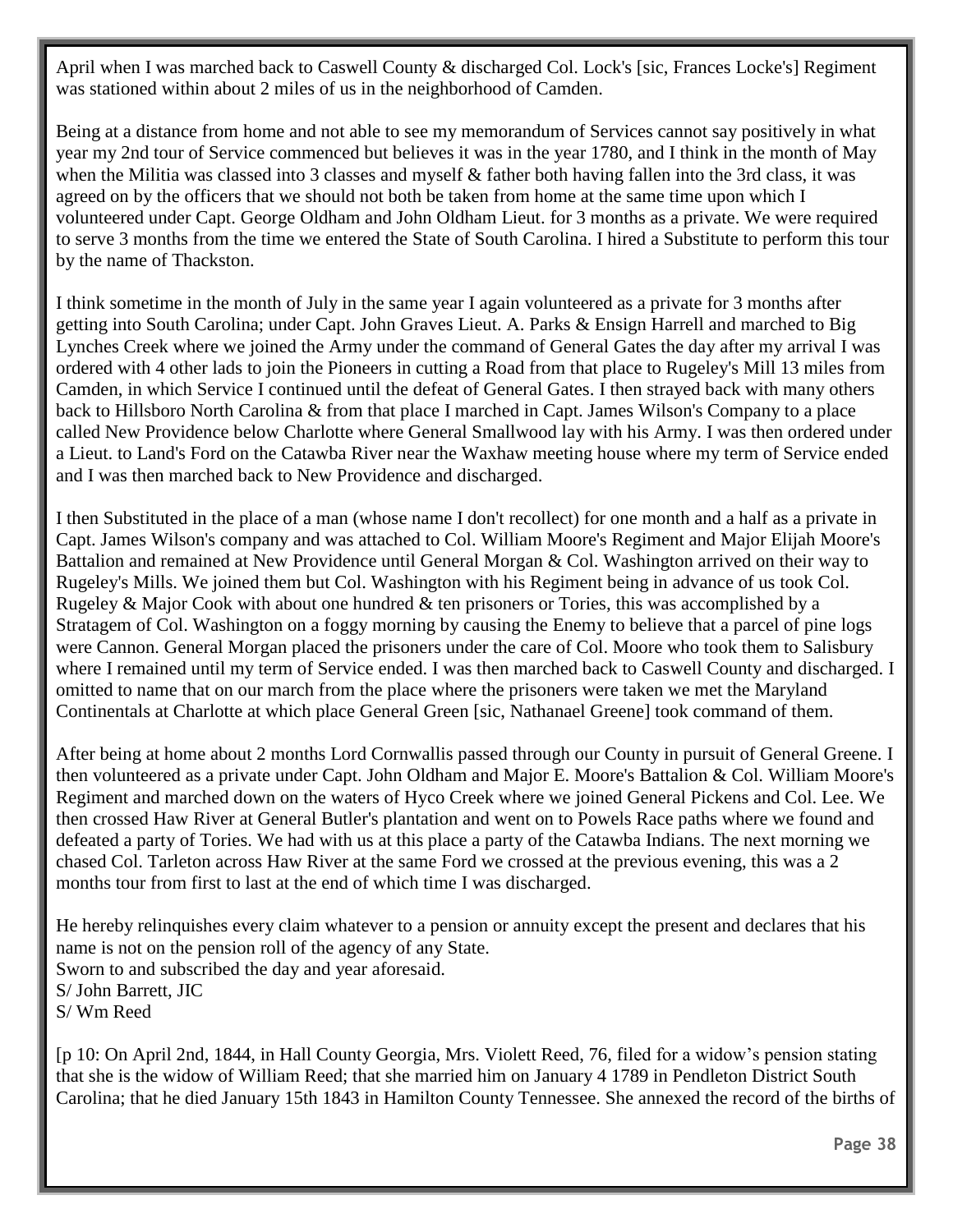April when I was marched back to Caswell County & discharged Col. Lock's [sic, Frances Locke's] Regiment was stationed within about 2 miles of us in the neighborhood of Camden.

Being at a distance from home and not able to see my memorandum of Services cannot say positively in what year my 2nd tour of Service commenced but believes it was in the year 1780, and I think in the month of May when the Militia was classed into 3 classes and myself & father both having fallen into the 3rd class, it was agreed on by the officers that we should not both be taken from home at the same time upon which I volunteered under Capt. George Oldham and John Oldham Lieut. for 3 months as a private. We were required to serve 3 months from the time we entered the State of South Carolina. I hired a Substitute to perform this tour by the name of Thackston.

I think sometime in the month of July in the same year I again volunteered as a private for 3 months after getting into South Carolina; under Capt. John Graves Lieut. A. Parks & Ensign Harrell and marched to Big Lynches Creek where we joined the Army under the command of General Gates the day after my arrival I was ordered with 4 other lads to join the Pioneers in cutting a Road from that place to Rugeley's Mill 13 miles from Camden, in which Service I continued until the defeat of General Gates. I then strayed back with many others back to Hillsboro North Carolina & from that place I marched in Capt. James Wilson's Company to a place called New Providence below Charlotte where General Smallwood lay with his Army. I was then ordered under a Lieut. to Land's Ford on the Catawba River near the Waxhaw meeting house where my term of Service ended and I was then marched back to New Providence and discharged.

I then Substituted in the place of a man (whose name I don't recollect) for one month and a half as a private in Capt. James Wilson's company and was attached to Col. William Moore's Regiment and Major Elijah Moore's Battalion and remained at New Providence until General Morgan & Col. Washington arrived on their way to Rugeley's Mills. We joined them but Col. Washington with his Regiment being in advance of us took Col. Rugeley & Major Cook with about one hundred & ten prisoners or Tories, this was accomplished by a Stratagem of Col. Washington on a foggy morning by causing the Enemy to believe that a parcel of pine logs were Cannon. General Morgan placed the prisoners under the care of Col. Moore who took them to Salisbury where I remained until my term of Service ended. I was then marched back to Caswell County and discharged. I omitted to name that on our march from the place where the prisoners were taken we met the Maryland Continentals at Charlotte at which place General Green [sic, Nathanael Greene] took command of them.

After being at home about 2 months Lord Cornwallis passed through our County in pursuit of General Greene. I then volunteered as a private under Capt. John Oldham and Major E. Moore's Battalion & Col. William Moore's Regiment and marched down on the waters of Hyco Creek where we joined General Pickens and Col. Lee. We then crossed Haw River at General Butler's plantation and went on to Powels Race paths where we found and defeated a party of Tories. We had with us at this place a party of the Catawba Indians. The next morning we chased Col. Tarleton across Haw River at the same Ford we crossed at the previous evening, this was a 2 months tour from first to last at the end of which time I was discharged.

He hereby relinquishes every claim whatever to a pension or annuity except the present and declares that his name is not on the pension roll of the agency of any State.
Sworn to and subscribed the day and year aforesaid.
S/ John Barrett, JIC
S/ Wm Reed

[p 10: On April 2nd, 1844, in Hall County Georgia, Mrs. Violett Reed, 76, filed for a widow's pension stating that she is the widow of William Reed; that she married him on January 4 1789 in Pendleton District South Carolina; that he died January 15th 1843 in Hamilton County Tennessee. She annexed the record of the births of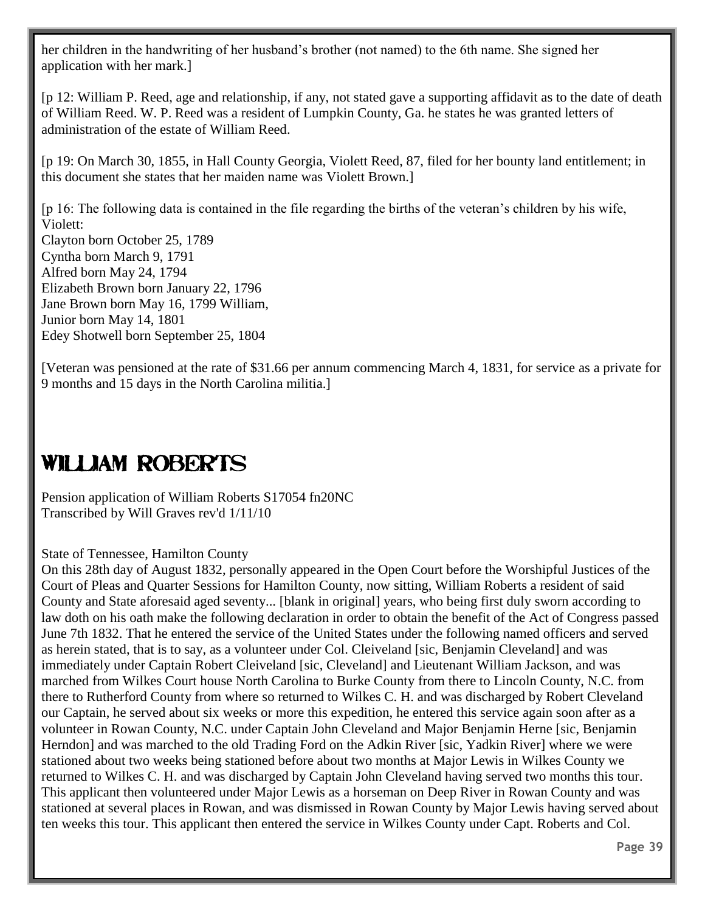her children in the handwriting of her husband's brother (not named) to the 6th name. She signed her application with her mark.]

[p 12: William P. Reed, age and relationship, if any, not stated gave a supporting affidavit as to the date of death of William Reed. W. P. Reed was a resident of Lumpkin County, Ga. he states he was granted letters of administration of the estate of William Reed.

[p 19: On March 30, 1855, in Hall County Georgia, Violett Reed, 87, filed for her bounty land entitlement; in this document she states that her maiden name was Violett Brown.]

[p 16: The following data is contained in the file regarding the births of the veteran's children by his wife, Violett:
Clayton born October 25, 1789
Cyntha born March 9, 1791
Alfred born May 24, 1794
Elizabeth Brown born January 22, 1796
Jane Brown born May 16, 1799 William,
Junior born May 14, 1801
Edey Shotwell born September 25, 1804

[Veteran was pensioned at the rate of $31.66 per annum commencing March 4, 1831, for service as a private for 9 months and 15 days in the North Carolina militia.]

# WILLIAM ROBERTS

Pension application of William Roberts S17054 fn20NC
Transcribed by Will Graves rev'd 1/11/10

State of Tennessee, Hamilton County
On this 28th day of August 1832, personally appeared in the Open Court before the Worshipful Justices of the Court of Pleas and Quarter Sessions for Hamilton County, now sitting, William Roberts a resident of said County and State aforesaid aged seventy... [blank in original] years, who being first duly sworn according to law doth on his oath make the following declaration in order to obtain the benefit of the Act of Congress passed June 7th 1832. That he entered the service of the United States under the following named officers and served as herein stated, that is to say, as a volunteer under Col. Cleiveland [sic, Benjamin Cleveland] and was immediately under Captain Robert Cleiveland [sic, Cleveland] and Lieutenant William Jackson, and was marched from Wilkes Court house North Carolina to Burke County from there to Lincoln County, N.C. from there to Rutherford County from where so returned to Wilkes C. H. and was discharged by Robert Cleveland our Captain, he served about six weeks or more this expedition, he entered this service again soon after as a volunteer in Rowan County, N.C. under Captain John Cleveland and Major Benjamin Herne [sic, Benjamin Herndon] and was marched to the old Trading Ford on the Adkin River [sic, Yadkin River] where we were stationed about two weeks being stationed before about two months at Major Lewis in Wilkes County we returned to Wilkes C. H. and was discharged by Captain John Cleveland having served two months this tour. This applicant then volunteered under Major Lewis as a horseman on Deep River in Rowan County and was stationed at several places in Rowan, and was dismissed in Rowan County by Major Lewis having served about ten weeks this tour. This applicant then entered the service in Wilkes County under Capt. Roberts and Col.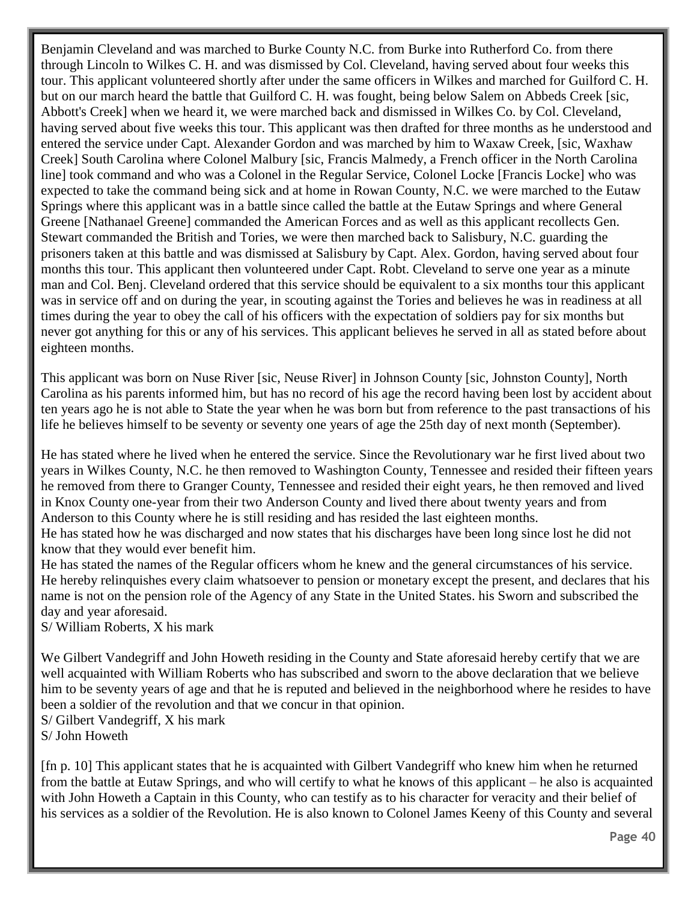Benjamin Cleveland and was marched to Burke County N.C. from Burke into Rutherford Co. from there through Lincoln to Wilkes C. H. and was dismissed by Col. Cleveland, having served about four weeks this tour. This applicant volunteered shortly after under the same officers in Wilkes and marched for Guilford C. H. but on our march heard the battle that Guilford C. H. was fought, being below Salem on Abbeds Creek [sic, Abbott's Creek] when we heard it, we were marched back and dismissed in Wilkes Co. by Col. Cleveland, having served about five weeks this tour. This applicant was then drafted for three months as he understood and entered the service under Capt. Alexander Gordon and was marched by him to Waxaw Creek, [sic, Waxhaw Creek] South Carolina where Colonel Malbury [sic, Francis Malmedy, a French officer in the North Carolina line] took command and who was a Colonel in the Regular Service, Colonel Locke [Francis Locke] who was expected to take the command being sick and at home in Rowan County, N.C. we were marched to the Eutaw Springs where this applicant was in a battle since called the battle at the Eutaw Springs and where General Greene [Nathanael Greene] commanded the American Forces and as well as this applicant recollects Gen. Stewart commanded the British and Tories, we were then marched back to Salisbury, N.C. guarding the prisoners taken at this battle and was dismissed at Salisbury by Capt. Alex. Gordon, having served about four months this tour. This applicant then volunteered under Capt. Robt. Cleveland to serve one year as a minute man and Col. Benj. Cleveland ordered that this service should be equivalent to a six months tour this applicant was in service off and on during the year, in scouting against the Tories and believes he was in readiness at all times during the year to obey the call of his officers with the expectation of soldiers pay for six months but never got anything for this or any of his services. This applicant believes he served in all as stated before about eighteen months.

This applicant was born on Nuse River [sic, Neuse River] in Johnson County [sic, Johnston County], North Carolina as his parents informed him, but has no record of his age the record having been lost by accident about ten years ago he is not able to State the year when he was born but from reference to the past transactions of his life he believes himself to be seventy or seventy one years of age the 25th day of next month (September).

He has stated where he lived when he entered the service. Since the Revolutionary war he first lived about two years in Wilkes County, N.C. he then removed to Washington County, Tennessee and resided their fifteen years he removed from there to Granger County, Tennessee and resided their eight years, he then removed and lived in Knox County one-year from their two Anderson County and lived there about twenty years and from Anderson to this County where he is still residing and has resided the last eighteen months.
He has stated how he was discharged and now states that his discharges have been long since lost he did not know that they would ever benefit him.
He has stated the names of the Regular officers whom he knew and the general circumstances of his service. He hereby relinquishes every claim whatsoever to pension or monetary except the present, and declares that his name is not on the pension role of the Agency of any State in the United States. his Sworn and subscribed the day and year aforesaid.
S/ William Roberts, X his mark

We Gilbert Vandegriff and John Howeth residing in the County and State aforesaid hereby certify that we are well acquainted with William Roberts who has subscribed and sworn to the above declaration that we believe him to be seventy years of age and that he is reputed and believed in the neighborhood where he resides to have been a soldier of the revolution and that we concur in that opinion.
S/ Gilbert Vandegriff, X his mark
S/ John Howeth

[fn p. 10] This applicant states that he is acquainted with Gilbert Vandegriff who knew him when he returned from the battle at Eutaw Springs, and who will certify to what he knows of this applicant – he also is acquainted with John Howeth a Captain in this County, who can testify as to his character for veracity and their belief of his services as a soldier of the Revolution. He is also known to Colonel James Keeny of this County and several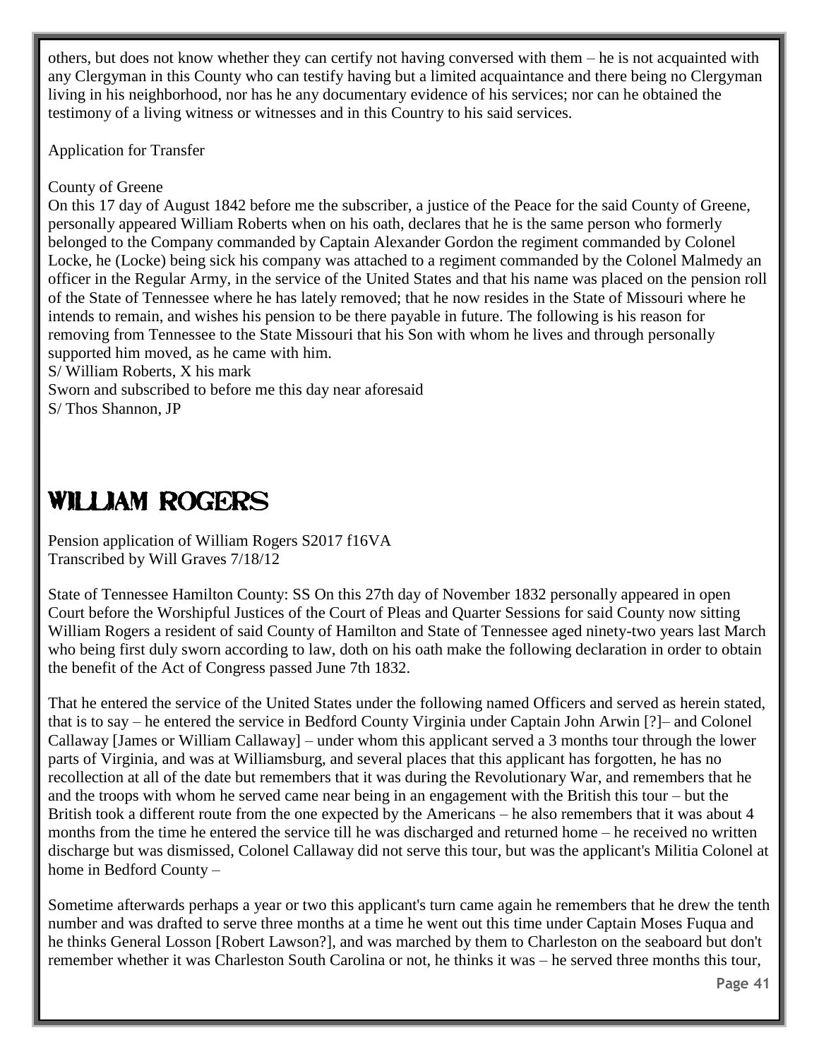others, but does not know whether they can certify not having conversed with them – he is not acquainted with any Clergyman in this County who can testify having but a limited acquaintance and there being no Clergyman living in his neighborhood, nor has he any documentary evidence of his services; nor can he obtained the testimony of a living witness or witnesses and in this Country to his said services.

Application for Transfer

County of Greene
On this 17 day of August 1842 before me the subscriber, a justice of the Peace for the said County of Greene, personally appeared William Roberts when on his oath, declares that he is the same person who formerly belonged to the Company commanded by Captain Alexander Gordon the regiment commanded by Colonel Locke, he (Locke) being sick his company was attached to a regiment commanded by the Colonel Malmedy an officer in the Regular Army, in the service of the United States and that his name was placed on the pension roll of the State of Tennessee where he has lately removed; that he now resides in the State of Missouri where he intends to remain, and wishes his pension to be there payable in future. The following is his reason for removing from Tennessee to the State Missouri that his Son with whom he lives and through personally supported him moved, as he came with him.
S/ William Roberts, X his mark
Sworn and subscribed to before me this day near aforesaid
S/ Thos Shannon, JP

# William Rogers

Pension application of William Rogers S2017 f16VA
Transcribed by Will Graves 7/18/12

State of Tennessee Hamilton County: SS On this 27th day of November 1832 personally appeared in open Court before the Worshipful Justices of the Court of Pleas and Quarter Sessions for said County now sitting William Rogers a resident of said County of Hamilton and State of Tennessee aged ninety-two years last March who being first duly sworn according to law, doth on his oath make the following declaration in order to obtain the benefit of the Act of Congress passed June 7th 1832.

That he entered the service of the United States under the following named Officers and served as herein stated, that is to say – he entered the service in Bedford County Virginia under Captain John Arwin [?]– and Colonel Callaway [James or William Callaway] – under whom this applicant served a 3 months tour through the lower parts of Virginia, and was at Williamsburg, and several places that this applicant has forgotten, he has no recollection at all of the date but remembers that it was during the Revolutionary War, and remembers that he and the troops with whom he served came near being in an engagement with the British this tour – but the British took a different route from the one expected by the Americans – he also remembers that it was about 4 months from the time he entered the service till he was discharged and returned home – he received no written discharge but was dismissed, Colonel Callaway did not serve this tour, but was the applicant's Militia Colonel at home in Bedford County –

Sometime afterwards perhaps a year or two this applicant's turn came again he remembers that he drew the tenth number and was drafted to serve three months at a time he went out this time under Captain Moses Fuqua and he thinks General Losson [Robert Lawson?], and was marched by them to Charleston on the seaboard but don't remember whether it was Charleston South Carolina or not, he thinks it was – he served three months this tour,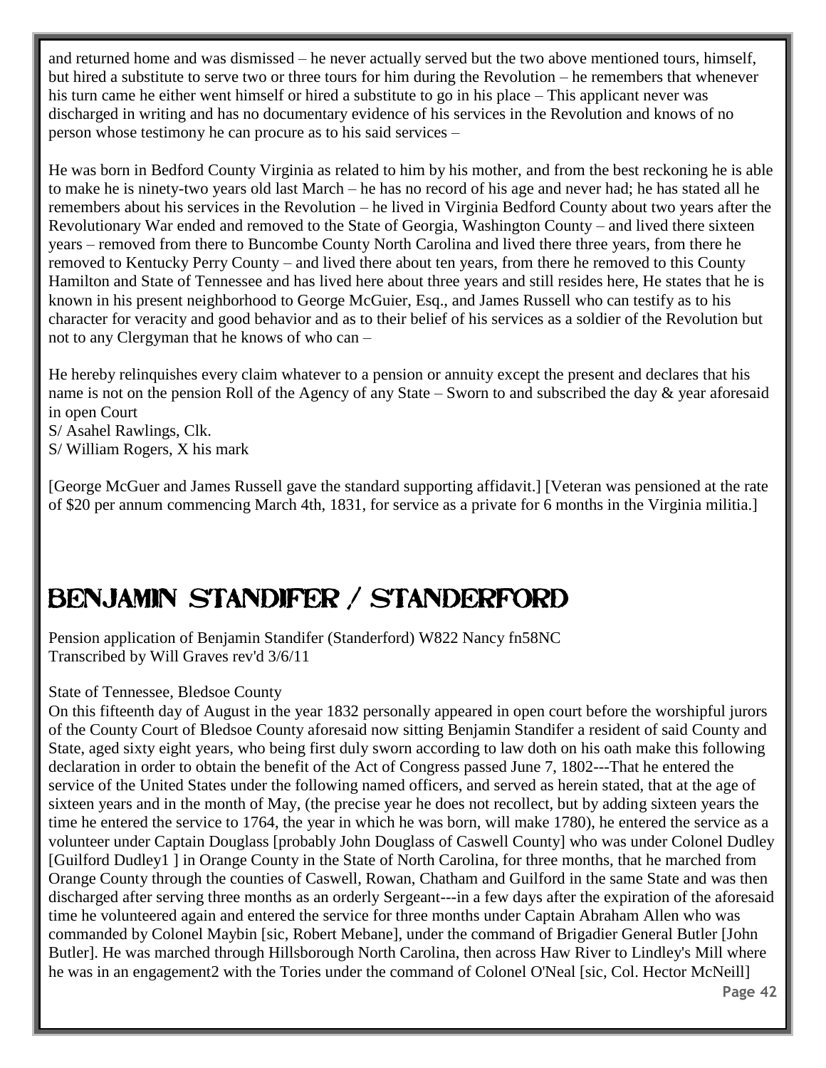and returned home and was dismissed – he never actually served but the two above mentioned tours, himself, but hired a substitute to serve two or three tours for him during the Revolution – he remembers that whenever his turn came he either went himself or hired a substitute to go in his place – This applicant never was discharged in writing and has no documentary evidence of his services in the Revolution and knows of no person whose testimony he can procure as to his said services –

He was born in Bedford County Virginia as related to him by his mother, and from the best reckoning he is able to make he is ninety-two years old last March – he has no record of his age and never had; he has stated all he remembers about his services in the Revolution – he lived in Virginia Bedford County about two years after the Revolutionary War ended and removed to the State of Georgia, Washington County – and lived there sixteen years – removed from there to Buncombe County North Carolina and lived there three years, from there he removed to Kentucky Perry County – and lived there about ten years, from there he removed to this County Hamilton and State of Tennessee and has lived here about three years and still resides here, He states that he is known in his present neighborhood to George McGuier, Esq., and James Russell who can testify as to his character for veracity and good behavior and as to their belief of his services as a soldier of the Revolution but not to any Clergyman that he knows of who can –

He hereby relinquishes every claim whatever to a pension or annuity except the present and declares that his name is not on the pension Roll of the Agency of any State – Sworn to and subscribed the day & year aforesaid in open Court
S/ Asahel Rawlings, Clk.
S/ William Rogers, X his mark

[George McGuer and James Russell gave the standard supporting affidavit.] [Veteran was pensioned at the rate of $20 per annum commencing March 4th, 1831, for service as a private for 6 months in the Virginia militia.]

# BENJAMIN STANDIFER / STANDERFORD

Pension application of Benjamin Standifer (Standerford) W822 Nancy fn58NC
Transcribed by Will Graves rev'd 3/6/11

State of Tennessee, Bledsoe County
On this fifteenth day of August in the year 1832 personally appeared in open court before the worshipful jurors of the County Court of Bledsoe County aforesaid now sitting Benjamin Standifer a resident of said County and State, aged sixty eight years, who being first duly sworn according to law doth on his oath make this following declaration in order to obtain the benefit of the Act of Congress passed June 7, 1802---That he entered the service of the United States under the following named officers, and served as herein stated, that at the age of sixteen years and in the month of May, (the precise year he does not recollect, but by adding sixteen years the time he entered the service to 1764, the year in which he was born, will make 1780), he entered the service as a volunteer under Captain Douglass [probably John Douglass of Caswell County] who was under Colonel Dudley [Guilford Dudley[1] ] in Orange County in the State of North Carolina, for three months, that he marched from Orange County through the counties of Caswell, Rowan, Chatham and Guilford in the same State and was then discharged after serving three months as an orderly Sergeant---in a few days after the expiration of the aforesaid time he volunteered again and entered the service for three months under Captain Abraham Allen who was commanded by Colonel Maybin [sic, Robert Mebane], under the command of Brigadier General Butler [John Butler]. He was marched through Hillsborough North Carolina, then across Haw River to Lindley's Mill where he was in an engagement[2] with the Tories under the command of Colonel O'Neal [sic, Col. Hector McNeill]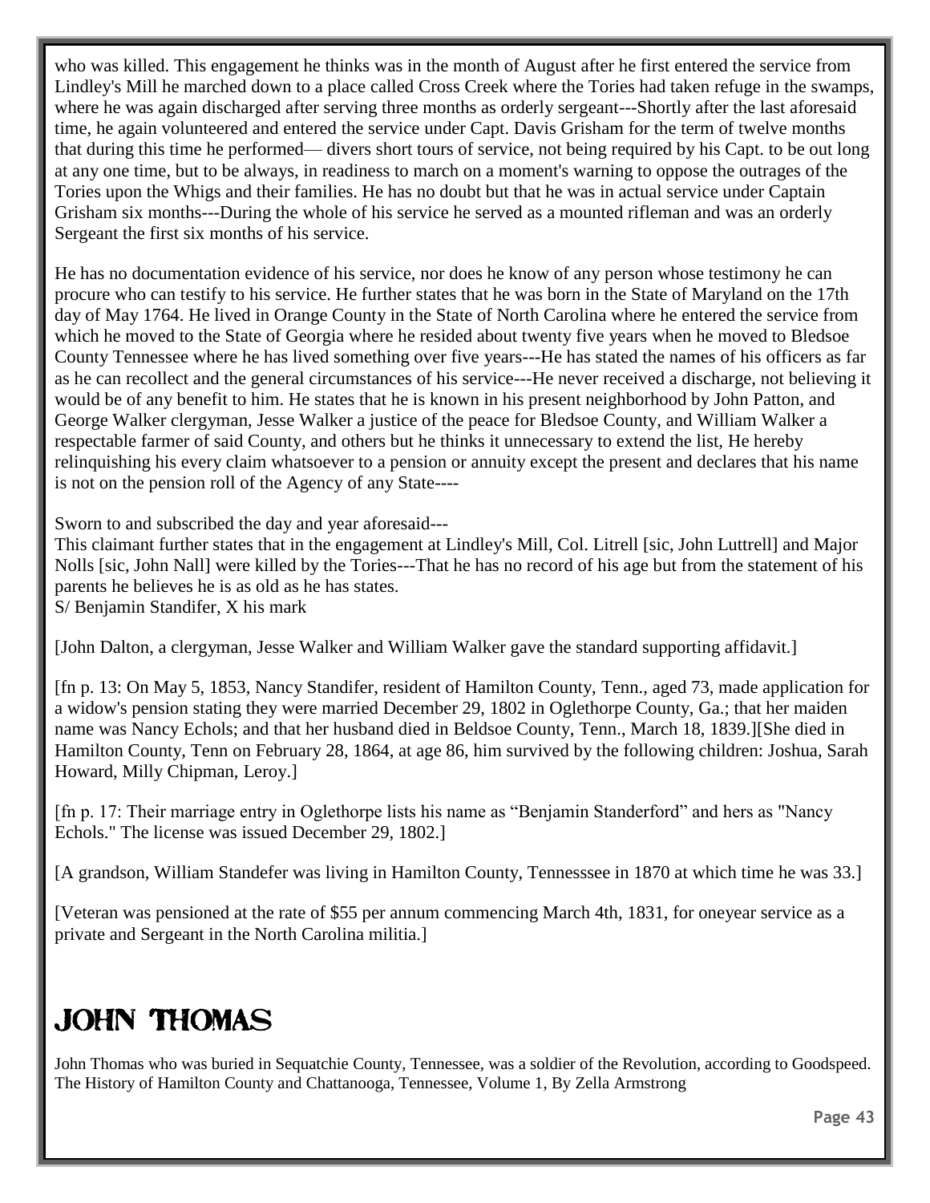who was killed. This engagement he thinks was in the month of August after he first entered the service from Lindley's Mill he marched down to a place called Cross Creek where the Tories had taken refuge in the swamps, where he was again discharged after serving three months as orderly sergeant---Shortly after the last aforesaid time, he again volunteered and entered the service under Capt. Davis Grisham for the term of twelve months that during this time he performed— divers short tours of service, not being required by his Capt. to be out long at any one time, but to be always, in readiness to march on a moment's warning to oppose the outrages of the Tories upon the Whigs and their families. He has no doubt but that he was in actual service under Captain Grisham six months---During the whole of his service he served as a mounted rifleman and was an orderly Sergeant the first six months of his service.

He has no documentation evidence of his service, nor does he know of any person whose testimony he can procure who can testify to his service. He further states that he was born in the State of Maryland on the 17th day of May 1764. He lived in Orange County in the State of North Carolina where he entered the service from which he moved to the State of Georgia where he resided about twenty five years when he moved to Bledsoe County Tennessee where he has lived something over five years---He has stated the names of his officers as far as he can recollect and the general circumstances of his service---He never received a discharge, not believing it would be of any benefit to him. He states that he is known in his present neighborhood by John Patton, and George Walker clergyman, Jesse Walker a justice of the peace for Bledsoe County, and William Walker a respectable farmer of said County, and others but he thinks it unnecessary to extend the list, He hereby relinquishing his every claim whatsoever to a pension or annuity except the present and declares that his name is not on the pension roll of the Agency of any State----

Sworn to and subscribed the day and year aforesaid---
This claimant further states that in the engagement at Lindley's Mill, Col. Litrell [sic, John Luttrell] and Major Nolls [sic, John Nall] were killed by the Tories---That he has no record of his age but from the statement of his parents he believes he is as old as he has states.
S/ Benjamin Standifer, X his mark

[John Dalton, a clergyman, Jesse Walker and William Walker gave the standard supporting affidavit.]

[fn p. 13: On May 5, 1853, Nancy Standifer, resident of Hamilton County, Tenn., aged 73, made application for a widow's pension stating they were married December 29, 1802 in Oglethorpe County, Ga.; that her maiden name was Nancy Echols; and that her husband died in Beldsoe County, Tenn., March 18, 1839.][She died in Hamilton County, Tenn on February 28, 1864, at age 86, him survived by the following children: Joshua, Sarah Howard, Milly Chipman, Leroy.]

[fn p. 17: Their marriage entry in Oglethorpe lists his name as "Benjamin Standerford" and hers as "Nancy Echols." The license was issued December 29, 1802.]

[A grandson, William Standefer was living in Hamilton County, Tennesssee in 1870 at which time he was 33.]

[Veteran was pensioned at the rate of $55 per annum commencing March 4th, 1831, for oneyear service as a private and Sergeant in the North Carolina militia.]

# JOHN THOMAS

John Thomas who was buried in Sequatchie County, Tennessee, was a soldier of the Revolution, according to Goodspeed. The History of Hamilton County and Chattanooga, Tennessee, Volume 1, By Zella Armstrong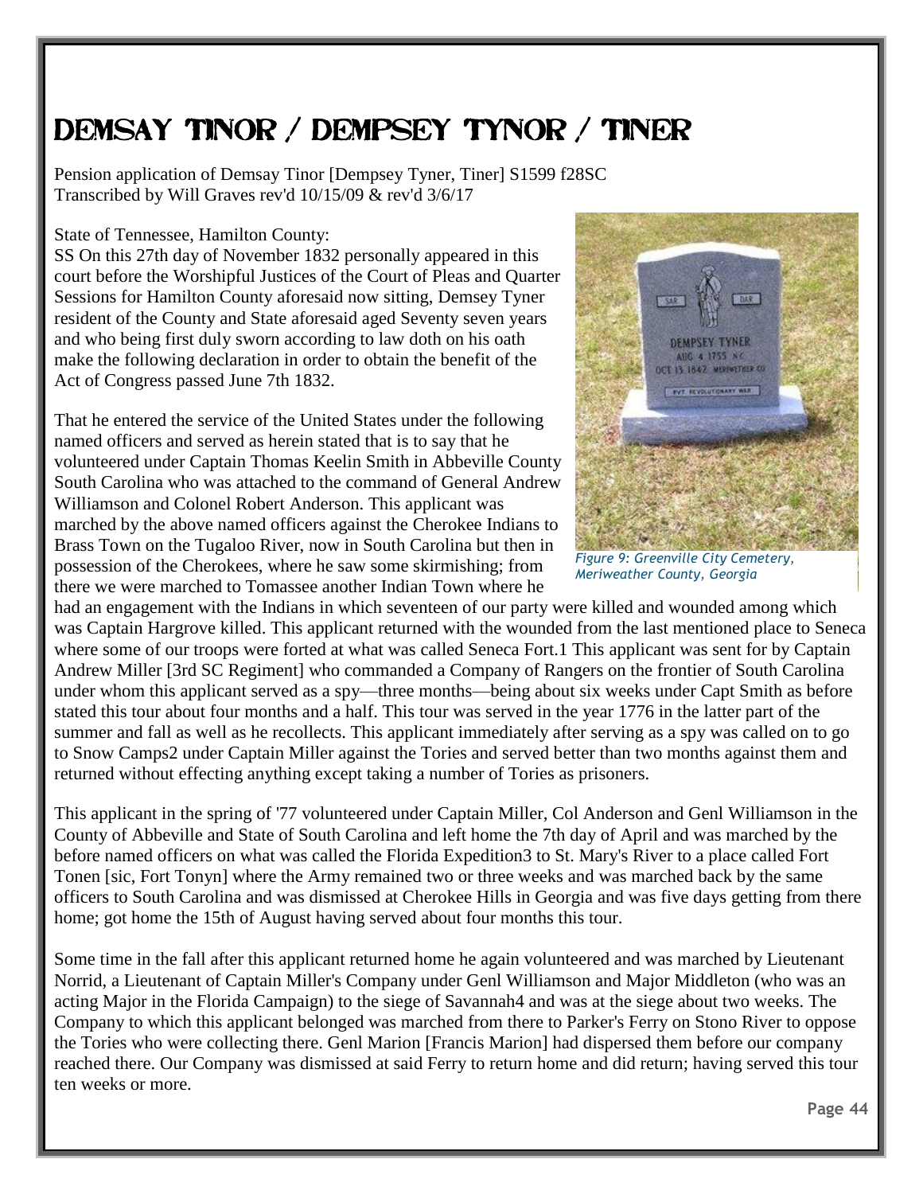# DEMSAY TINOR / DEMPSEY TYNOR / TINER

Pension application of Demsay Tinor [Dempsey Tyner, Tiner] S1599 f28SC
Transcribed by Will Graves rev'd 10/15/09 & rev'd 3/6/17

State of Tennessee, Hamilton County:
SS On this 27th day of November 1832 personally appeared in this court before the Worshipful Justices of the Court of Pleas and Quarter Sessions for Hamilton County aforesaid now sitting, Demsey Tyner resident of the County and State aforesaid aged Seventy seven years and who being first duly sworn according to law doth on his oath make the following declaration in order to obtain the benefit of the Act of Congress passed June 7th 1832.

*Figure 9: Greenville City Cemetery, Meriweather County, Georgia*

That he entered the service of the United States under the following named officers and served as herein stated that is to say that he volunteered under Captain Thomas Keelin Smith in Abbeville County South Carolina who was attached to the command of General Andrew Williamson and Colonel Robert Anderson. This applicant was marched by the above named officers against the Cherokee Indians to Brass Town on the Tugaloo River, now in South Carolina but then in possession of the Cherokees, where he saw some skirmishing; from there we were marched to Tomassee another Indian Town where he had an engagement with the Indians in which seventeen of our party were killed and wounded among which was Captain Hargrove killed. This applicant returned with the wounded from the last mentioned place to Seneca where some of our troops were forted at what was called Seneca Fort.1 This applicant was sent for by Captain Andrew Miller [3rd SC Regiment] who commanded a Company of Rangers on the frontier of South Carolina under whom this applicant served as a spy—three months—being about six weeks under Capt Smith as before stated this tour about four months and a half. This tour was served in the year 1776 in the latter part of the summer and fall as well as he recollects. This applicant immediately after serving as a spy was called on to go to Snow Camps2 under Captain Miller against the Tories and served better than two months against them and returned without effecting anything except taking a number of Tories as prisoners.

This applicant in the spring of '77 volunteered under Captain Miller, Col Anderson and Genl Williamson in the County of Abbeville and State of South Carolina and left home the 7th day of April and was marched by the before named officers on what was called the Florida Expedition3 to St. Mary's River to a place called Fort Tonen [sic, Fort Tonyn] where the Army remained two or three weeks and was marched back by the same officers to South Carolina and was dismissed at Cherokee Hills in Georgia and was five days getting from there home; got home the 15th of August having served about four months this tour.

Some time in the fall after this applicant returned home he again volunteered and was marched by Lieutenant Norrid, a Lieutenant of Captain Miller's Company under Genl Williamson and Major Middleton (who was an acting Major in the Florida Campaign) to the siege of Savannah4 and was at the siege about two weeks. The Company to which this applicant belonged was marched from there to Parker's Ferry on Stono River to oppose the Tories who were collecting there. Genl Marion [Francis Marion] had dispersed them before our company reached there. Our Company was dismissed at said Ferry to return home and did return; having served this tour ten weeks or more.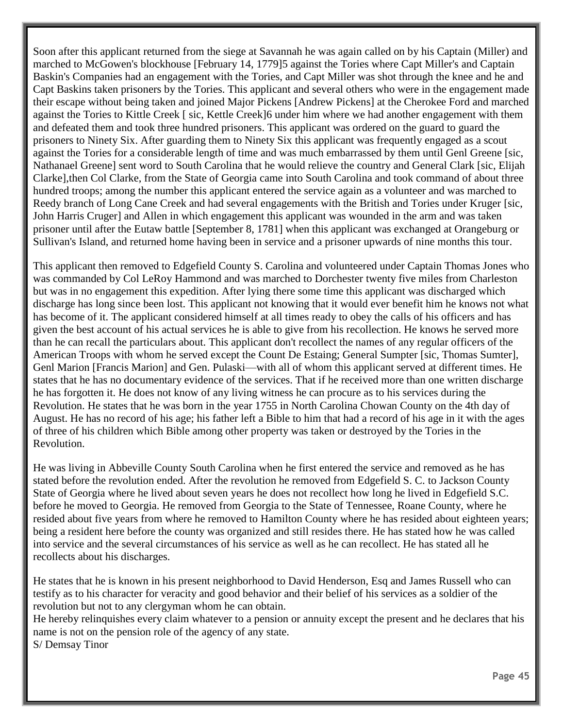Soon after this applicant returned from the siege at Savannah he was again called on by his Captain (Miller) and marched to McGowen's blockhouse [February 14, 1779]5 against the Tories where Capt Miller's and Captain Baskin's Companies had an engagement with the Tories, and Capt Miller was shot through the knee and he and Capt Baskins taken prisoners by the Tories. This applicant and several others who were in the engagement made their escape without being taken and joined Major Pickens [Andrew Pickens] at the Cherokee Ford and marched against the Tories to Kittle Creek [ sic, Kettle Creek]6 under him where we had another engagement with them and defeated them and took three hundred prisoners. This applicant was ordered on the guard to guard the prisoners to Ninety Six. After guarding them to Ninety Six this applicant was frequently engaged as a scout against the Tories for a considerable length of time and was much embarrassed by them until Genl Greene [sic, Nathanael Greene] sent word to South Carolina that he would relieve the country and General Clark [sic, Elijah Clarke],then Col Clarke, from the State of Georgia came into South Carolina and took command of about three hundred troops; among the number this applicant entered the service again as a volunteer and was marched to Reedy branch of Long Cane Creek and had several engagements with the British and Tories under Kruger [sic, John Harris Cruger] and Allen in which engagement this applicant was wounded in the arm and was taken prisoner until after the Eutaw battle [September 8, 1781] when this applicant was exchanged at Orangeburg or Sullivan's Island, and returned home having been in service and a prisoner upwards of nine months this tour.

This applicant then removed to Edgefield County S. Carolina and volunteered under Captain Thomas Jones who was commanded by Col LeRoy Hammond and was marched to Dorchester twenty five miles from Charleston but was in no engagement this expedition. After lying there some time this applicant was discharged which discharge has long since been lost. This applicant not knowing that it would ever benefit him he knows not what has become of it. The applicant considered himself at all times ready to obey the calls of his officers and has given the best account of his actual services he is able to give from his recollection. He knows he served more than he can recall the particulars about. This applicant don't recollect the names of any regular officers of the American Troops with whom he served except the Count De Estaing; General Sumpter [sic, Thomas Sumter], Genl Marion [Francis Marion] and Gen. Pulaski—with all of whom this applicant served at different times. He states that he has no documentary evidence of the services. That if he received more than one written discharge he has forgotten it. He does not know of any living witness he can procure as to his services during the Revolution. He states that he was born in the year 1755 in North Carolina Chowan County on the 4th day of August. He has no record of his age; his father left a Bible to him that had a record of his age in it with the ages of three of his children which Bible among other property was taken or destroyed by the Tories in the Revolution.

He was living in Abbeville County South Carolina when he first entered the service and removed as he has stated before the revolution ended. After the revolution he removed from Edgefield S. C. to Jackson County State of Georgia where he lived about seven years he does not recollect how long he lived in Edgefield S.C. before he moved to Georgia. He removed from Georgia to the State of Tennessee, Roane County, where he resided about five years from where he removed to Hamilton County where he has resided about eighteen years; being a resident here before the county was organized and still resides there. He has stated how he was called into service and the several circumstances of his service as well as he can recollect. He has stated all he recollects about his discharges.

He states that he is known in his present neighborhood to David Henderson, Esq and James Russell who can testify as to his character for veracity and good behavior and their belief of his services as a soldier of the revolution but not to any clergyman whom he can obtain.

He hereby relinquishes every claim whatever to a pension or annuity except the present and he declares that his name is not on the pension role of the agency of any state.

S/ Demsay Tinor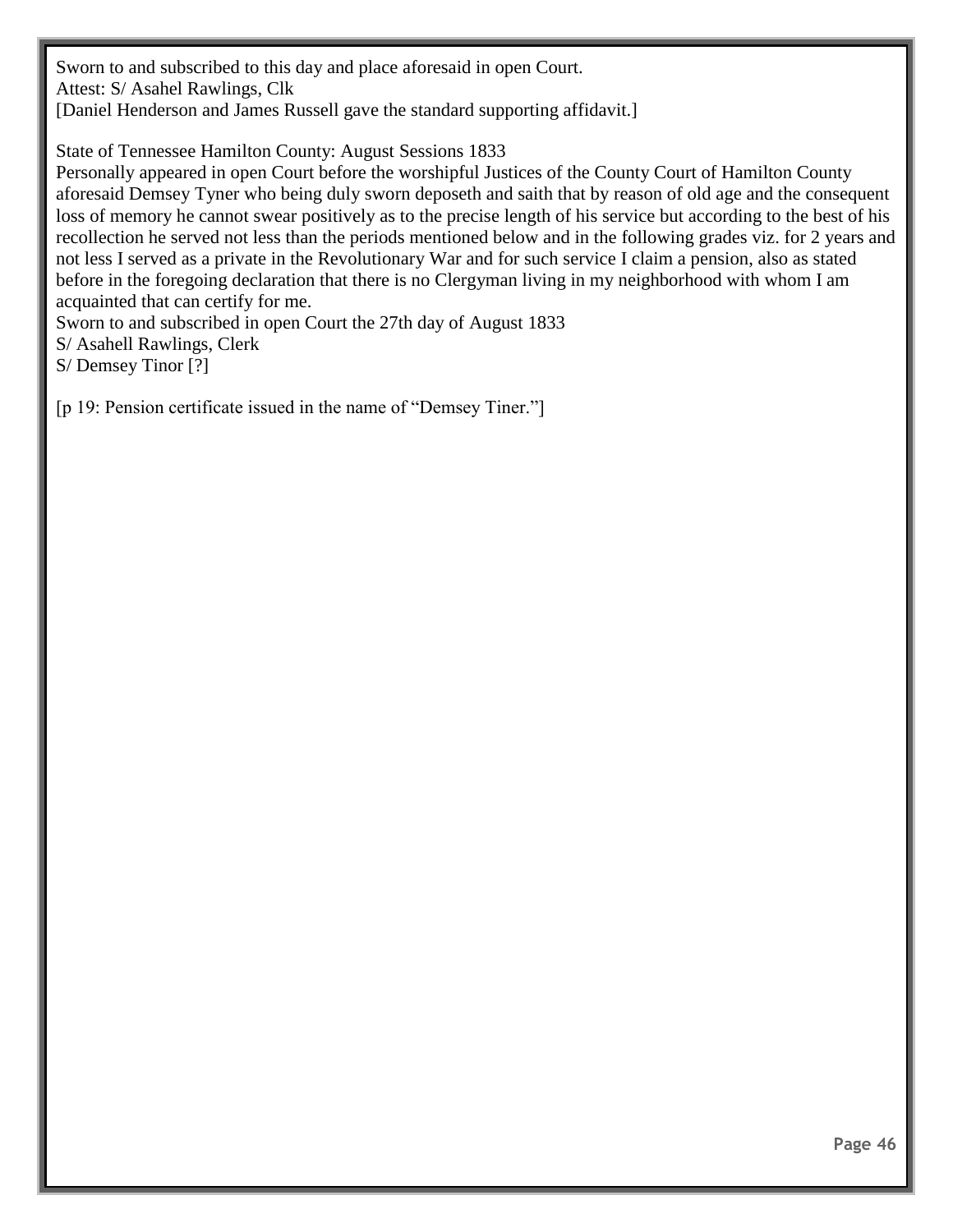Sworn to and subscribed to this day and place aforesaid in open Court.
Attest: S/ Asahel Rawlings, Clk
[Daniel Henderson and James Russell gave the standard supporting affidavit.]

State of Tennessee Hamilton County: August Sessions 1833
Personally appeared in open Court before the worshipful Justices of the County Court of Hamilton County aforesaid Demsey Tyner who being duly sworn deposeth and saith that by reason of old age and the consequent loss of memory he cannot swear positively as to the precise length of his service but according to the best of his recollection he served not less than the periods mentioned below and in the following grades viz. for 2 years and not less I served as a private in the Revolutionary War and for such service I claim a pension, also as stated before in the foregoing declaration that there is no Clergyman living in my neighborhood with whom I am acquainted that can certify for me.
Sworn to and subscribed in open Court the 27th day of August 1833
S/ Asahell Rawlings, Clerk
S/ Demsey Tinor [?]

[p 19: Pension certificate issued in the name of "Demsey Tiner."]